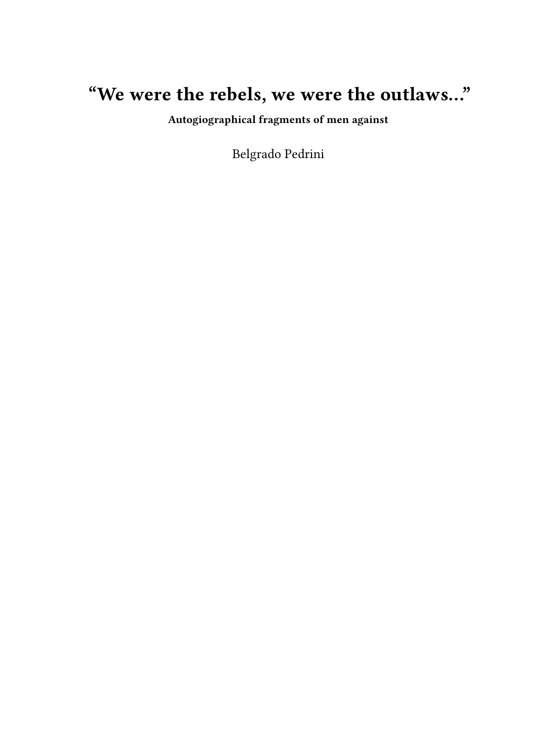# “We were the rebels, we were the outlaws...”

**Autogiographical fragments of men against**

Belgrado Pedrini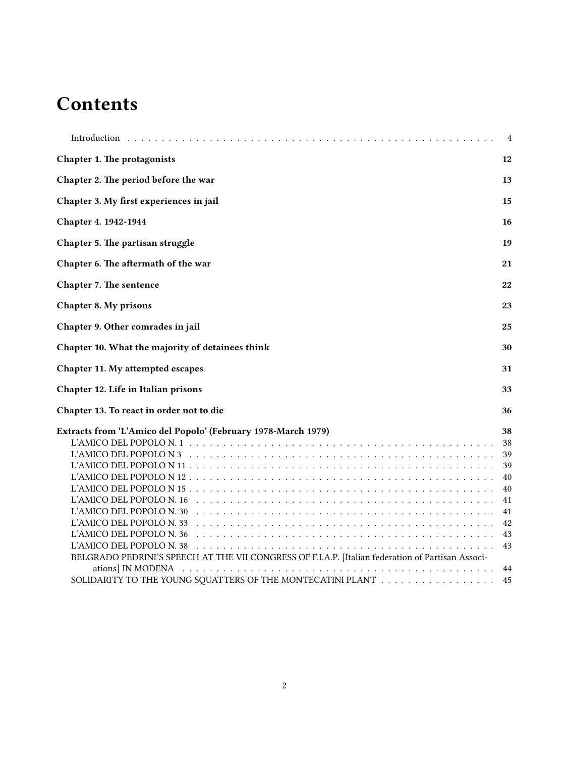# Contents

Introduction . . . 4

**Chapter 1. The protagonists** 12

**Chapter 2. The period before the war** 13

**Chapter 3. My first experiences in jail** 15

**Chapter 4. 1942-1944** 16

**Chapter 5. The partisan struggle** 19

**Chapter 6. The aftermath of the war** 21

**Chapter 7. The sentence** 22

**Chapter 8. My prisons** 23

**Chapter 9. Other comrades in jail** 25

**Chapter 10. What the majority of detainees think** 30

**Chapter 11. My attempted escapes** 31

**Chapter 12. Life in Italian prisons** 33

**Chapter 13. To react in order not to die** 36

**Extracts from 'L'Amico del Popolo' (February 1978-March 1979)** 38

- L'AMICO DEL POPOLO N. 1 . . . 38
- L'AMICO DEL POPOLO N 3 . . . 39
- L'AMICO DEL POPOLO N 11 . . . 39
- L'AMICO DEL POPOLO N 12 . . . 40
- L'AMICO DEL POPOLO N 15 . . . 40
- L'AMICO DEL POPOLO N. 16 . . . 41
- L'AMICO DEL POPOLO N. 30 . . . 41
- L'AMICO DEL POPOLO N. 33 . . . 42
- L'AMICO DEL POPOLO N. 36 . . . 43
- L'AMICO DEL POPOLO N. 38 . . . 43
- BELGRADO PEDRINI'S SPEECH AT THE VII CONGRESS OF F.I.A.P. [Italian federation of Partisan Associations] IN MODENA . . . 44
- SOLIDARITY TO THE YOUNG SQUATTERS OF THE MONTECATINI PLANT . . . 45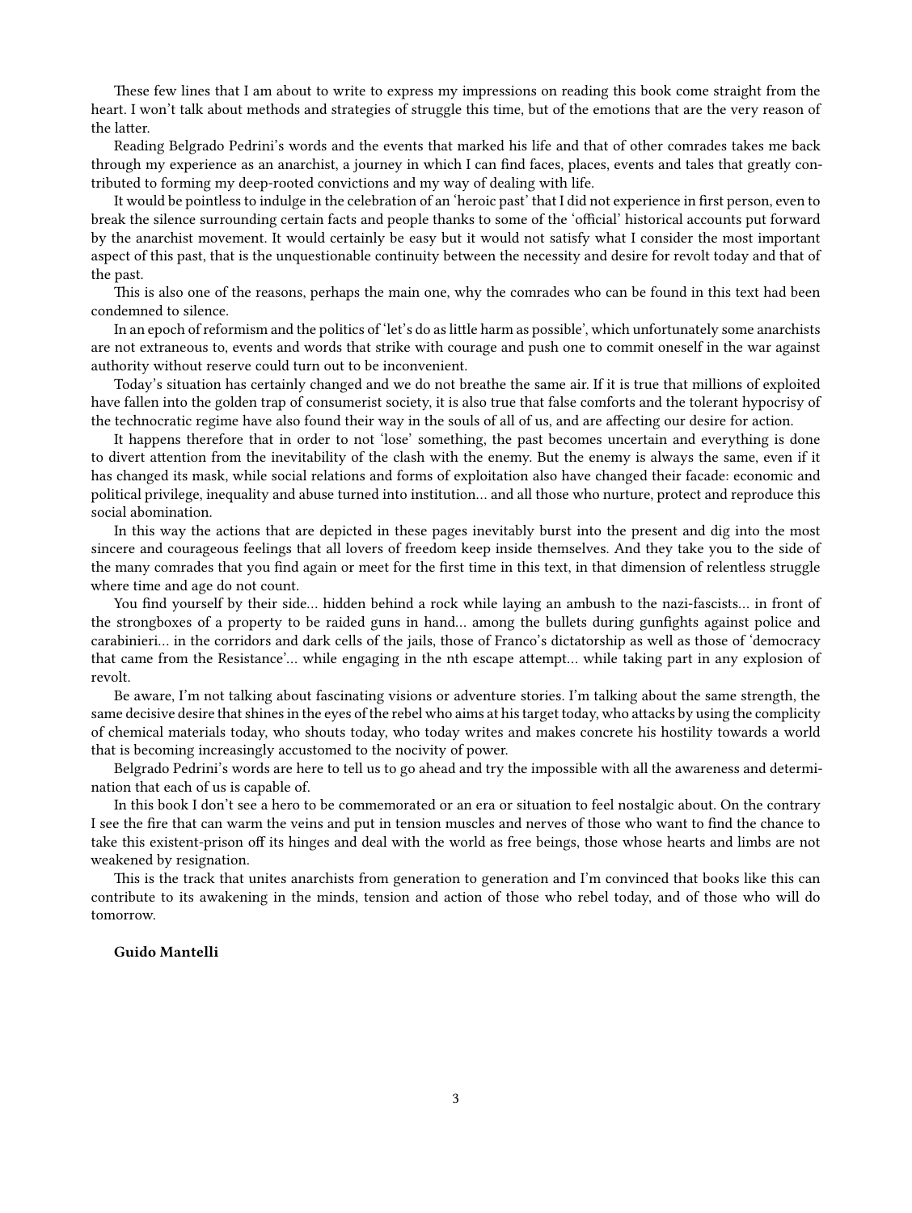These few lines that I am about to write to express my impressions on reading this book come straight from the heart. I won't talk about methods and strategies of struggle this time, but of the emotions that are the very reason of the latter.

Reading Belgrado Pedrini's words and the events that marked his life and that of other comrades takes me back through my experience as an anarchist, a journey in which I can find faces, places, events and tales that greatly contributed to forming my deep-rooted convictions and my way of dealing with life.

It would be pointless to indulge in the celebration of an 'heroic past' that I did not experience in first person, even to break the silence surrounding certain facts and people thanks to some of the 'official' historical accounts put forward by the anarchist movement. It would certainly be easy but it would not satisfy what I consider the most important aspect of this past, that is the unquestionable continuity between the necessity and desire for revolt today and that of the past.

This is also one of the reasons, perhaps the main one, why the comrades who can be found in this text had been condemned to silence.

In an epoch of reformism and the politics of 'let's do as little harm as possible', which unfortunately some anarchists are not extraneous to, events and words that strike with courage and push one to commit oneself in the war against authority without reserve could turn out to be inconvenient.

Today's situation has certainly changed and we do not breathe the same air. If it is true that millions of exploited have fallen into the golden trap of consumerist society, it is also true that false comforts and the tolerant hypocrisy of the technocratic regime have also found their way in the souls of all of us, and are affecting our desire for action.

It happens therefore that in order to not 'lose' something, the past becomes uncertain and everything is done to divert attention from the inevitability of the clash with the enemy. But the enemy is always the same, even if it has changed its mask, while social relations and forms of exploitation also have changed their facade: economic and political privilege, inequality and abuse turned into institution… and all those who nurture, protect and reproduce this social abomination.

In this way the actions that are depicted in these pages inevitably burst into the present and dig into the most sincere and courageous feelings that all lovers of freedom keep inside themselves. And they take you to the side of the many comrades that you find again or meet for the first time in this text, in that dimension of relentless struggle where time and age do not count.

You find yourself by their side… hidden behind a rock while laying an ambush to the nazi-fascists… in front of the strongboxes of a property to be raided guns in hand… among the bullets during gunfights against police and carabinieri… in the corridors and dark cells of the jails, those of Franco's dictatorship as well as those of 'democracy that came from the Resistance'… while engaging in the nth escape attempt… while taking part in any explosion of revolt.

Be aware, I'm not talking about fascinating visions or adventure stories. I'm talking about the same strength, the same decisive desire that shines in the eyes of the rebel who aims at his target today, who attacks by using the complicity of chemical materials today, who shouts today, who today writes and makes concrete his hostility towards a world that is becoming increasingly accustomed to the nocivity of power.

Belgrado Pedrini's words are here to tell us to go ahead and try the impossible with all the awareness and determination that each of us is capable of.

In this book I don't see a hero to be commemorated or an era or situation to feel nostalgic about. On the contrary I see the fire that can warm the veins and put in tension muscles and nerves of those who want to find the chance to take this existent-prison off its hinges and deal with the world as free beings, those whose hearts and limbs are not weakened by resignation.

This is the track that unites anarchists from generation to generation and I'm convinced that books like this can contribute to its awakening in the minds, tension and action of those who rebel today, and of those who will do tomorrow.

**Guido Mantelli**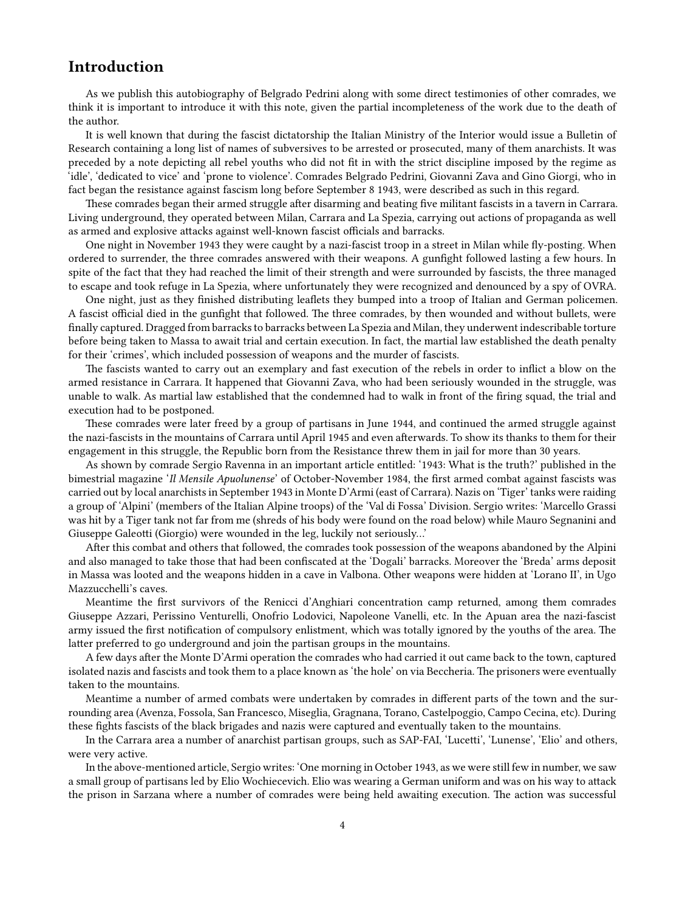## Introduction

As we publish this autobiography of Belgrado Pedrini along with some direct testimonies of other comrades, we think it is important to introduce it with this note, given the partial incompleteness of the work due to the death of the author.

It is well known that during the fascist dictatorship the Italian Ministry of the Interior would issue a Bulletin of Research containing a long list of names of subversives to be arrested or prosecuted, many of them anarchists. It was preceded by a note depicting all rebel youths who did not fit in with the strict discipline imposed by the regime as 'idle', 'dedicated to vice' and 'prone to violence'. Comrades Belgrado Pedrini, Giovanni Zava and Gino Giorgi, who in fact began the resistance against fascism long before September 8 1943, were described as such in this regard.

These comrades began their armed struggle after disarming and beating five militant fascists in a tavern in Carrara. Living underground, they operated between Milan, Carrara and La Spezia, carrying out actions of propaganda as well as armed and explosive attacks against well-known fascist officials and barracks.

One night in November 1943 they were caught by a nazi-fascist troop in a street in Milan while fly-posting. When ordered to surrender, the three comrades answered with their weapons. A gunfight followed lasting a few hours. In spite of the fact that they had reached the limit of their strength and were surrounded by fascists, the three managed to escape and took refuge in La Spezia, where unfortunately they were recognized and denounced by a spy of OVRA.

One night, just as they finished distributing leaflets they bumped into a troop of Italian and German policemen. A fascist official died in the gunfight that followed. The three comrades, by then wounded and without bullets, were finally captured. Dragged from barracks to barracks between La Spezia and Milan, they underwent indescribable torture before being taken to Massa to await trial and certain execution. In fact, the martial law established the death penalty for their 'crimes', which included possession of weapons and the murder of fascists.

The fascists wanted to carry out an exemplary and fast execution of the rebels in order to inflict a blow on the armed resistance in Carrara. It happened that Giovanni Zava, who had been seriously wounded in the struggle, was unable to walk. As martial law established that the condemned had to walk in front of the firing squad, the trial and execution had to be postponed.

These comrades were later freed by a group of partisans in June 1944, and continued the armed struggle against the nazi-fascists in the mountains of Carrara until April 1945 and even afterwards. To show its thanks to them for their engagement in this struggle, the Republic born from the Resistance threw them in jail for more than 30 years.

As shown by comrade Sergio Ravenna in an important article entitled: '1943: What is the truth?' published in the bimestrial magazine '*Il Mensile Apuolunense*' of October-November 1984, the first armed combat against fascists was carried out by local anarchists in September 1943 in Monte D'Armi (east of Carrara). Nazis on 'Tiger' tanks were raiding a group of 'Alpini' (members of the Italian Alpine troops) of the 'Val di Fossa' Division. Sergio writes: 'Marcello Grassi was hit by a Tiger tank not far from me (shreds of his body were found on the road below) while Mauro Segnanini and Giuseppe Galeotti (Giorgio) were wounded in the leg, luckily not seriously…'

After this combat and others that followed, the comrades took possession of the weapons abandoned by the Alpini and also managed to take those that had been confiscated at the 'Dogali' barracks. Moreover the 'Breda' arms deposit in Massa was looted and the weapons hidden in a cave in Valbona. Other weapons were hidden at 'Lorano II', in Ugo Mazzucchelli's caves.

Meantime the first survivors of the Renicci d'Anghiari concentration camp returned, among them comrades Giuseppe Azzari, Perissino Venturelli, Onofrio Lodovici, Napoleone Vanelli, etc. In the Apuan area the nazi-fascist army issued the first notification of compulsory enlistment, which was totally ignored by the youths of the area. The latter preferred to go underground and join the partisan groups in the mountains.

A few days after the Monte D'Armi operation the comrades who had carried it out came back to the town, captured isolated nazis and fascists and took them to a place known as 'the hole' on via Beccheria. The prisoners were eventually taken to the mountains.

Meantime a number of armed combats were undertaken by comrades in different parts of the town and the surrounding area (Avenza, Fossola, San Francesco, Miseglia, Gragnana, Torano, Castelpoggio, Campo Cecina, etc). During these fights fascists of the black brigades and nazis were captured and eventually taken to the mountains.

In the Carrara area a number of anarchist partisan groups, such as SAP-FAI, 'Lucetti', 'Lunense', 'Elio' and others, were very active.

In the above-mentioned article, Sergio writes: 'One morning in October 1943, as we were still few in number, we saw a small group of partisans led by Elio Wochiecevich. Elio was wearing a German uniform and was on his way to attack the prison in Sarzana where a number of comrades were being held awaiting execution. The action was successful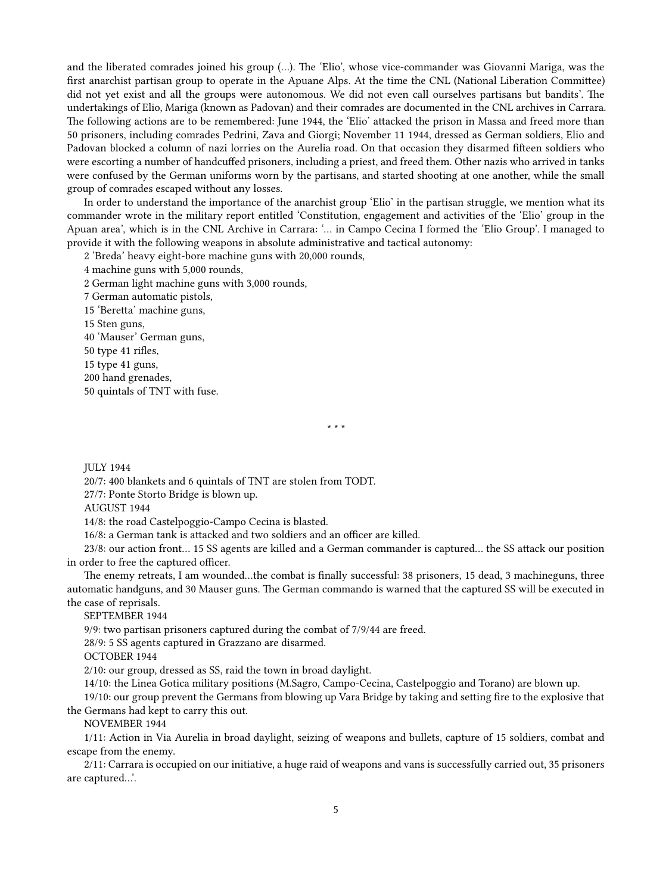and the liberated comrades joined his group (…). The 'Elio', whose vice-commander was Giovanni Mariga, was the first anarchist partisan group to operate in the Apuane Alps. At the time the CNL (National Liberation Committee) did not yet exist and all the groups were autonomous. We did not even call ourselves partisans but bandits'. The undertakings of Elio, Mariga (known as Padovan) and their comrades are documented in the CNL archives in Carrara. The following actions are to be remembered: June 1944, the 'Elio' attacked the prison in Massa and freed more than 50 prisoners, including comrades Pedrini, Zava and Giorgi; November 11 1944, dressed as German soldiers, Elio and Padovan blocked a column of nazi lorries on the Aurelia road. On that occasion they disarmed fifteen soldiers who were escorting a number of handcuffed prisoners, including a priest, and freed them. Other nazis who arrived in tanks were confused by the German uniforms worn by the partisans, and started shooting at one another, while the small group of comrades escaped without any losses.

In order to understand the importance of the anarchist group 'Elio' in the partisan struggle, we mention what its commander wrote in the military report entitled 'Constitution, engagement and activities of the 'Elio' group in the Apuan area', which is in the CNL Archive in Carrara: '… in Campo Cecina I formed the 'Elio Group'. I managed to provide it with the following weapons in absolute administrative and tactical autonomy:

2 'Breda' heavy eight-bore machine guns with 20,000 rounds,

4 machine guns with 5,000 rounds,

2 German light machine guns with 3,000 rounds,

7 German automatic pistols,

15 'Beretta' machine guns,

15 Sten guns,

40 'Mauser' German guns,

50 type 41 rifles,

15 type 41 guns,

200 hand grenades,

50 quintals of TNT with fuse.

* * *

JULY 1944

20/7: 400 blankets and 6 quintals of TNT are stolen from TODT.

27/7: Ponte Storto Bridge is blown up.

AUGUST 1944

14/8: the road Castelpoggio-Campo Cecina is blasted.

16/8: a German tank is attacked and two soldiers and an officer are killed.

23/8: our action front… 15 SS agents are killed and a German commander is captured… the SS attack our position in order to free the captured officer.

The enemy retreats, I am wounded…the combat is finally successful: 38 prisoners, 15 dead, 3 machineguns, three automatic handguns, and 30 Mauser guns. The German commando is warned that the captured SS will be executed in the case of reprisals.

SEPTEMBER 1944

9/9: two partisan prisoners captured during the combat of 7/9/44 are freed.

28/9: 5 SS agents captured in Grazzano are disarmed.

OCTOBER 1944

2/10: our group, dressed as SS, raid the town in broad daylight.

14/10: the Linea Gotica military positions (M.Sagro, Campo-Cecina, Castelpoggio and Torano) are blown up.

19/10: our group prevent the Germans from blowing up Vara Bridge by taking and setting fire to the explosive that the Germans had kept to carry this out.

NOVEMBER 1944

1/11: Action in Via Aurelia in broad daylight, seizing of weapons and bullets, capture of 15 soldiers, combat and escape from the enemy.

2/11: Carrara is occupied on our initiative, a huge raid of weapons and vans is successfully carried out, 35 prisoners are captured…'.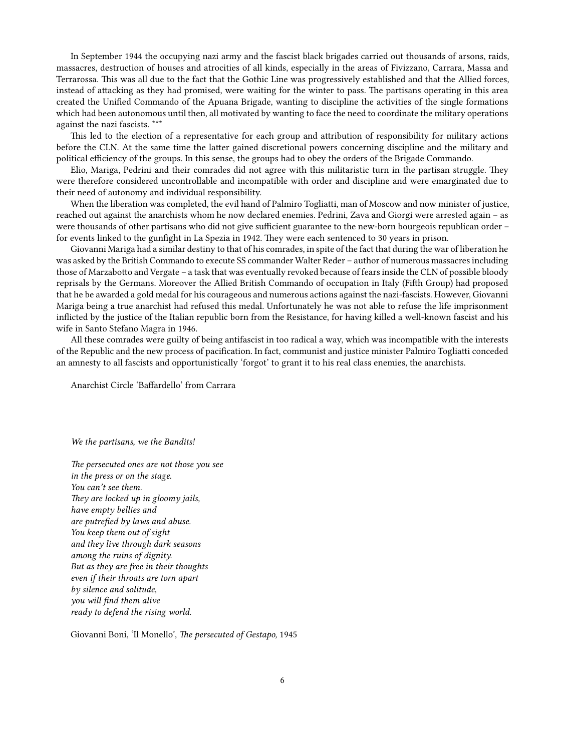In September 1944 the occupying nazi army and the fascist black brigades carried out thousands of arsons, raids, massacres, destruction of houses and atrocities of all kinds, especially in the areas of Fivizzano, Carrara, Massa and Terrarossa. This was all due to the fact that the Gothic Line was progressively established and that the Allied forces, instead of attacking as they had promised, were waiting for the winter to pass. The partisans operating in this area created the Unified Commando of the Apuana Brigade, wanting to discipline the activities of the single formations which had been autonomous until then, all motivated by wanting to face the need to coordinate the military operations against the nazi fascists. ***

This led to the election of a representative for each group and attribution of responsibility for military actions before the CLN. At the same time the latter gained discretional powers concerning discipline and the military and political efficiency of the groups. In this sense, the groups had to obey the orders of the Brigade Commando.

Elio, Mariga, Pedrini and their comrades did not agree with this militaristic turn in the partisan struggle. They were therefore considered uncontrollable and incompatible with order and discipline and were emarginated due to their need of autonomy and individual responsibility.

When the liberation was completed, the evil hand of Palmiro Togliatti, man of Moscow and now minister of justice, reached out against the anarchists whom he now declared enemies. Pedrini, Zava and Giorgi were arrested again – as were thousands of other partisans who did not give sufficient guarantee to the new-born bourgeois republican order – for events linked to the gunfight in La Spezia in 1942. They were each sentenced to 30 years in prison.

Giovanni Mariga had a similar destiny to that of his comrades, in spite of the fact that during the war of liberation he was asked by the British Commando to execute SS commander Walter Reder – author of numerous massacres including those of Marzabotto and Vergate – a task that was eventually revoked because of fears inside the CLN of possible bloody reprisals by the Germans. Moreover the Allied British Commando of occupation in Italy (Fifth Group) had proposed that he be awarded a gold medal for his courageous and numerous actions against the nazi-fascists. However, Giovanni Mariga being a true anarchist had refused this medal. Unfortunately he was not able to refuse the life imprisonment inflicted by the justice of the Italian republic born from the Resistance, for having killed a well-known fascist and his wife in Santo Stefano Magra in 1946.

All these comrades were guilty of being antifascist in too radical a way, which was incompatible with the interests of the Republic and the new process of pacification. In fact, communist and justice minister Palmiro Togliatti conceded an amnesty to all fascists and opportunistically 'forgot' to grant it to his real class enemies, the anarchists.

Anarchist Circle 'Baffardello' from Carrara

*We the partisans, we the Bandits!*

*The persecuted ones are not those you see*
*in the press or on the stage.*
*You can't see them.*
*They are locked up in gloomy jails,*
*have empty bellies and*
*are putrefied by laws and abuse.*
*You keep them out of sight*
*and they live through dark seasons*
*among the ruins of dignity.*
*But as they are free in their thoughts*
*even if their throats are torn apart*
*by silence and solitude,*
*you will find them alive*
*ready to defend the rising world.*

Giovanni Boni, 'Il Monello', *The persecuted of Gestapo,* 1945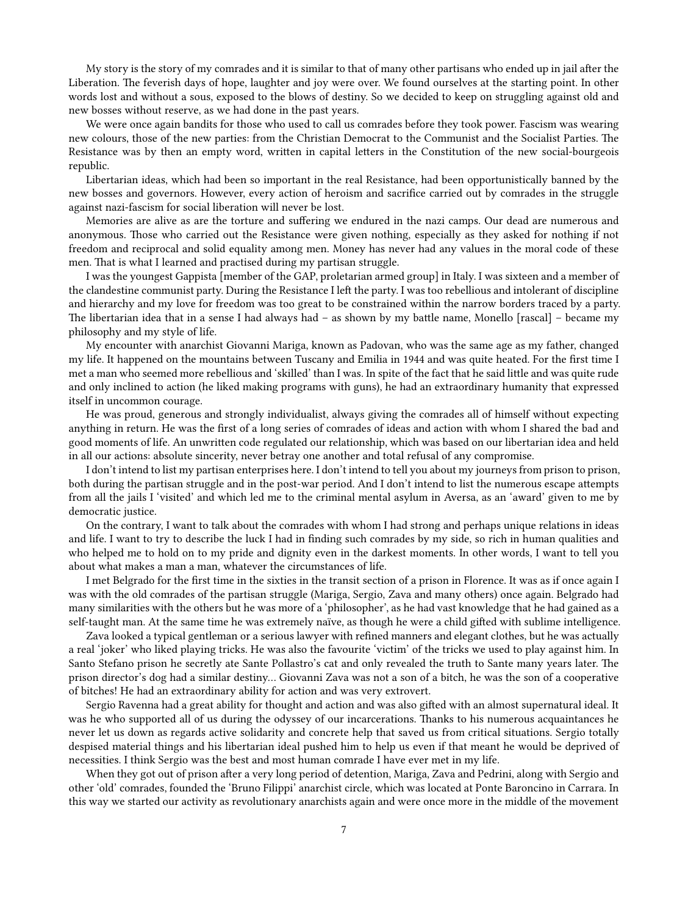My story is the story of my comrades and it is similar to that of many other partisans who ended up in jail after the Liberation. The feverish days of hope, laughter and joy were over. We found ourselves at the starting point. In other words lost and without a sous, exposed to the blows of destiny. So we decided to keep on struggling against old and new bosses without reserve, as we had done in the past years.

We were once again bandits for those who used to call us comrades before they took power. Fascism was wearing new colours, those of the new parties: from the Christian Democrat to the Communist and the Socialist Parties. The Resistance was by then an empty word, written in capital letters in the Constitution of the new social-bourgeois republic.

Libertarian ideas, which had been so important in the real Resistance, had been opportunistically banned by the new bosses and governors. However, every action of heroism and sacrifice carried out by comrades in the struggle against nazi-fascism for social liberation will never be lost.

Memories are alive as are the torture and suffering we endured in the nazi camps. Our dead are numerous and anonymous. Those who carried out the Resistance were given nothing, especially as they asked for nothing if not freedom and reciprocal and solid equality among men. Money has never had any values in the moral code of these men. That is what I learned and practised during my partisan struggle.

I was the youngest Gappista [member of the GAP, proletarian armed group] in Italy. I was sixteen and a member of the clandestine communist party. During the Resistance I left the party. I was too rebellious and intolerant of discipline and hierarchy and my love for freedom was too great to be constrained within the narrow borders traced by a party. The libertarian idea that in a sense I had always had – as shown by my battle name, Monello [rascal] – became my philosophy and my style of life.

My encounter with anarchist Giovanni Mariga, known as Padovan, who was the same age as my father, changed my life. It happened on the mountains between Tuscany and Emilia in 1944 and was quite heated. For the first time I met a man who seemed more rebellious and 'skilled' than I was. In spite of the fact that he said little and was quite rude and only inclined to action (he liked making programs with guns), he had an extraordinary humanity that expressed itself in uncommon courage.

He was proud, generous and strongly individualist, always giving the comrades all of himself without expecting anything in return. He was the first of a long series of comrades of ideas and action with whom I shared the bad and good moments of life. An unwritten code regulated our relationship, which was based on our libertarian idea and held in all our actions: absolute sincerity, never betray one another and total refusal of any compromise.

I don't intend to list my partisan enterprises here. I don't intend to tell you about my journeys from prison to prison, both during the partisan struggle and in the post-war period. And I don't intend to list the numerous escape attempts from all the jails I 'visited' and which led me to the criminal mental asylum in Aversa, as an 'award' given to me by democratic justice.

On the contrary, I want to talk about the comrades with whom I had strong and perhaps unique relations in ideas and life. I want to try to describe the luck I had in finding such comrades by my side, so rich in human qualities and who helped me to hold on to my pride and dignity even in the darkest moments. In other words, I want to tell you about what makes a man a man, whatever the circumstances of life.

I met Belgrado for the first time in the sixties in the transit section of a prison in Florence. It was as if once again I was with the old comrades of the partisan struggle (Mariga, Sergio, Zava and many others) once again. Belgrado had many similarities with the others but he was more of a 'philosopher', as he had vast knowledge that he had gained as a self-taught man. At the same time he was extremely naïve, as though he were a child gifted with sublime intelligence.

Zava looked a typical gentleman or a serious lawyer with refined manners and elegant clothes, but he was actually a real 'joker' who liked playing tricks. He was also the favourite 'victim' of the tricks we used to play against him. In Santo Stefano prison he secretly ate Sante Pollastro's cat and only revealed the truth to Sante many years later. The prison director's dog had a similar destiny… Giovanni Zava was not a son of a bitch, he was the son of a cooperative of bitches! He had an extraordinary ability for action and was very extrovert.

Sergio Ravenna had a great ability for thought and action and was also gifted with an almost supernatural ideal. It was he who supported all of us during the odyssey of our incarcerations. Thanks to his numerous acquaintances he never let us down as regards active solidarity and concrete help that saved us from critical situations. Sergio totally despised material things and his libertarian ideal pushed him to help us even if that meant he would be deprived of necessities. I think Sergio was the best and most human comrade I have ever met in my life.

When they got out of prison after a very long period of detention, Mariga, Zava and Pedrini, along with Sergio and other 'old' comrades, founded the 'Bruno Filippi' anarchist circle, which was located at Ponte Baroncino in Carrara. In this way we started our activity as revolutionary anarchists again and were once more in the middle of the movement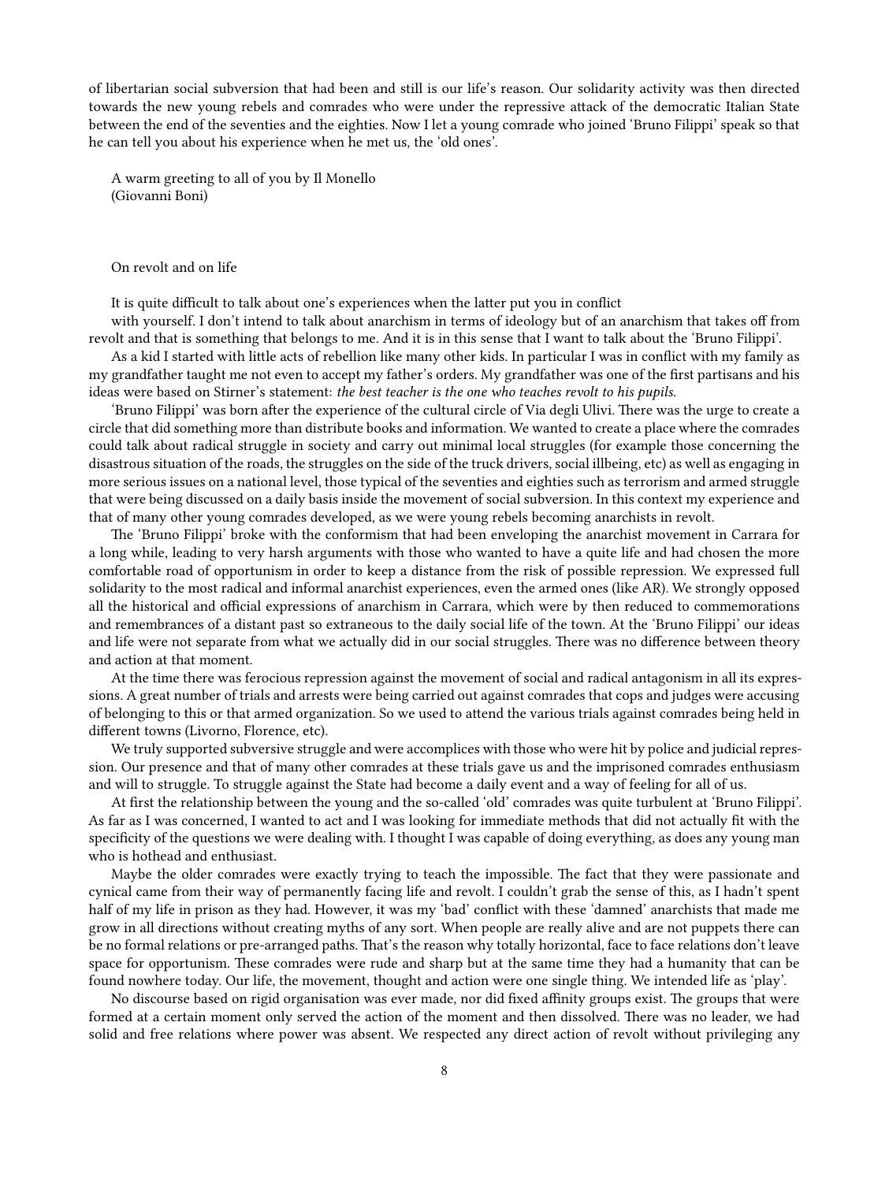of libertarian social subversion that had been and still is our life's reason. Our solidarity activity was then directed towards the new young rebels and comrades who were under the repressive attack of the democratic Italian State between the end of the seventies and the eighties. Now I let a young comrade who joined 'Bruno Filippi' speak so that he can tell you about his experience when he met us, the 'old ones'.

A warm greeting to all of you by Il Monello
(Giovanni Boni)

## On revolt and on life

It is quite difficult to talk about one's experiences when the latter put you in conflict with yourself. I don't intend to talk about anarchism in terms of ideology but of an anarchism that takes off from revolt and that is something that belongs to me. And it is in this sense that I want to talk about the 'Bruno Filippi'.

As a kid I started with little acts of rebellion like many other kids. In particular I was in conflict with my family as my grandfather taught me not even to accept my father's orders. My grandfather was one of the first partisans and his ideas were based on Stirner's statement: *the best teacher is the one who teaches revolt to his pupils.*

'Bruno Filippi' was born after the experience of the cultural circle of Via degli Ulivi. There was the urge to create a circle that did something more than distribute books and information. We wanted to create a place where the comrades could talk about radical struggle in society and carry out minimal local struggles (for example those concerning the disastrous situation of the roads, the struggles on the side of the truck drivers, social illbeing, etc) as well as engaging in more serious issues on a national level, those typical of the seventies and eighties such as terrorism and armed struggle that were being discussed on a daily basis inside the movement of social subversion. In this context my experience and that of many other young comrades developed, as we were young rebels becoming anarchists in revolt.

The 'Bruno Filippi' broke with the conformism that had been enveloping the anarchist movement in Carrara for a long while, leading to very harsh arguments with those who wanted to have a quite life and had chosen the more comfortable road of opportunism in order to keep a distance from the risk of possible repression. We expressed full solidarity to the most radical and informal anarchist experiences, even the armed ones (like AR). We strongly opposed all the historical and official expressions of anarchism in Carrara, which were by then reduced to commemorations and remembrances of a distant past so extraneous to the daily social life of the town. At the 'Bruno Filippi' our ideas and life were not separate from what we actually did in our social struggles. There was no difference between theory and action at that moment.

At the time there was ferocious repression against the movement of social and radical antagonism in all its expressions. A great number of trials and arrests were being carried out against comrades that cops and judges were accusing of belonging to this or that armed organization. So we used to attend the various trials against comrades being held in different towns (Livorno, Florence, etc).

We truly supported subversive struggle and were accomplices with those who were hit by police and judicial repression. Our presence and that of many other comrades at these trials gave us and the imprisoned comrades enthusiasm and will to struggle. To struggle against the State had become a daily event and a way of feeling for all of us.

At first the relationship between the young and the so-called 'old' comrades was quite turbulent at 'Bruno Filippi'. As far as I was concerned, I wanted to act and I was looking for immediate methods that did not actually fit with the specificity of the questions we were dealing with. I thought I was capable of doing everything, as does any young man who is hothead and enthusiast.

Maybe the older comrades were exactly trying to teach the impossible. The fact that they were passionate and cynical came from their way of permanently facing life and revolt. I couldn't grab the sense of this, as I hadn't spent half of my life in prison as they had. However, it was my 'bad' conflict with these 'damned' anarchists that made me grow in all directions without creating myths of any sort. When people are really alive and are not puppets there can be no formal relations or pre-arranged paths. That's the reason why totally horizontal, face to face relations don't leave space for opportunism. These comrades were rude and sharp but at the same time they had a humanity that can be found nowhere today. Our life, the movement, thought and action were one single thing. We intended life as 'play'.

No discourse based on rigid organisation was ever made, nor did fixed affinity groups exist. The groups that were formed at a certain moment only served the action of the moment and then dissolved. There was no leader, we had solid and free relations where power was absent. We respected any direct action of revolt without privileging any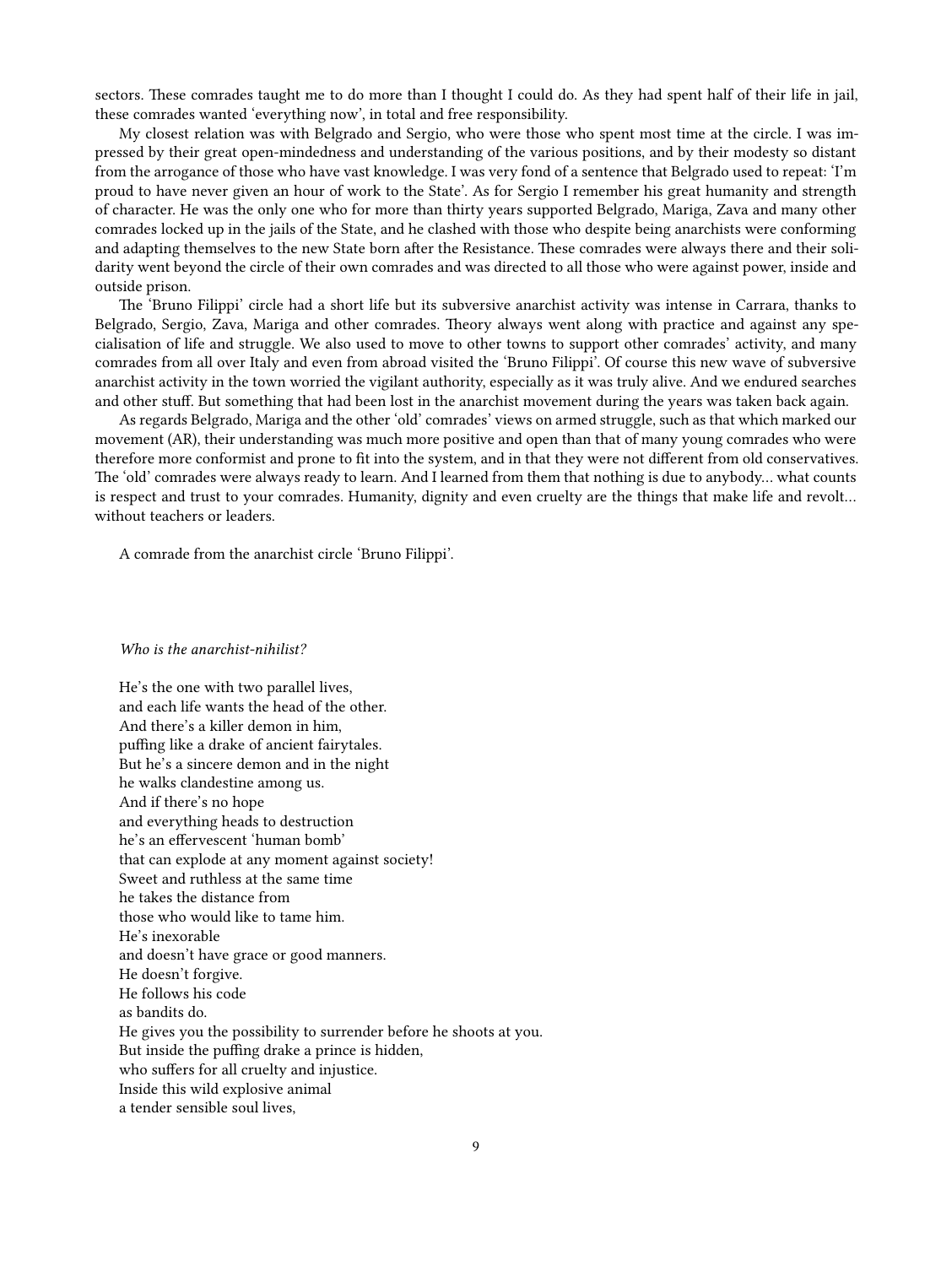sectors. These comrades taught me to do more than I thought I could do. As they had spent half of their life in jail, these comrades wanted 'everything now', in total and free responsibility.

My closest relation was with Belgrado and Sergio, who were those who spent most time at the circle. I was impressed by their great open-mindedness and understanding of the various positions, and by their modesty so distant from the arrogance of those who have vast knowledge. I was very fond of a sentence that Belgrado used to repeat: 'I'm proud to have never given an hour of work to the State'. As for Sergio I remember his great humanity and strength of character. He was the only one who for more than thirty years supported Belgrado, Mariga, Zava and many other comrades locked up in the jails of the State, and he clashed with those who despite being anarchists were conforming and adapting themselves to the new State born after the Resistance. These comrades were always there and their solidarity went beyond the circle of their own comrades and was directed to all those who were against power, inside and outside prison.

The 'Bruno Filippi' circle had a short life but its subversive anarchist activity was intense in Carrara, thanks to Belgrado, Sergio, Zava, Mariga and other comrades. Theory always went along with practice and against any specialisation of life and struggle. We also used to move to other towns to support other comrades' activity, and many comrades from all over Italy and even from abroad visited the 'Bruno Filippi'. Of course this new wave of subversive anarchist activity in the town worried the vigilant authority, especially as it was truly alive. And we endured searches and other stuff. But something that had been lost in the anarchist movement during the years was taken back again.

As regards Belgrado, Mariga and the other 'old' comrades' views on armed struggle, such as that which marked our movement (AR), their understanding was much more positive and open than that of many young comrades who were therefore more conformist and prone to fit into the system, and in that they were not different from old conservatives. The 'old' comrades were always ready to learn. And I learned from them that nothing is due to anybody… what counts is respect and trust to your comrades. Humanity, dignity and even cruelty are the things that make life and revolt… without teachers or leaders.

A comrade from the anarchist circle 'Bruno Filippi'.

*Who is the anarchist-nihilist?*

He's the one with two parallel lives,
and each life wants the head of the other.
And there's a killer demon in him,
puffing like a drake of ancient fairytales.
But he's a sincere demon and in the night
he walks clandestine among us.
And if there's no hope
and everything heads to destruction
he's an effervescent 'human bomb'
that can explode at any moment against society!
Sweet and ruthless at the same time
he takes the distance from
those who would like to tame him.
He's inexorable
and doesn't have grace or good manners.
He doesn't forgive.
He follows his code
as bandits do.
He gives you the possibility to surrender before he shoots at you.
But inside the puffing drake a prince is hidden,
who suffers for all cruelty and injustice.
Inside this wild explosive animal
a tender sensible soul lives,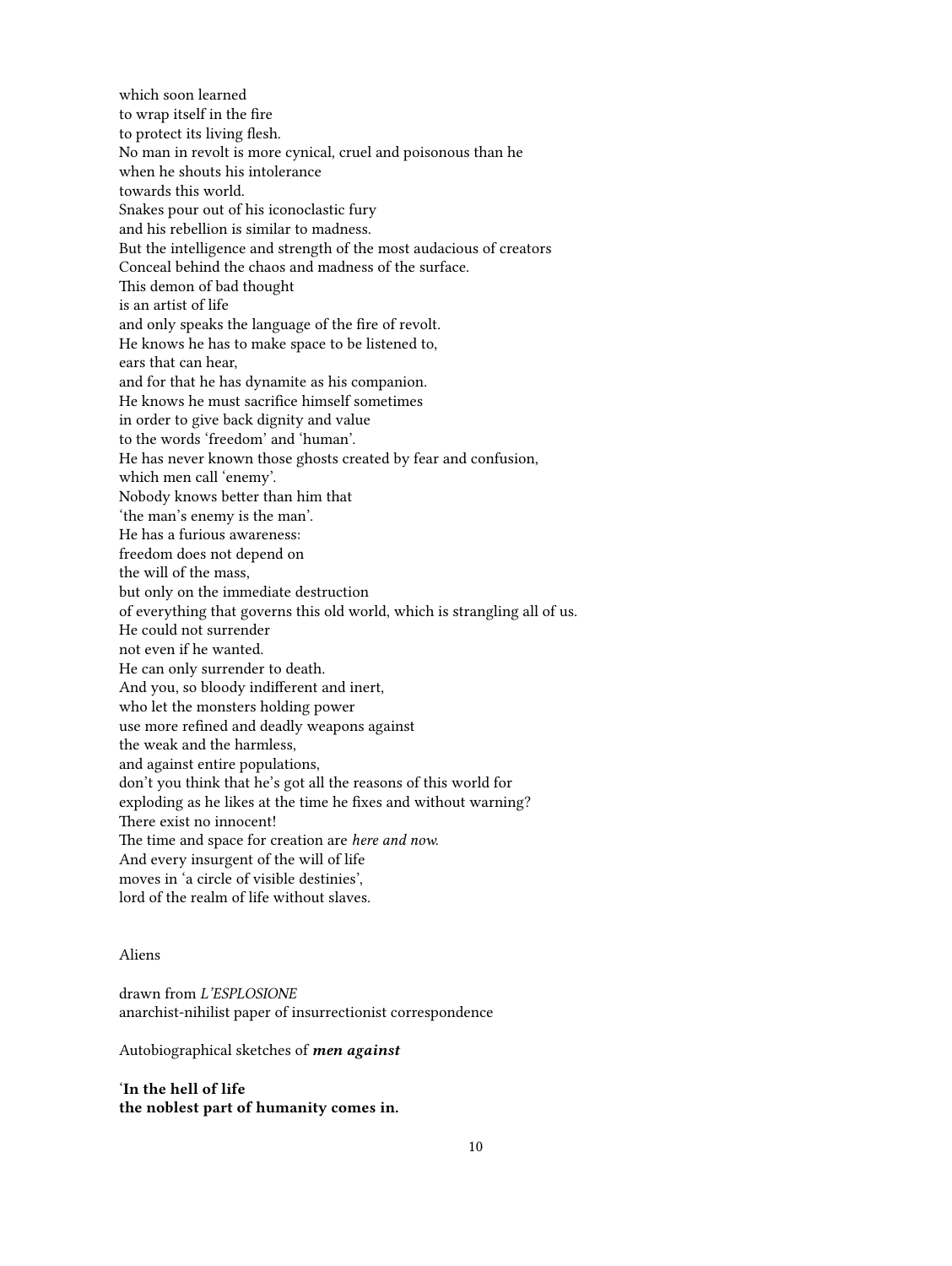which soon learned
to wrap itself in the fire
to protect its living flesh.
No man in revolt is more cynical, cruel and poisonous than he
when he shouts his intolerance
towards this world.
Snakes pour out of his iconoclastic fury
and his rebellion is similar to madness.
But the intelligence and strength of the most audacious of creators
Conceal behind the chaos and madness of the surface.
This demon of bad thought
is an artist of life
and only speaks the language of the fire of revolt.
He knows he has to make space to be listened to,
ears that can hear,
and for that he has dynamite as his companion.
He knows he must sacrifice himself sometimes
in order to give back dignity and value
to the words 'freedom' and 'human'.
He has never known those ghosts created by fear and confusion,
which men call 'enemy'.
Nobody knows better than him that
'the man's enemy is the man'.
He has a furious awareness:
freedom does not depend on
the will of the mass,
but only on the immediate destruction
of everything that governs this old world, which is strangling all of us.
He could not surrender
not even if he wanted.
He can only surrender to death.
And you, so bloody indifferent and inert,
who let the monsters holding power
use more refined and deadly weapons against
the weak and the harmless,
and against entire populations,
don't you think that he's got all the reasons of this world for
exploding as he likes at the time he fixes and without warning?
There exist no innocent!
The time and space for creation are *here and now.*
And every insurgent of the will of life
moves in 'a circle of visible destinies',
lord of the realm of life without slaves.

Aliens

drawn from *L'ESPLOSIONE*
anarchist-nihilist paper of insurrectionist correspondence

Autobiographical sketches of ***men against***

'**In the hell of life**
**the noblest part of humanity comes in.**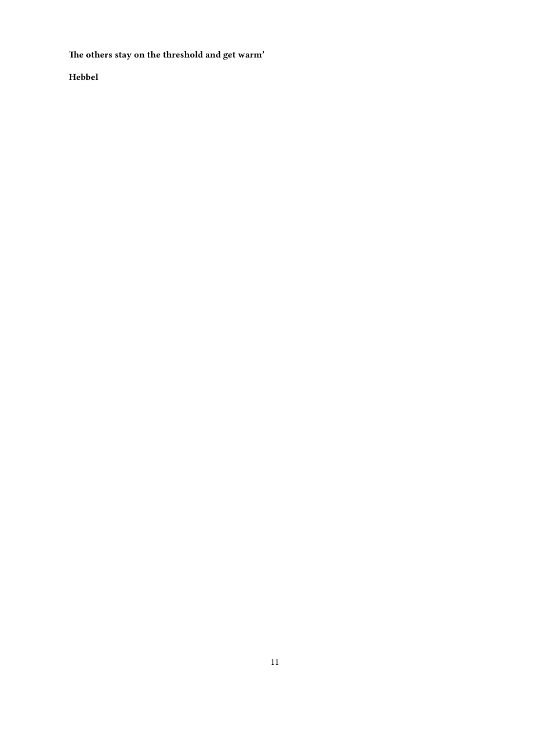**The others stay on the threshold and get warm'**

**Hebbel**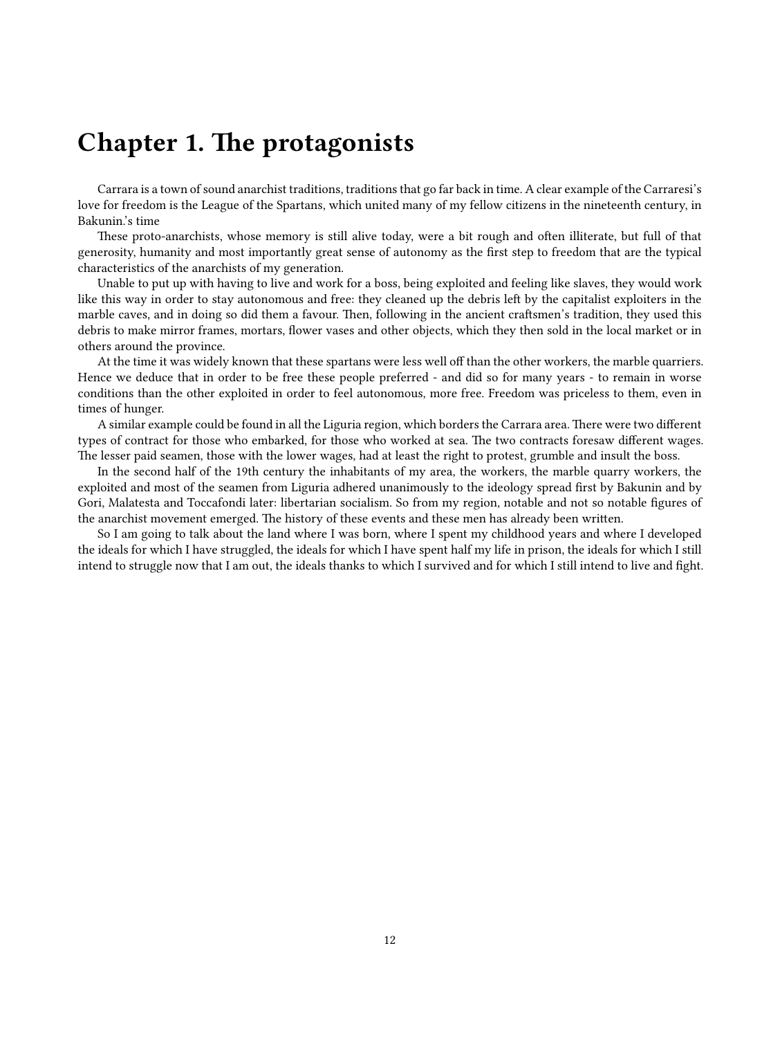# Chapter 1. The protagonists

Carrara is a town of sound anarchist traditions, traditions that go far back in time. A clear example of the Carraresi's love for freedom is the League of the Spartans, which united many of my fellow citizens in the nineteenth century, in Bakunin.'s time

These proto-anarchists, whose memory is still alive today, were a bit rough and often illiterate, but full of that generosity, humanity and most importantly great sense of autonomy as the first step to freedom that are the typical characteristics of the anarchists of my generation.

Unable to put up with having to live and work for a boss, being exploited and feeling like slaves, they would work like this way in order to stay autonomous and free: they cleaned up the debris left by the capitalist exploiters in the marble caves, and in doing so did them a favour. Then, following in the ancient craftsmen's tradition, they used this debris to make mirror frames, mortars, flower vases and other objects, which they then sold in the local market or in others around the province.

At the time it was widely known that these spartans were less well off than the other workers, the marble quarriers. Hence we deduce that in order to be free these people preferred - and did so for many years - to remain in worse conditions than the other exploited in order to feel autonomous, more free. Freedom was priceless to them, even in times of hunger.

A similar example could be found in all the Liguria region, which borders the Carrara area. There were two different types of contract for those who embarked, for those who worked at sea. The two contracts foresaw different wages. The lesser paid seamen, those with the lower wages, had at least the right to protest, grumble and insult the boss.

In the second half of the 19th century the inhabitants of my area, the workers, the marble quarry workers, the exploited and most of the seamen from Liguria adhered unanimously to the ideology spread first by Bakunin and by Gori, Malatesta and Toccafondi later: libertarian socialism. So from my region, notable and not so notable figures of the anarchist movement emerged. The history of these events and these men has already been written.

So I am going to talk about the land where I was born, where I spent my childhood years and where I developed the ideals for which I have struggled, the ideals for which I have spent half my life in prison, the ideals for which I still intend to struggle now that I am out, the ideals thanks to which I survived and for which I still intend to live and fight.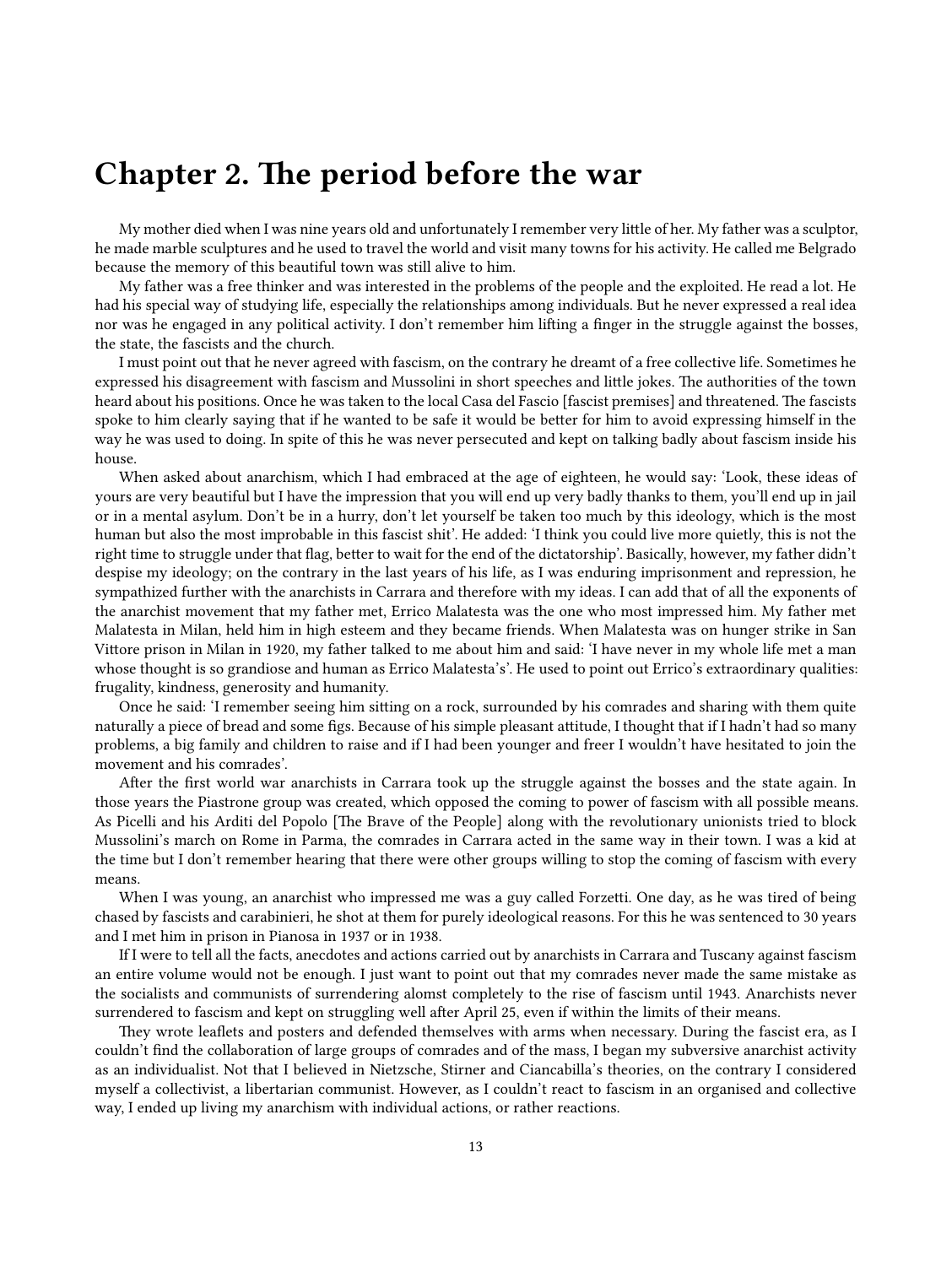# Chapter 2. The period before the war

My mother died when I was nine years old and unfortunately I remember very little of her. My father was a sculptor, he made marble sculptures and he used to travel the world and visit many towns for his activity. He called me Belgrado because the memory of this beautiful town was still alive to him.

My father was a free thinker and was interested in the problems of the people and the exploited. He read a lot. He had his special way of studying life, especially the relationships among individuals. But he never expressed a real idea nor was he engaged in any political activity. I don't remember him lifting a finger in the struggle against the bosses, the state, the fascists and the church.

I must point out that he never agreed with fascism, on the contrary he dreamt of a free collective life. Sometimes he expressed his disagreement with fascism and Mussolini in short speeches and little jokes. The authorities of the town heard about his positions. Once he was taken to the local Casa del Fascio [fascist premises] and threatened. The fascists spoke to him clearly saying that if he wanted to be safe it would be better for him to avoid expressing himself in the way he was used to doing. In spite of this he was never persecuted and kept on talking badly about fascism inside his house.

When asked about anarchism, which I had embraced at the age of eighteen, he would say: 'Look, these ideas of yours are very beautiful but I have the impression that you will end up very badly thanks to them, you'll end up in jail or in a mental asylum. Don't be in a hurry, don't let yourself be taken too much by this ideology, which is the most human but also the most improbable in this fascist shit'. He added: 'I think you could live more quietly, this is not the right time to struggle under that flag, better to wait for the end of the dictatorship'. Basically, however, my father didn't despise my ideology; on the contrary in the last years of his life, as I was enduring imprisonment and repression, he sympathized further with the anarchists in Carrara and therefore with my ideas. I can add that of all the exponents of the anarchist movement that my father met, Errico Malatesta was the one who most impressed him. My father met Malatesta in Milan, held him in high esteem and they became friends. When Malatesta was on hunger strike in San Vittore prison in Milan in 1920, my father talked to me about him and said: 'I have never in my whole life met a man whose thought is so grandiose and human as Errico Malatesta's'. He used to point out Errico's extraordinary qualities: frugality, kindness, generosity and humanity.

Once he said: 'I remember seeing him sitting on a rock, surrounded by his comrades and sharing with them quite naturally a piece of bread and some figs. Because of his simple pleasant attitude, I thought that if I hadn't had so many problems, a big family and children to raise and if I had been younger and freer I wouldn't have hesitated to join the movement and his comrades'.

After the first world war anarchists in Carrara took up the struggle against the bosses and the state again. In those years the Piastrone group was created, which opposed the coming to power of fascism with all possible means. As Picelli and his Arditi del Popolo [The Brave of the People] along with the revolutionary unionists tried to block Mussolini's march on Rome in Parma, the comrades in Carrara acted in the same way in their town. I was a kid at the time but I don't remember hearing that there were other groups willing to stop the coming of fascism with every means.

When I was young, an anarchist who impressed me was a guy called Forzetti. One day, as he was tired of being chased by fascists and carabinieri, he shot at them for purely ideological reasons. For this he was sentenced to 30 years and I met him in prison in Pianosa in 1937 or in 1938.

If I were to tell all the facts, anecdotes and actions carried out by anarchists in Carrara and Tuscany against fascism an entire volume would not be enough. I just want to point out that my comrades never made the same mistake as the socialists and communists of surrendering alomst completely to the rise of fascism until 1943. Anarchists never surrendered to fascism and kept on struggling well after April 25, even if within the limits of their means.

They wrote leaflets and posters and defended themselves with arms when necessary. During the fascist era, as I couldn't find the collaboration of large groups of comrades and of the mass, I began my subversive anarchist activity as an individualist. Not that I believed in Nietzsche, Stirner and Ciancabilla's theories, on the contrary I considered myself a collectivist, a libertarian communist. However, as I couldn't react to fascism in an organised and collective way, I ended up living my anarchism with individual actions, or rather reactions.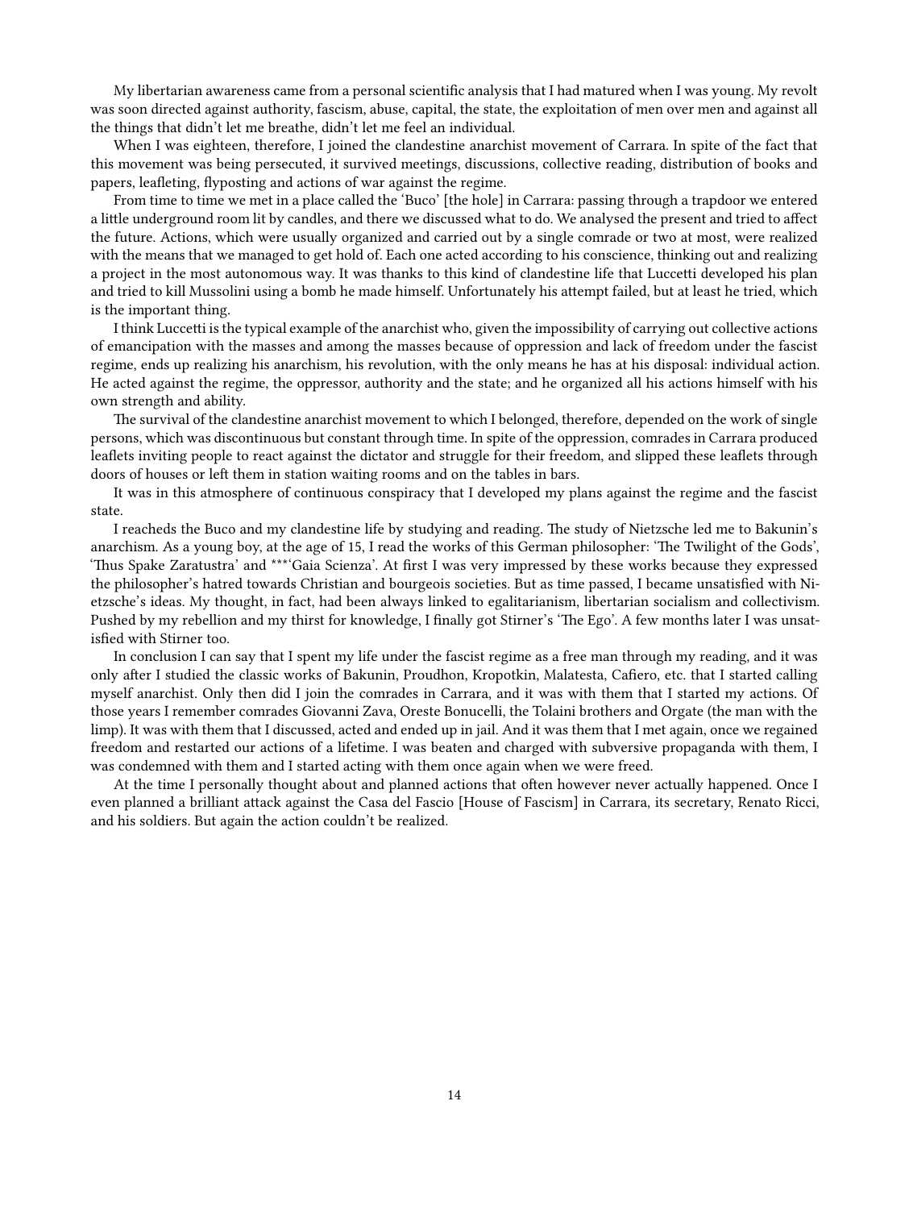My libertarian awareness came from a personal scientific analysis that I had matured when I was young. My revolt was soon directed against authority, fascism, abuse, capital, the state, the exploitation of men over men and against all the things that didn't let me breathe, didn't let me feel an individual.

When I was eighteen, therefore, I joined the clandestine anarchist movement of Carrara. In spite of the fact that this movement was being persecuted, it survived meetings, discussions, collective reading, distribution of books and papers, leafleting, flyposting and actions of war against the regime.

From time to time we met in a place called the 'Buco' [the hole] in Carrara: passing through a trapdoor we entered a little underground room lit by candles, and there we discussed what to do. We analysed the present and tried to affect the future. Actions, which were usually organized and carried out by a single comrade or two at most, were realized with the means that we managed to get hold of. Each one acted according to his conscience, thinking out and realizing a project in the most autonomous way. It was thanks to this kind of clandestine life that Luccetti developed his plan and tried to kill Mussolini using a bomb he made himself. Unfortunately his attempt failed, but at least he tried, which is the important thing.

I think Luccetti is the typical example of the anarchist who, given the impossibility of carrying out collective actions of emancipation with the masses and among the masses because of oppression and lack of freedom under the fascist regime, ends up realizing his anarchism, his revolution, with the only means he has at his disposal: individual action. He acted against the regime, the oppressor, authority and the state; and he organized all his actions himself with his own strength and ability.

The survival of the clandestine anarchist movement to which I belonged, therefore, depended on the work of single persons, which was discontinuous but constant through time. In spite of the oppression, comrades in Carrara produced leaflets inviting people to react against the dictator and struggle for their freedom, and slipped these leaflets through doors of houses or left them in station waiting rooms and on the tables in bars.

It was in this atmosphere of continuous conspiracy that I developed my plans against the regime and the fascist state.

I reacheds the Buco and my clandestine life by studying and reading. The study of Nietzsche led me to Bakunin's anarchism. As a young boy, at the age of 15, I read the works of this German philosopher: 'The Twilight of the Gods', 'Thus Spake Zaratustra' and ***'Gaia Scienza'. At first I was very impressed by these works because they expressed the philosopher's hatred towards Christian and bourgeois societies. But as time passed, I became unsatisfied with Nietzsche's ideas. My thought, in fact, had been always linked to egalitarianism, libertarian socialism and collectivism. Pushed by my rebellion and my thirst for knowledge, I finally got Stirner's 'The Ego'. A few months later I was unsatisfied with Stirner too.

In conclusion I can say that I spent my life under the fascist regime as a free man through my reading, and it was only after I studied the classic works of Bakunin, Proudhon, Kropotkin, Malatesta, Cafiero, etc. that I started calling myself anarchist. Only then did I join the comrades in Carrara, and it was with them that I started my actions. Of those years I remember comrades Giovanni Zava, Oreste Bonucelli, the Tolaini brothers and Orgate (the man with the limp). It was with them that I discussed, acted and ended up in jail. And it was them that I met again, once we regained freedom and restarted our actions of a lifetime. I was beaten and charged with subversive propaganda with them, I was condemned with them and I started acting with them once again when we were freed.

At the time I personally thought about and planned actions that often however never actually happened. Once I even planned a brilliant attack against the Casa del Fascio [House of Fascism] in Carrara, its secretary, Renato Ricci, and his soldiers. But again the action couldn't be realized.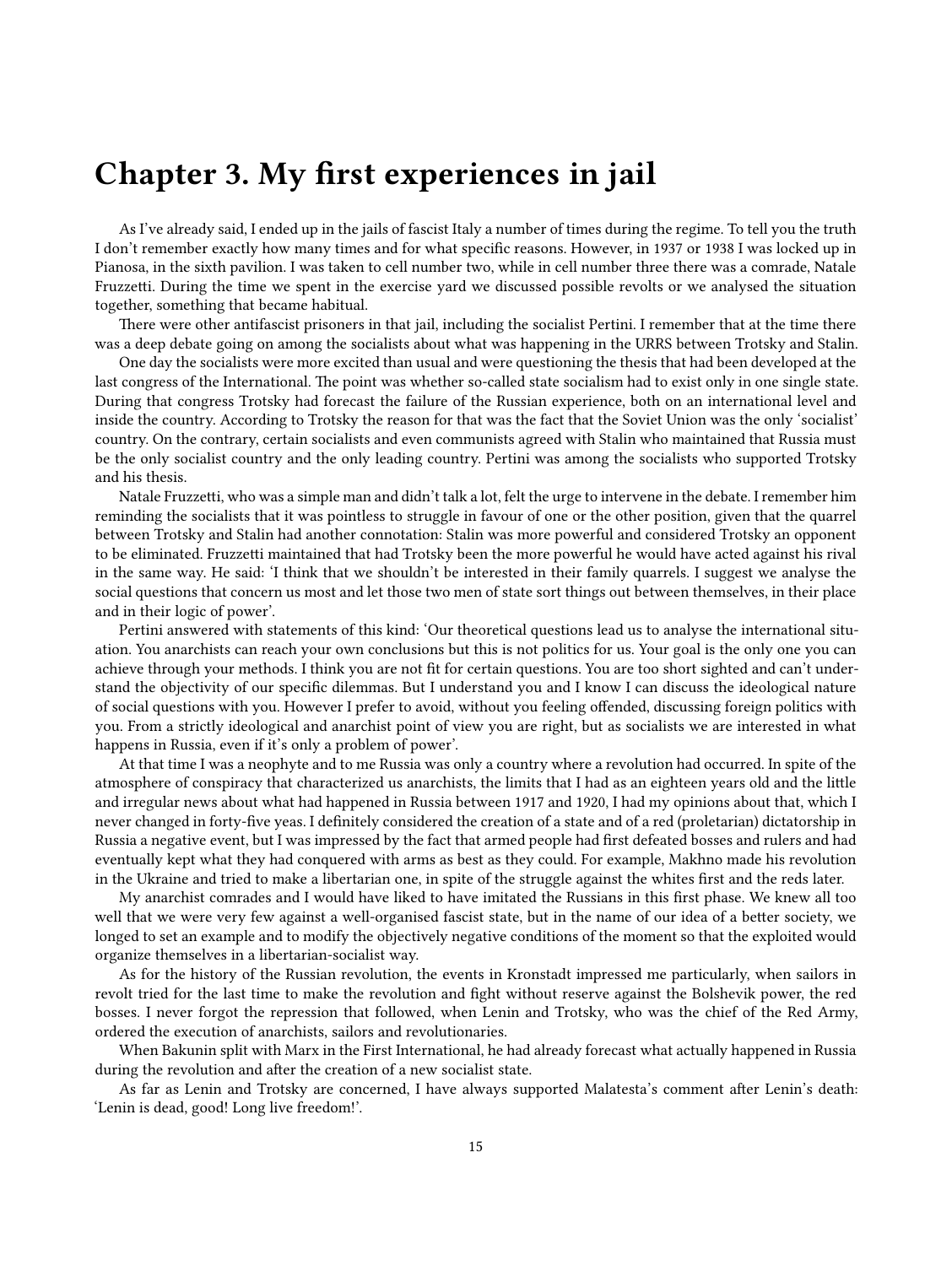# Chapter 3. My first experiences in jail

As I've already said, I ended up in the jails of fascist Italy a number of times during the regime. To tell you the truth I don't remember exactly how many times and for what specific reasons. However, in 1937 or 1938 I was locked up in Pianosa, in the sixth pavilion. I was taken to cell number two, while in cell number three there was a comrade, Natale Fruzzetti. During the time we spent in the exercise yard we discussed possible revolts or we analysed the situation together, something that became habitual.

There were other antifascist prisoners in that jail, including the socialist Pertini. I remember that at the time there was a deep debate going on among the socialists about what was happening in the URRS between Trotsky and Stalin.

One day the socialists were more excited than usual and were questioning the thesis that had been developed at the last congress of the International. The point was whether so-called state socialism had to exist only in one single state. During that congress Trotsky had forecast the failure of the Russian experience, both on an international level and inside the country. According to Trotsky the reason for that was the fact that the Soviet Union was the only 'socialist' country. On the contrary, certain socialists and even communists agreed with Stalin who maintained that Russia must be the only socialist country and the only leading country. Pertini was among the socialists who supported Trotsky and his thesis.

Natale Fruzzetti, who was a simple man and didn't talk a lot, felt the urge to intervene in the debate. I remember him reminding the socialists that it was pointless to struggle in favour of one or the other position, given that the quarrel between Trotsky and Stalin had another connotation: Stalin was more powerful and considered Trotsky an opponent to be eliminated. Fruzzetti maintained that had Trotsky been the more powerful he would have acted against his rival in the same way. He said: 'I think that we shouldn't be interested in their family quarrels. I suggest we analyse the social questions that concern us most and let those two men of state sort things out between themselves, in their place and in their logic of power'.

Pertini answered with statements of this kind: 'Our theoretical questions lead us to analyse the international situation. You anarchists can reach your own conclusions but this is not politics for us. Your goal is the only one you can achieve through your methods. I think you are not fit for certain questions. You are too short sighted and can't understand the objectivity of our specific dilemmas. But I understand you and I know I can discuss the ideological nature of social questions with you. However I prefer to avoid, without you feeling offended, discussing foreign politics with you. From a strictly ideological and anarchist point of view you are right, but as socialists we are interested in what happens in Russia, even if it's only a problem of power'.

At that time I was a neophyte and to me Russia was only a country where a revolution had occurred. In spite of the atmosphere of conspiracy that characterized us anarchists, the limits that I had as an eighteen years old and the little and irregular news about what had happened in Russia between 1917 and 1920, I had my opinions about that, which I never changed in forty-five yeas. I definitely considered the creation of a state and of a red (proletarian) dictatorship in Russia a negative event, but I was impressed by the fact that armed people had first defeated bosses and rulers and had eventually kept what they had conquered with arms as best as they could. For example, Makhno made his revolution in the Ukraine and tried to make a libertarian one, in spite of the struggle against the whites first and the reds later.

My anarchist comrades and I would have liked to have imitated the Russians in this first phase. We knew all too well that we were very few against a well-organised fascist state, but in the name of our idea of a better society, we longed to set an example and to modify the objectively negative conditions of the moment so that the exploited would organize themselves in a libertarian-socialist way.

As for the history of the Russian revolution, the events in Kronstadt impressed me particularly, when sailors in revolt tried for the last time to make the revolution and fight without reserve against the Bolshevik power, the red bosses. I never forgot the repression that followed, when Lenin and Trotsky, who was the chief of the Red Army, ordered the execution of anarchists, sailors and revolutionaries.

When Bakunin split with Marx in the First International, he had already forecast what actually happened in Russia during the revolution and after the creation of a new socialist state.

As far as Lenin and Trotsky are concerned, I have always supported Malatesta's comment after Lenin's death: 'Lenin is dead, good! Long live freedom!'.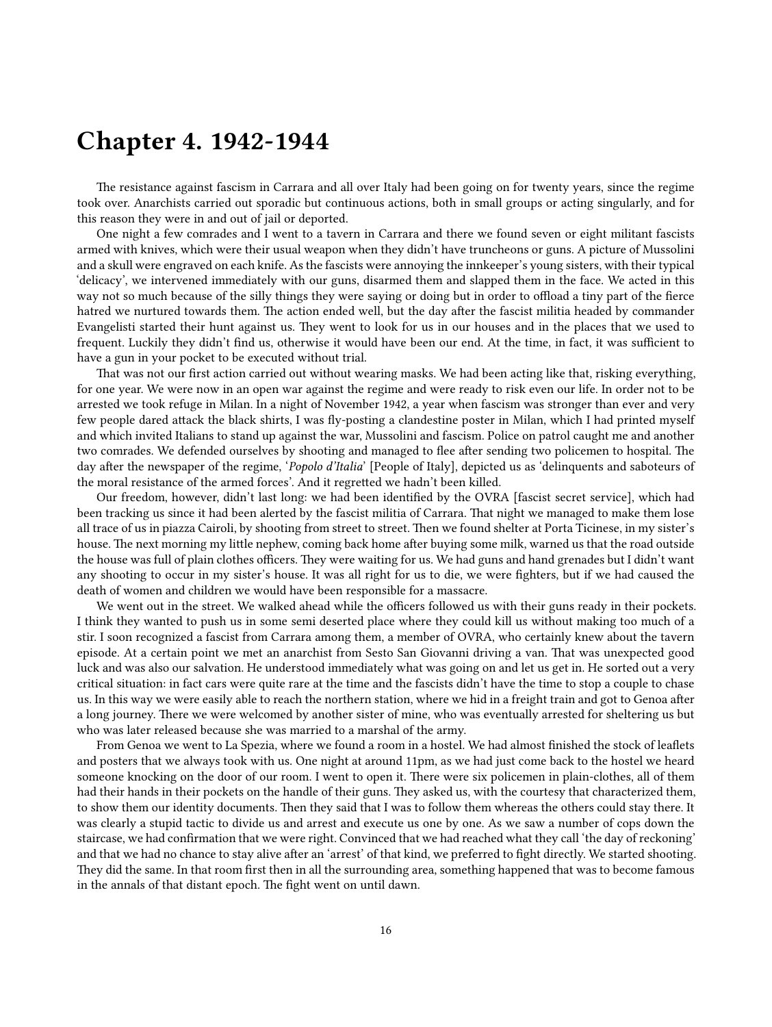# Chapter 4. 1942-1944

The resistance against fascism in Carrara and all over Italy had been going on for twenty years, since the regime took over. Anarchists carried out sporadic but continuous actions, both in small groups or acting singularly, and for this reason they were in and out of jail or deported.

One night a few comrades and I went to a tavern in Carrara and there we found seven or eight militant fascists armed with knives, which were their usual weapon when they didn't have truncheons or guns. A picture of Mussolini and a skull were engraved on each knife. As the fascists were annoying the innkeeper's young sisters, with their typical 'delicacy', we intervened immediately with our guns, disarmed them and slapped them in the face. We acted in this way not so much because of the silly things they were saying or doing but in order to offload a tiny part of the fierce hatred we nurtured towards them. The action ended well, but the day after the fascist militia headed by commander Evangelisti started their hunt against us. They went to look for us in our houses and in the places that we used to frequent. Luckily they didn't find us, otherwise it would have been our end. At the time, in fact, it was sufficient to have a gun in your pocket to be executed without trial.

That was not our first action carried out without wearing masks. We had been acting like that, risking everything, for one year. We were now in an open war against the regime and were ready to risk even our life. In order not to be arrested we took refuge in Milan. In a night of November 1942, a year when fascism was stronger than ever and very few people dared attack the black shirts, I was fly-posting a clandestine poster in Milan, which I had printed myself and which invited Italians to stand up against the war, Mussolini and fascism. Police on patrol caught me and another two comrades. We defended ourselves by shooting and managed to flee after sending two policemen to hospital. The day after the newspaper of the regime, '*Popolo d'Italia*' [People of Italy], depicted us as 'delinquents and saboteurs of the moral resistance of the armed forces'. And it regretted we hadn't been killed.

Our freedom, however, didn't last long: we had been identified by the OVRA [fascist secret service], which had been tracking us since it had been alerted by the fascist militia of Carrara. That night we managed to make them lose all trace of us in piazza Cairoli, by shooting from street to street. Then we found shelter at Porta Ticinese, in my sister's house. The next morning my little nephew, coming back home after buying some milk, warned us that the road outside the house was full of plain clothes officers. They were waiting for us. We had guns and hand grenades but I didn't want any shooting to occur in my sister's house. It was all right for us to die, we were fighters, but if we had caused the death of women and children we would have been responsible for a massacre.

We went out in the street. We walked ahead while the officers followed us with their guns ready in their pockets. I think they wanted to push us in some semi deserted place where they could kill us without making too much of a stir. I soon recognized a fascist from Carrara among them, a member of OVRA, who certainly knew about the tavern episode. At a certain point we met an anarchist from Sesto San Giovanni driving a van. That was unexpected good luck and was also our salvation. He understood immediately what was going on and let us get in. He sorted out a very critical situation: in fact cars were quite rare at the time and the fascists didn't have the time to stop a couple to chase us. In this way we were easily able to reach the northern station, where we hid in a freight train and got to Genoa after a long journey. There we were welcomed by another sister of mine, who was eventually arrested for sheltering us but who was later released because she was married to a marshal of the army.

From Genoa we went to La Spezia, where we found a room in a hostel. We had almost finished the stock of leaflets and posters that we always took with us. One night at around 11pm, as we had just come back to the hostel we heard someone knocking on the door of our room. I went to open it. There were six policemen in plain-clothes, all of them had their hands in their pockets on the handle of their guns. They asked us, with the courtesy that characterized them, to show them our identity documents. Then they said that I was to follow them whereas the others could stay there. It was clearly a stupid tactic to divide us and arrest and execute us one by one. As we saw a number of cops down the staircase, we had confirmation that we were right. Convinced that we had reached what they call 'the day of reckoning' and that we had no chance to stay alive after an 'arrest' of that kind, we preferred to fight directly. We started shooting. They did the same. In that room first then in all the surrounding area, something happened that was to become famous in the annals of that distant epoch. The fight went on until dawn.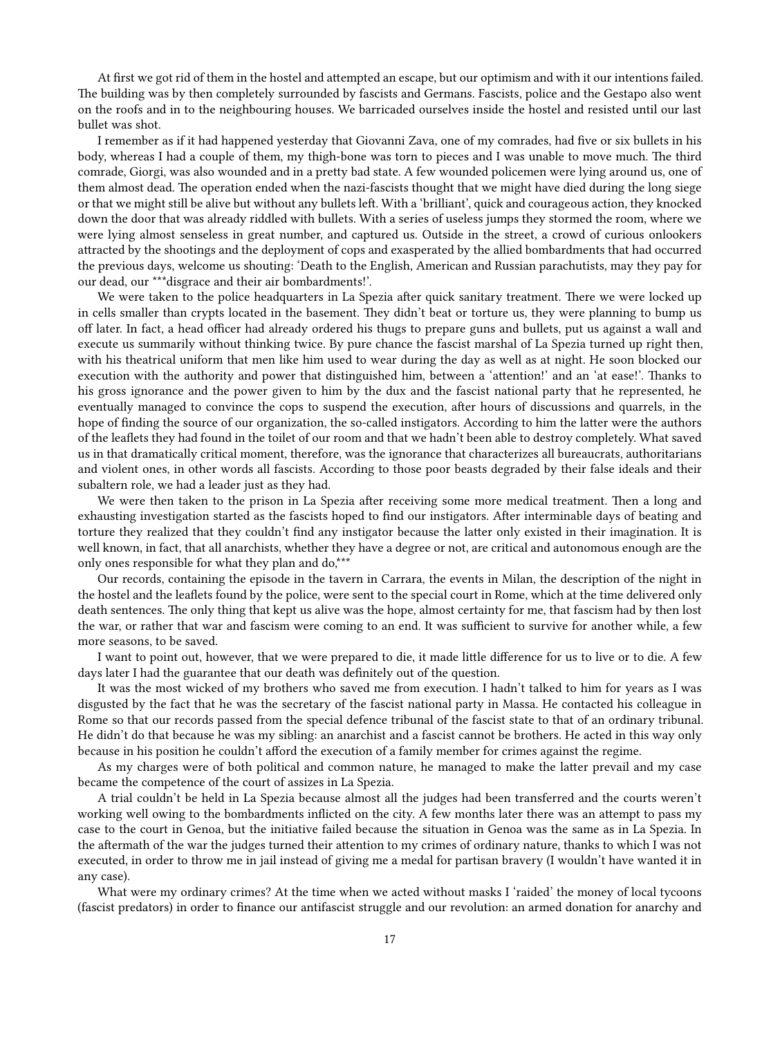At first we got rid of them in the hostel and attempted an escape, but our optimism and with it our intentions failed. The building was by then completely surrounded by fascists and Germans. Fascists, police and the Gestapo also went on the roofs and in to the neighbouring houses. We barricaded ourselves inside the hostel and resisted until our last bullet was shot.

I remember as if it had happened yesterday that Giovanni Zava, one of my comrades, had five or six bullets in his body, whereas I had a couple of them, my thigh-bone was torn to pieces and I was unable to move much. The third comrade, Giorgi, was also wounded and in a pretty bad state. A few wounded policemen were lying around us, one of them almost dead. The operation ended when the nazi-fascists thought that we might have died during the long siege or that we might still be alive but without any bullets left. With a 'brilliant', quick and courageous action, they knocked down the door that was already riddled with bullets. With a series of useless jumps they stormed the room, where we were lying almost senseless in great number, and captured us. Outside in the street, a crowd of curious onlookers attracted by the shootings and the deployment of cops and exasperated by the allied bombardments that had occurred the previous days, welcome us shouting: 'Death to the English, American and Russian parachutists, may they pay for our dead, our ***disgrace and their air bombardments!'.

We were taken to the police headquarters in La Spezia after quick sanitary treatment. There we were locked up in cells smaller than crypts located in the basement. They didn't beat or torture us, they were planning to bump us off later. In fact, a head officer had already ordered his thugs to prepare guns and bullets, put us against a wall and execute us summarily without thinking twice. By pure chance the fascist marshal of La Spezia turned up right then, with his theatrical uniform that men like him used to wear during the day as well as at night. He soon blocked our execution with the authority and power that distinguished him, between a 'attention!' and an 'at ease!'. Thanks to his gross ignorance and the power given to him by the dux and the fascist national party that he represented, he eventually managed to convince the cops to suspend the execution, after hours of discussions and quarrels, in the hope of finding the source of our organization, the so-called instigators. According to him the latter were the authors of the leaflets they had found in the toilet of our room and that we hadn't been able to destroy completely. What saved us in that dramatically critical moment, therefore, was the ignorance that characterizes all bureaucrats, authoritarians and violent ones, in other words all fascists. According to those poor beasts degraded by their false ideals and their subaltern role, we had a leader just as they had.

We were then taken to the prison in La Spezia after receiving some more medical treatment. Then a long and exhausting investigation started as the fascists hoped to find our instigators. After interminable days of beating and torture they realized that they couldn't find any instigator because the latter only existed in their imagination. It is well known, in fact, that all anarchists, whether they have a degree or not, are critical and autonomous enough are the only ones responsible for what they plan and do,***

Our records, containing the episode in the tavern in Carrara, the events in Milan, the description of the night in the hostel and the leaflets found by the police, were sent to the special court in Rome, which at the time delivered only death sentences. The only thing that kept us alive was the hope, almost certainty for me, that fascism had by then lost the war, or rather that war and fascism were coming to an end. It was sufficient to survive for another while, a few more seasons, to be saved.

I want to point out, however, that we were prepared to die, it made little difference for us to live or to die. A few days later I had the guarantee that our death was definitely out of the question.

It was the most wicked of my brothers who saved me from execution. I hadn't talked to him for years as I was disgusted by the fact that he was the secretary of the fascist national party in Massa. He contacted his colleague in Rome so that our records passed from the special defence tribunal of the fascist state to that of an ordinary tribunal. He didn't do that because he was my sibling: an anarchist and a fascist cannot be brothers. He acted in this way only because in his position he couldn't afford the execution of a family member for crimes against the regime.

As my charges were of both political and common nature, he managed to make the latter prevail and my case became the competence of the court of assizes in La Spezia.

A trial couldn't be held in La Spezia because almost all the judges had been transferred and the courts weren't working well owing to the bombardments inflicted on the city. A few months later there was an attempt to pass my case to the court in Genoa, but the initiative failed because the situation in Genoa was the same as in La Spezia. In the aftermath of the war the judges turned their attention to my crimes of ordinary nature, thanks to which I was not executed, in order to throw me in jail instead of giving me a medal for partisan bravery (I wouldn't have wanted it in any case).

What were my ordinary crimes? At the time when we acted without masks I 'raided' the money of local tycoons (fascist predators) in order to finance our antifascist struggle and our revolution: an armed donation for anarchy and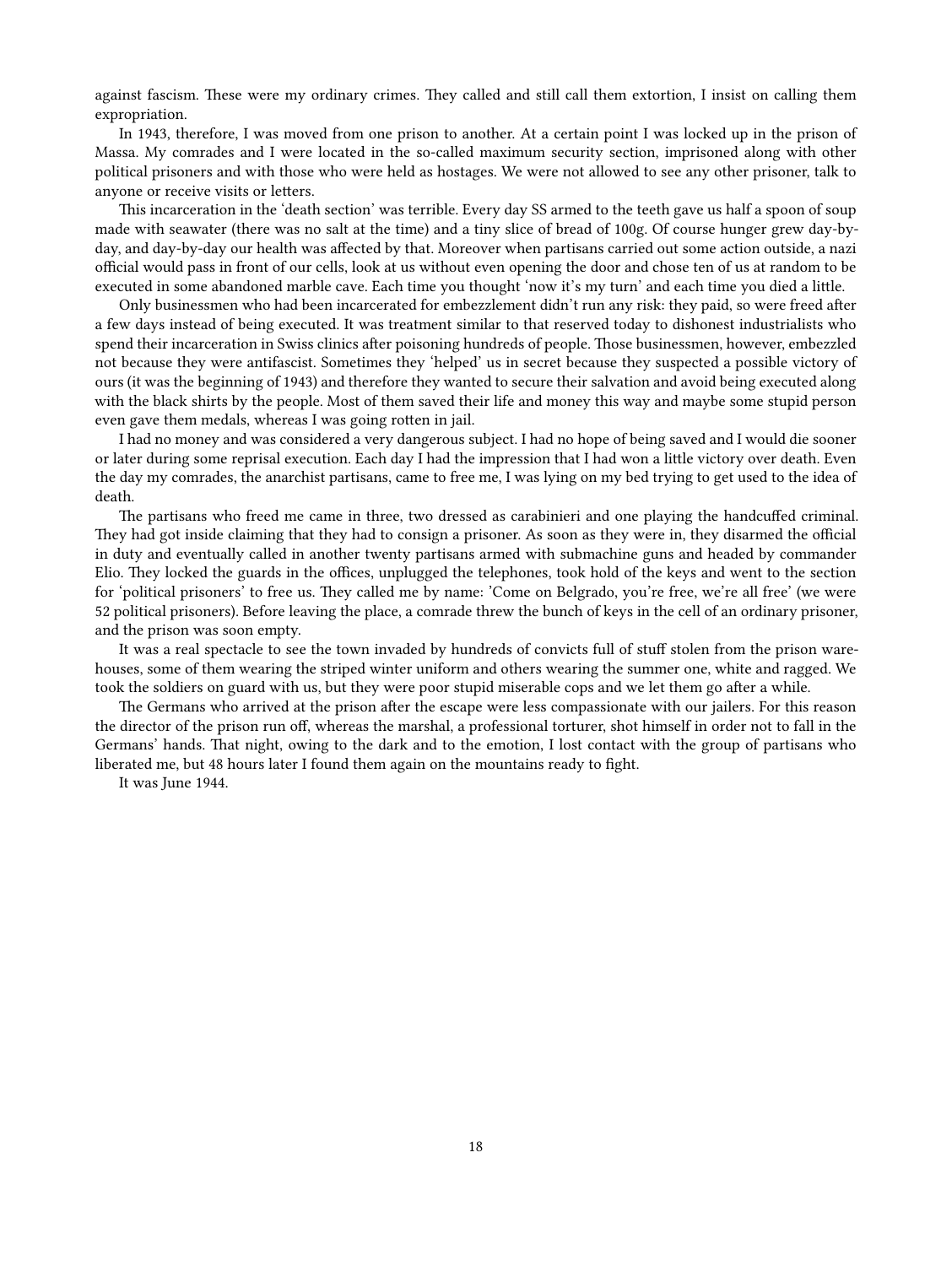against fascism. These were my ordinary crimes. They called and still call them extortion, I insist on calling them expropriation.

In 1943, therefore, I was moved from one prison to another. At a certain point I was locked up in the prison of Massa. My comrades and I were located in the so-called maximum security section, imprisoned along with other political prisoners and with those who were held as hostages. We were not allowed to see any other prisoner, talk to anyone or receive visits or letters.

This incarceration in the 'death section' was terrible. Every day SS armed to the teeth gave us half a spoon of soup made with seawater (there was no salt at the time) and a tiny slice of bread of 100g. Of course hunger grew day-by-day, and day-by-day our health was affected by that. Moreover when partisans carried out some action outside, a nazi official would pass in front of our cells, look at us without even opening the door and chose ten of us at random to be executed in some abandoned marble cave. Each time you thought 'now it's my turn' and each time you died a little.

Only businessmen who had been incarcerated for embezzlement didn't run any risk: they paid, so were freed after a few days instead of being executed. It was treatment similar to that reserved today to dishonest industrialists who spend their incarceration in Swiss clinics after poisoning hundreds of people. Those businessmen, however, embezzled not because they were antifascist. Sometimes they 'helped' us in secret because they suspected a possible victory of ours (it was the beginning of 1943) and therefore they wanted to secure their salvation and avoid being executed along with the black shirts by the people. Most of them saved their life and money this way and maybe some stupid person even gave them medals, whereas I was going rotten in jail.

I had no money and was considered a very dangerous subject. I had no hope of being saved and I would die sooner or later during some reprisal execution. Each day I had the impression that I had won a little victory over death. Even the day my comrades, the anarchist partisans, came to free me, I was lying on my bed trying to get used to the idea of death.

The partisans who freed me came in three, two dressed as carabinieri and one playing the handcuffed criminal. They had got inside claiming that they had to consign a prisoner. As soon as they were in, they disarmed the official in duty and eventually called in another twenty partisans armed with submachine guns and headed by commander Elio. They locked the guards in the offices, unplugged the telephones, took hold of the keys and went to the section for 'political prisoners' to free us. They called me by name: 'Come on Belgrado, you're free, we're all free' (we were 52 political prisoners). Before leaving the place, a comrade threw the bunch of keys in the cell of an ordinary prisoner, and the prison was soon empty.

It was a real spectacle to see the town invaded by hundreds of convicts full of stuff stolen from the prison warehouses, some of them wearing the striped winter uniform and others wearing the summer one, white and ragged. We took the soldiers on guard with us, but they were poor stupid miserable cops and we let them go after a while.

The Germans who arrived at the prison after the escape were less compassionate with our jailers. For this reason the director of the prison run off, whereas the marshal, a professional torturer, shot himself in order not to fall in the Germans' hands. That night, owing to the dark and to the emotion, I lost contact with the group of partisans who liberated me, but 48 hours later I found them again on the mountains ready to fight.

It was June 1944.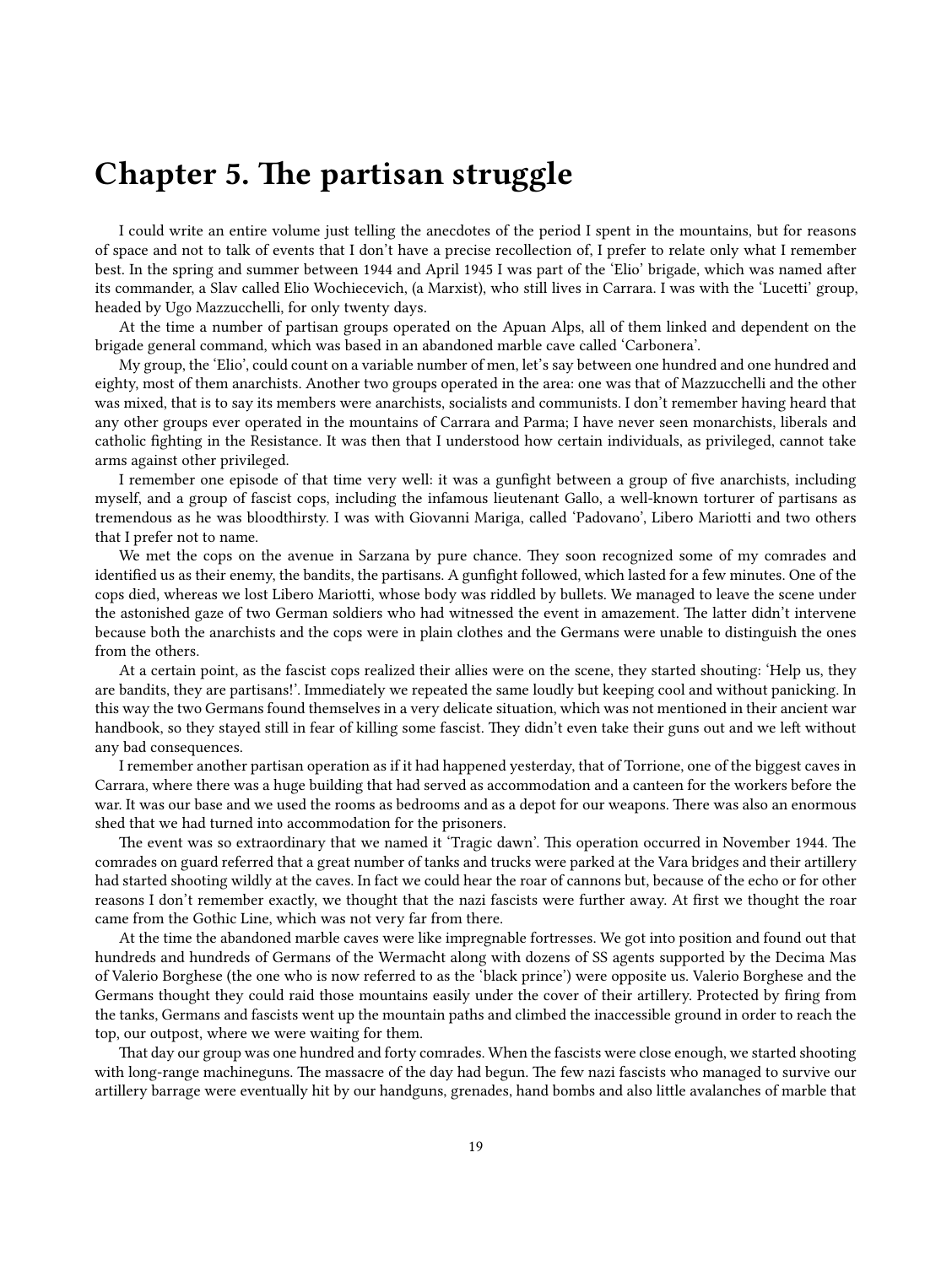# Chapter 5. The partisan struggle

I could write an entire volume just telling the anecdotes of the period I spent in the mountains, but for reasons of space and not to talk of events that I don't have a precise recollection of, I prefer to relate only what I remember best. In the spring and summer between 1944 and April 1945 I was part of the 'Elio' brigade, which was named after its commander, a Slav called Elio Wochiecevich, (a Marxist), who still lives in Carrara. I was with the 'Lucetti' group, headed by Ugo Mazzucchelli, for only twenty days.

At the time a number of partisan groups operated on the Apuan Alps, all of them linked and dependent on the brigade general command, which was based in an abandoned marble cave called 'Carbonera'.

My group, the 'Elio', could count on a variable number of men, let's say between one hundred and one hundred and eighty, most of them anarchists. Another two groups operated in the area: one was that of Mazzucchelli and the other was mixed, that is to say its members were anarchists, socialists and communists. I don't remember having heard that any other groups ever operated in the mountains of Carrara and Parma; I have never seen monarchists, liberals and catholic fighting in the Resistance. It was then that I understood how certain individuals, as privileged, cannot take arms against other privileged.

I remember one episode of that time very well: it was a gunfight between a group of five anarchists, including myself, and a group of fascist cops, including the infamous lieutenant Gallo, a well-known torturer of partisans as tremendous as he was bloodthirsty. I was with Giovanni Mariga, called 'Padovano', Libero Mariotti and two others that I prefer not to name.

We met the cops on the avenue in Sarzana by pure chance. They soon recognized some of my comrades and identified us as their enemy, the bandits, the partisans. A gunfight followed, which lasted for a few minutes. One of the cops died, whereas we lost Libero Mariotti, whose body was riddled by bullets. We managed to leave the scene under the astonished gaze of two German soldiers who had witnessed the event in amazement. The latter didn't intervene because both the anarchists and the cops were in plain clothes and the Germans were unable to distinguish the ones from the others.

At a certain point, as the fascist cops realized their allies were on the scene, they started shouting: 'Help us, they are bandits, they are partisans!'. Immediately we repeated the same loudly but keeping cool and without panicking. In this way the two Germans found themselves in a very delicate situation, which was not mentioned in their ancient war handbook, so they stayed still in fear of killing some fascist. They didn't even take their guns out and we left without any bad consequences.

I remember another partisan operation as if it had happened yesterday, that of Torrione, one of the biggest caves in Carrara, where there was a huge building that had served as accommodation and a canteen for the workers before the war. It was our base and we used the rooms as bedrooms and as a depot for our weapons. There was also an enormous shed that we had turned into accommodation for the prisoners.

The event was so extraordinary that we named it 'Tragic dawn'. This operation occurred in November 1944. The comrades on guard referred that a great number of tanks and trucks were parked at the Vara bridges and their artillery had started shooting wildly at the caves. In fact we could hear the roar of cannons but, because of the echo or for other reasons I don't remember exactly, we thought that the nazi fascists were further away. At first we thought the roar came from the Gothic Line, which was not very far from there.

At the time the abandoned marble caves were like impregnable fortresses. We got into position and found out that hundreds and hundreds of Germans of the Wermacht along with dozens of SS agents supported by the Decima Mas of Valerio Borghese (the one who is now referred to as the 'black prince') were opposite us. Valerio Borghese and the Germans thought they could raid those mountains easily under the cover of their artillery. Protected by firing from the tanks, Germans and fascists went up the mountain paths and climbed the inaccessible ground in order to reach the top, our outpost, where we were waiting for them.

That day our group was one hundred and forty comrades. When the fascists were close enough, we started shooting with long-range machineguns. The massacre of the day had begun. The few nazi fascists who managed to survive our artillery barrage were eventually hit by our handguns, grenades, hand bombs and also little avalanches of marble that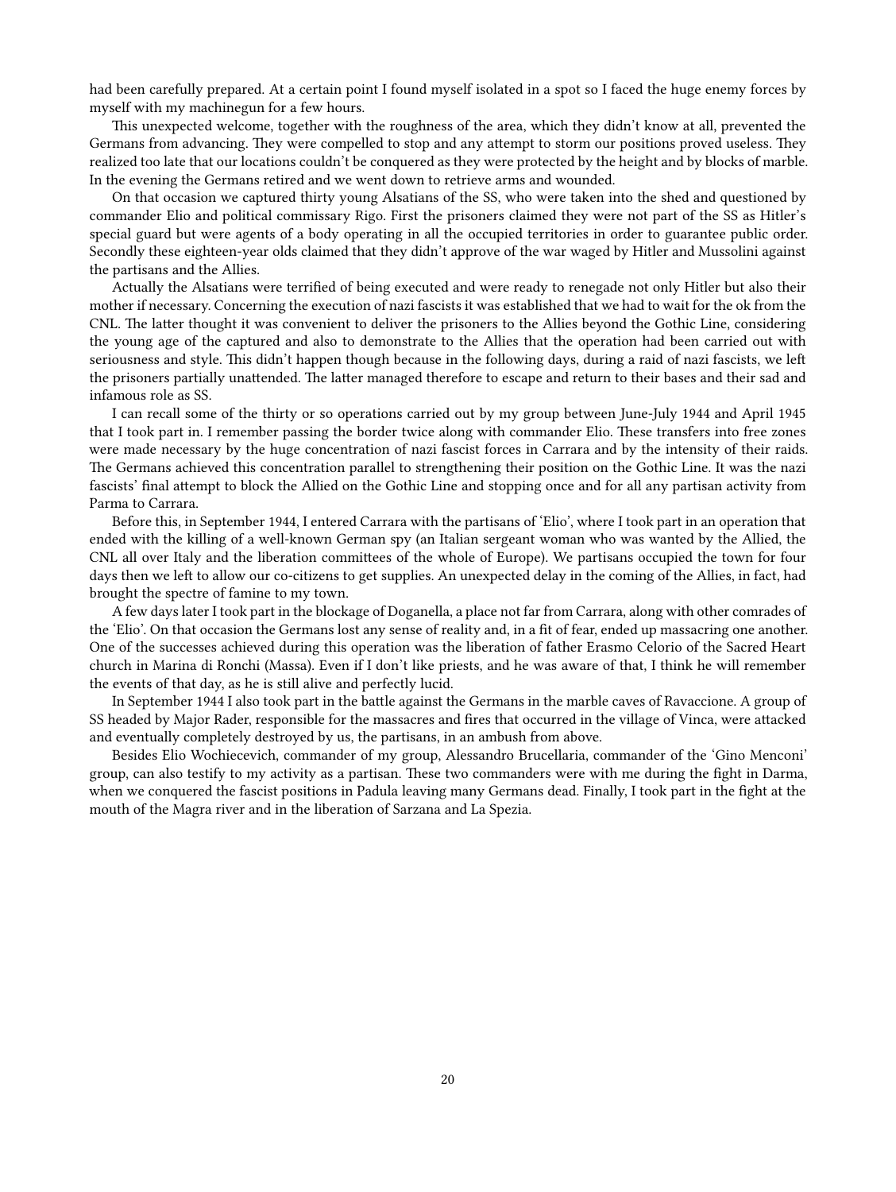had been carefully prepared. At a certain point I found myself isolated in a spot so I faced the huge enemy forces by myself with my machinegun for a few hours.

This unexpected welcome, together with the roughness of the area, which they didn't know at all, prevented the Germans from advancing. They were compelled to stop and any attempt to storm our positions proved useless. They realized too late that our locations couldn't be conquered as they were protected by the height and by blocks of marble. In the evening the Germans retired and we went down to retrieve arms and wounded.

On that occasion we captured thirty young Alsatians of the SS, who were taken into the shed and questioned by commander Elio and political commissary Rigo. First the prisoners claimed they were not part of the SS as Hitler's special guard but were agents of a body operating in all the occupied territories in order to guarantee public order. Secondly these eighteen-year olds claimed that they didn't approve of the war waged by Hitler and Mussolini against the partisans and the Allies.

Actually the Alsatians were terrified of being executed and were ready to renegade not only Hitler but also their mother if necessary. Concerning the execution of nazi fascists it was established that we had to wait for the ok from the CNL. The latter thought it was convenient to deliver the prisoners to the Allies beyond the Gothic Line, considering the young age of the captured and also to demonstrate to the Allies that the operation had been carried out with seriousness and style. This didn't happen though because in the following days, during a raid of nazi fascists, we left the prisoners partially unattended. The latter managed therefore to escape and return to their bases and their sad and infamous role as SS.

I can recall some of the thirty or so operations carried out by my group between June-July 1944 and April 1945 that I took part in. I remember passing the border twice along with commander Elio. These transfers into free zones were made necessary by the huge concentration of nazi fascist forces in Carrara and by the intensity of their raids. The Germans achieved this concentration parallel to strengthening their position on the Gothic Line. It was the nazi fascists' final attempt to block the Allied on the Gothic Line and stopping once and for all any partisan activity from Parma to Carrara.

Before this, in September 1944, I entered Carrara with the partisans of 'Elio', where I took part in an operation that ended with the killing of a well-known German spy (an Italian sergeant woman who was wanted by the Allied, the CNL all over Italy and the liberation committees of the whole of Europe). We partisans occupied the town for four days then we left to allow our co-citizens to get supplies. An unexpected delay in the coming of the Allies, in fact, had brought the spectre of famine to my town.

A few days later I took part in the blockage of Doganella, a place not far from Carrara, along with other comrades of the 'Elio'. On that occasion the Germans lost any sense of reality and, in a fit of fear, ended up massacring one another. One of the successes achieved during this operation was the liberation of father Erasmo Celorio of the Sacred Heart church in Marina di Ronchi (Massa). Even if I don't like priests, and he was aware of that, I think he will remember the events of that day, as he is still alive and perfectly lucid.

In September 1944 I also took part in the battle against the Germans in the marble caves of Ravaccione. A group of SS headed by Major Rader, responsible for the massacres and fires that occurred in the village of Vinca, were attacked and eventually completely destroyed by us, the partisans, in an ambush from above.

Besides Elio Wochiecevich, commander of my group, Alessandro Brucellaria, commander of the 'Gino Menconi' group, can also testify to my activity as a partisan. These two commanders were with me during the fight in Darma, when we conquered the fascist positions in Padula leaving many Germans dead. Finally, I took part in the fight at the mouth of the Magra river and in the liberation of Sarzana and La Spezia.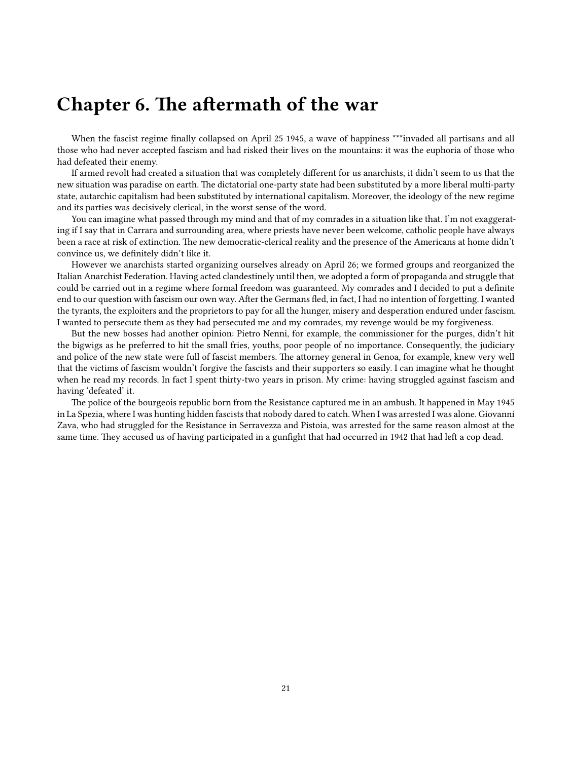# Chapter 6. The aftermath of the war

When the fascist regime finally collapsed on April 25 1945, a wave of happiness ***invaded all partisans and all those who had never accepted fascism and had risked their lives on the mountains: it was the euphoria of those who had defeated their enemy.

If armed revolt had created a situation that was completely different for us anarchists, it didn't seem to us that the new situation was paradise on earth. The dictatorial one-party state had been substituted by a more liberal multi-party state, autarchic capitalism had been substituted by international capitalism. Moreover, the ideology of the new regime and its parties was decisively clerical, in the worst sense of the word.

You can imagine what passed through my mind and that of my comrades in a situation like that. I'm not exaggerating if I say that in Carrara and surrounding area, where priests have never been welcome, catholic people have always been a race at risk of extinction. The new democratic-clerical reality and the presence of the Americans at home didn't convince us, we definitely didn't like it.

However we anarchists started organizing ourselves already on April 26; we formed groups and reorganized the Italian Anarchist Federation. Having acted clandestinely until then, we adopted a form of propaganda and struggle that could be carried out in a regime where formal freedom was guaranteed. My comrades and I decided to put a definite end to our question with fascism our own way. After the Germans fled, in fact, I had no intention of forgetting. I wanted the tyrants, the exploiters and the proprietors to pay for all the hunger, misery and desperation endured under fascism. I wanted to persecute them as they had persecuted me and my comrades, my revenge would be my forgiveness.

But the new bosses had another opinion: Pietro Nenni, for example, the commissioner for the purges, didn't hit the bigwigs as he preferred to hit the small fries, youths, poor people of no importance. Consequently, the judiciary and police of the new state were full of fascist members. The attorney general in Genoa, for example, knew very well that the victims of fascism wouldn't forgive the fascists and their supporters so easily. I can imagine what he thought when he read my records. In fact I spent thirty-two years in prison. My crime: having struggled against fascism and having 'defeated' it.

The police of the bourgeois republic born from the Resistance captured me in an ambush. It happened in May 1945 in La Spezia, where I was hunting hidden fascists that nobody dared to catch. When I was arrested I was alone. Giovanni Zava, who had struggled for the Resistance in Serravezza and Pistoia, was arrested for the same reason almost at the same time. They accused us of having participated in a gunfight that had occurred in 1942 that had left a cop dead.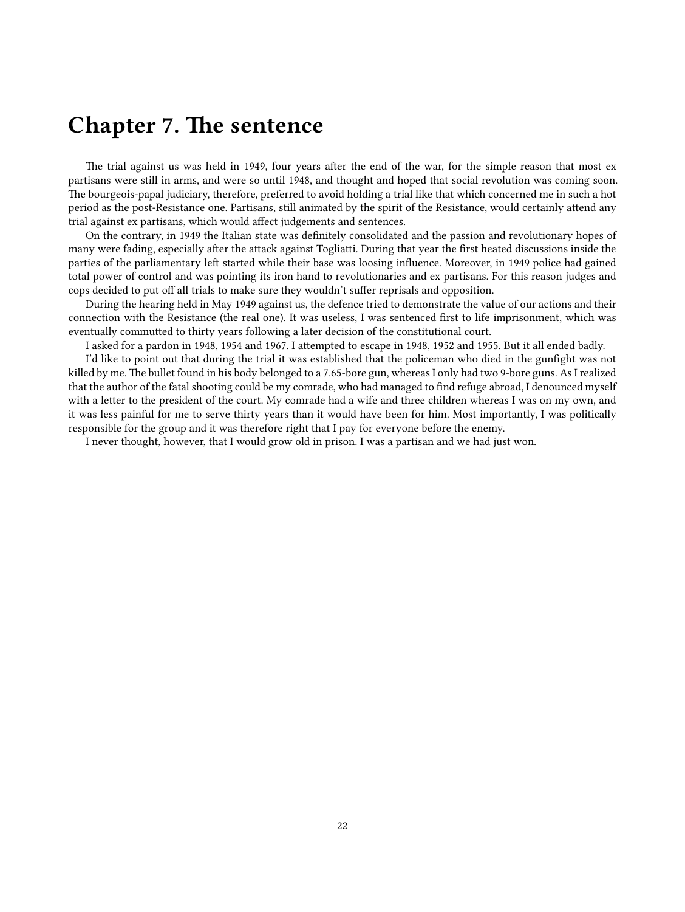# Chapter 7. The sentence

The trial against us was held in 1949, four years after the end of the war, for the simple reason that most ex partisans were still in arms, and were so until 1948, and thought and hoped that social revolution was coming soon. The bourgeois-papal judiciary, therefore, preferred to avoid holding a trial like that which concerned me in such a hot period as the post-Resistance one. Partisans, still animated by the spirit of the Resistance, would certainly attend any trial against ex partisans, which would affect judgements and sentences.

On the contrary, in 1949 the Italian state was definitely consolidated and the passion and revolutionary hopes of many were fading, especially after the attack against Togliatti. During that year the first heated discussions inside the parties of the parliamentary left started while their base was loosing influence. Moreover, in 1949 police had gained total power of control and was pointing its iron hand to revolutionaries and ex partisans. For this reason judges and cops decided to put off all trials to make sure they wouldn't suffer reprisals and opposition.

During the hearing held in May 1949 against us, the defence tried to demonstrate the value of our actions and their connection with the Resistance (the real one). It was useless, I was sentenced first to life imprisonment, which was eventually commutted to thirty years following a later decision of the constitutional court.

I asked for a pardon in 1948, 1954 and 1967. I attempted to escape in 1948, 1952 and 1955. But it all ended badly.

I'd like to point out that during the trial it was established that the policeman who died in the gunfight was not killed by me. The bullet found in his body belonged to a 7.65-bore gun, whereas I only had two 9-bore guns. As I realized that the author of the fatal shooting could be my comrade, who had managed to find refuge abroad, I denounced myself with a letter to the president of the court. My comrade had a wife and three children whereas I was on my own, and it was less painful for me to serve thirty years than it would have been for him. Most importantly, I was politically responsible for the group and it was therefore right that I pay for everyone before the enemy.

I never thought, however, that I would grow old in prison. I was a partisan and we had just won.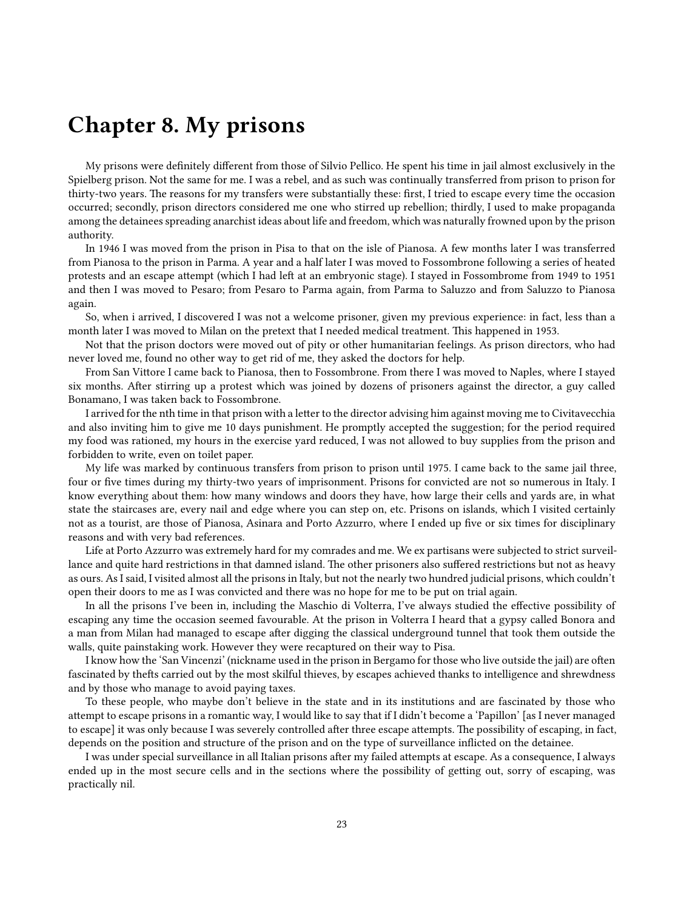# Chapter 8. My prisons

My prisons were definitely different from those of Silvio Pellico. He spent his time in jail almost exclusively in the Spielberg prison. Not the same for me. I was a rebel, and as such was continually transferred from prison to prison for thirty-two years. The reasons for my transfers were substantially these: first, I tried to escape every time the occasion occurred; secondly, prison directors considered me one who stirred up rebellion; thirdly, I used to make propaganda among the detainees spreading anarchist ideas about life and freedom, which was naturally frowned upon by the prison authority.

In 1946 I was moved from the prison in Pisa to that on the isle of Pianosa. A few months later I was transferred from Pianosa to the prison in Parma. A year and a half later I was moved to Fossombrone following a series of heated protests and an escape attempt (which I had left at an embryonic stage). I stayed in Fossombrome from 1949 to 1951 and then I was moved to Pesaro; from Pesaro to Parma again, from Parma to Saluzzo and from Saluzzo to Pianosa again.

So, when i arrived, I discovered I was not a welcome prisoner, given my previous experience: in fact, less than a month later I was moved to Milan on the pretext that I needed medical treatment. This happened in 1953.

Not that the prison doctors were moved out of pity or other humanitarian feelings. As prison directors, who had never loved me, found no other way to get rid of me, they asked the doctors for help.

From San Vittore I came back to Pianosa, then to Fossombrone. From there I was moved to Naples, where I stayed six months. After stirring up a protest which was joined by dozens of prisoners against the director, a guy called Bonamano, I was taken back to Fossombrone.

I arrived for the nth time in that prison with a letter to the director advising him against moving me to Civitavecchia and also inviting him to give me 10 days punishment. He promptly accepted the suggestion; for the period required my food was rationed, my hours in the exercise yard reduced, I was not allowed to buy supplies from the prison and forbidden to write, even on toilet paper.

My life was marked by continuous transfers from prison to prison until 1975. I came back to the same jail three, four or five times during my thirty-two years of imprisonment. Prisons for convicted are not so numerous in Italy. I know everything about them: how many windows and doors they have, how large their cells and yards are, in what state the staircases are, every nail and edge where you can step on, etc. Prisons on islands, which I visited certainly not as a tourist, are those of Pianosa, Asinara and Porto Azzurro, where I ended up five or six times for disciplinary reasons and with very bad references.

Life at Porto Azzurro was extremely hard for my comrades and me. We ex partisans were subjected to strict surveillance and quite hard restrictions in that damned island. The other prisoners also suffered restrictions but not as heavy as ours. As I said, I visited almost all the prisons in Italy, but not the nearly two hundred judicial prisons, which couldn't open their doors to me as I was convicted and there was no hope for me to be put on trial again.

In all the prisons I've been in, including the Maschio di Volterra, I've always studied the effective possibility of escaping any time the occasion seemed favourable. At the prison in Volterra I heard that a gypsy called Bonora and a man from Milan had managed to escape after digging the classical underground tunnel that took them outside the walls, quite painstaking work. However they were recaptured on their way to Pisa.

I know how the 'San Vincenzi' (nickname used in the prison in Bergamo for those who live outside the jail) are often fascinated by thefts carried out by the most skilful thieves, by escapes achieved thanks to intelligence and shrewdness and by those who manage to avoid paying taxes.

To these people, who maybe don't believe in the state and in its institutions and are fascinated by those who attempt to escape prisons in a romantic way, I would like to say that if I didn't become a 'Papillon' [as I never managed to escape] it was only because I was severely controlled after three escape attempts. The possibility of escaping, in fact, depends on the position and structure of the prison and on the type of surveillance inflicted on the detainee.

I was under special surveillance in all Italian prisons after my failed attempts at escape. As a consequence, I always ended up in the most secure cells and in the sections where the possibility of getting out, sorry of escaping, was practically nil.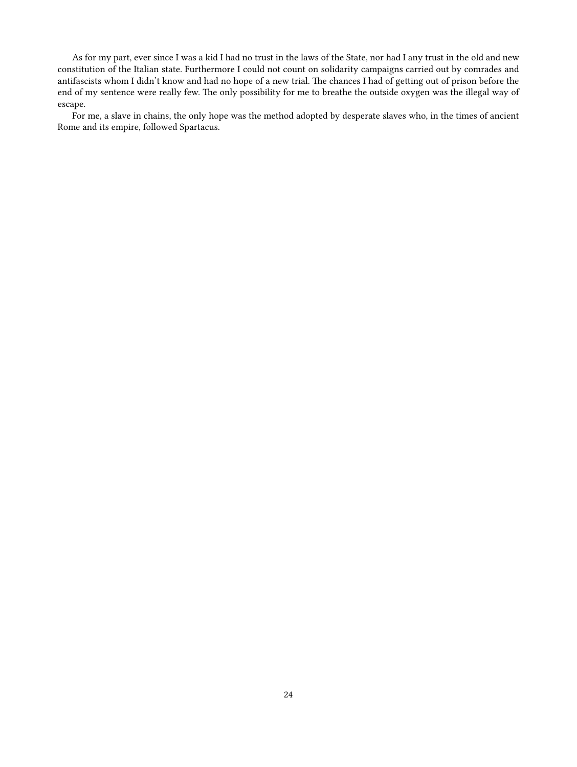As for my part, ever since I was a kid I had no trust in the laws of the State, nor had I any trust in the old and new constitution of the Italian state. Furthermore I could not count on solidarity campaigns carried out by comrades and antifascists whom I didn't know and had no hope of a new trial. The chances I had of getting out of prison before the end of my sentence were really few. The only possibility for me to breathe the outside oxygen was the illegal way of escape.

For me, a slave in chains, the only hope was the method adopted by desperate slaves who, in the times of ancient Rome and its empire, followed Spartacus.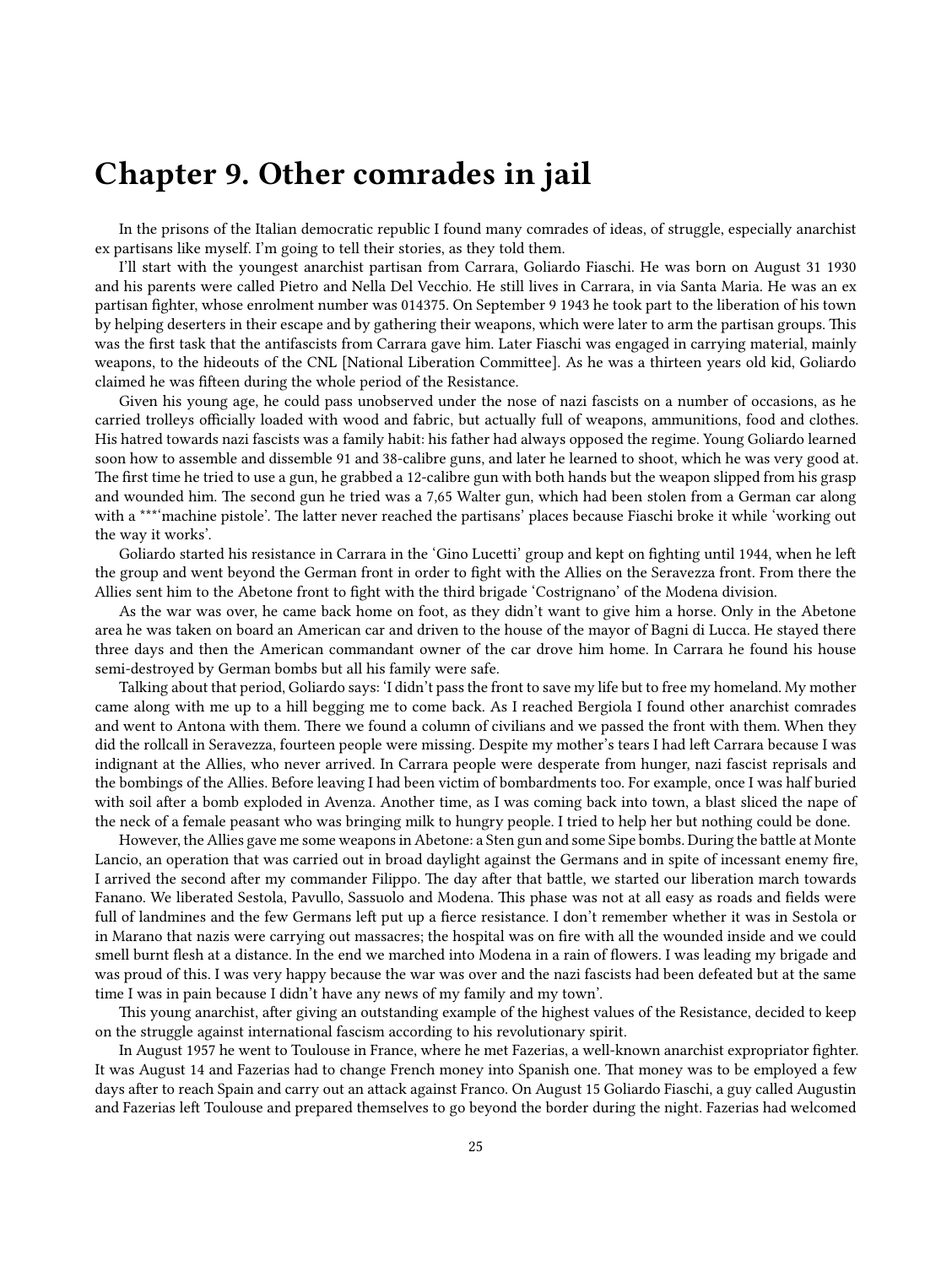# Chapter 9. Other comrades in jail

In the prisons of the Italian democratic republic I found many comrades of ideas, of struggle, especially anarchist ex partisans like myself. I'm going to tell their stories, as they told them.

I'll start with the youngest anarchist partisan from Carrara, Goliardo Fiaschi. He was born on August 31 1930 and his parents were called Pietro and Nella Del Vecchio. He still lives in Carrara, in via Santa Maria. He was an ex partisan fighter, whose enrolment number was 014375. On September 9 1943 he took part to the liberation of his town by helping deserters in their escape and by gathering their weapons, which were later to arm the partisan groups. This was the first task that the antifascists from Carrara gave him. Later Fiaschi was engaged in carrying material, mainly weapons, to the hideouts of the CNL [National Liberation Committee]. As he was a thirteen years old kid, Goliardo claimed he was fifteen during the whole period of the Resistance.

Given his young age, he could pass unobserved under the nose of nazi fascists on a number of occasions, as he carried trolleys officially loaded with wood and fabric, but actually full of weapons, ammunitions, food and clothes. His hatred towards nazi fascists was a family habit: his father had always opposed the regime. Young Goliardo learned soon how to assemble and dissemble 91 and 38-calibre guns, and later he learned to shoot, which he was very good at. The first time he tried to use a gun, he grabbed a 12-calibre gun with both hands but the weapon slipped from his grasp and wounded him. The second gun he tried was a 7,65 Walter gun, which had been stolen from a German car along with a ***'machine pistole'. The latter never reached the partisans' places because Fiaschi broke it while 'working out the way it works'.

Goliardo started his resistance in Carrara in the 'Gino Lucetti' group and kept on fighting until 1944, when he left the group and went beyond the German front in order to fight with the Allies on the Seravezza front. From there the Allies sent him to the Abetone front to fight with the third brigade 'Costrignano' of the Modena division.

As the war was over, he came back home on foot, as they didn't want to give him a horse. Only in the Abetone area he was taken on board an American car and driven to the house of the mayor of Bagni di Lucca. He stayed there three days and then the American commandant owner of the car drove him home. In Carrara he found his house semi-destroyed by German bombs but all his family were safe.

Talking about that period, Goliardo says: 'I didn't pass the front to save my life but to free my homeland. My mother came along with me up to a hill begging me to come back. As I reached Bergiola I found other anarchist comrades and went to Antona with them. There we found a column of civilians and we passed the front with them. When they did the rollcall in Seravezza, fourteen people were missing. Despite my mother's tears I had left Carrara because I was indignant at the Allies, who never arrived. In Carrara people were desperate from hunger, nazi fascist reprisals and the bombings of the Allies. Before leaving I had been victim of bombardments too. For example, once I was half buried with soil after a bomb exploded in Avenza. Another time, as I was coming back into town, a blast sliced the nape of the neck of a female peasant who was bringing milk to hungry people. I tried to help her but nothing could be done.

However, the Allies gave me some weapons in Abetone: a Sten gun and some Sipe bombs. During the battle at Monte Lancio, an operation that was carried out in broad daylight against the Germans and in spite of incessant enemy fire, I arrived the second after my commander Filippo. The day after that battle, we started our liberation march towards Fanano. We liberated Sestola, Pavullo, Sassuolo and Modena. This phase was not at all easy as roads and fields were full of landmines and the few Germans left put up a fierce resistance. I don't remember whether it was in Sestola or in Marano that nazis were carrying out massacres; the hospital was on fire with all the wounded inside and we could smell burnt flesh at a distance. In the end we marched into Modena in a rain of flowers. I was leading my brigade and was proud of this. I was very happy because the war was over and the nazi fascists had been defeated but at the same time I was in pain because I didn't have any news of my family and my town'.

This young anarchist, after giving an outstanding example of the highest values of the Resistance, decided to keep on the struggle against international fascism according to his revolutionary spirit.

In August 1957 he went to Toulouse in France, where he met Fazerias, a well-known anarchist expropriator fighter. It was August 14 and Fazerias had to change French money into Spanish one. That money was to be employed a few days after to reach Spain and carry out an attack against Franco. On August 15 Goliardo Fiaschi, a guy called Augustin and Fazerias left Toulouse and prepared themselves to go beyond the border during the night. Fazerias had welcomed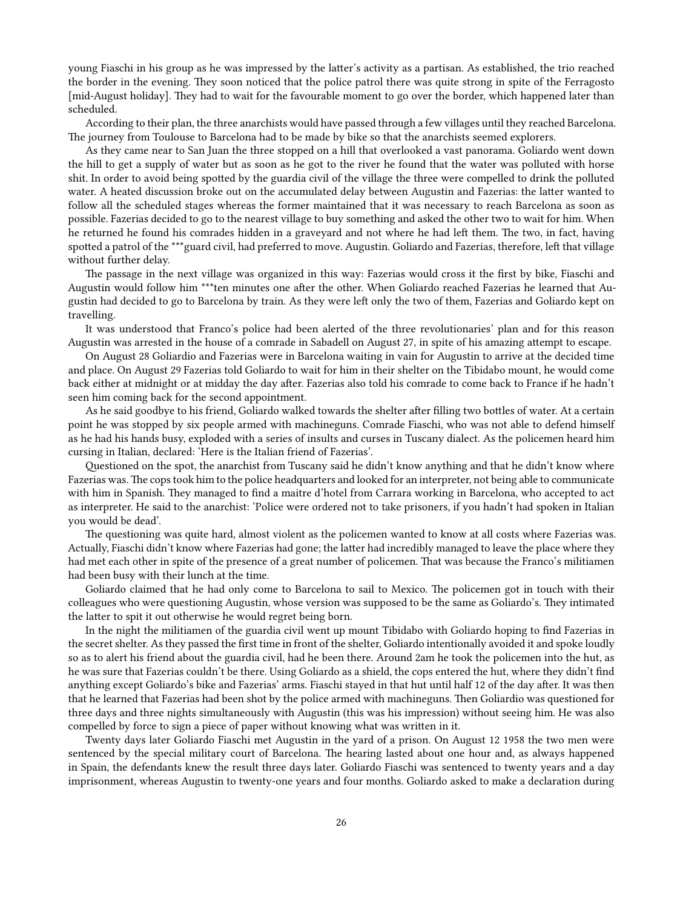young Fiaschi in his group as he was impressed by the latter's activity as a partisan. As established, the trio reached the border in the evening. They soon noticed that the police patrol there was quite strong in spite of the Ferragosto [mid-August holiday]. They had to wait for the favourable moment to go over the border, which happened later than scheduled.

According to their plan, the three anarchists would have passed through a few villages until they reached Barcelona. The journey from Toulouse to Barcelona had to be made by bike so that the anarchists seemed explorers.

As they came near to San Juan the three stopped on a hill that overlooked a vast panorama. Goliardo went down the hill to get a supply of water but as soon as he got to the river he found that the water was polluted with horse shit. In order to avoid being spotted by the guardia civil of the village the three were compelled to drink the polluted water. A heated discussion broke out on the accumulated delay between Augustin and Fazerias: the latter wanted to follow all the scheduled stages whereas the former maintained that it was necessary to reach Barcelona as soon as possible. Fazerias decided to go to the nearest village to buy something and asked the other two to wait for him. When he returned he found his comrades hidden in a graveyard and not where he had left them. The two, in fact, having spotted a patrol of the ***guard civil, had preferred to move. Augustin. Goliardo and Fazerias, therefore, left that village without further delay.

The passage in the next village was organized in this way: Fazerias would cross it the first by bike, Fiaschi and Augustin would follow him ***ten minutes one after the other. When Goliardo reached Fazerias he learned that Augustin had decided to go to Barcelona by train. As they were left only the two of them, Fazerias and Goliardo kept on travelling.

It was understood that Franco's police had been alerted of the three revolutionaries' plan and for this reason Augustin was arrested in the house of a comrade in Sabadell on August 27, in spite of his amazing attempt to escape.

On August 28 Goliardio and Fazerias were in Barcelona waiting in vain for Augustin to arrive at the decided time and place. On August 29 Fazerias told Goliardo to wait for him in their shelter on the Tibidabo mount, he would come back either at midnight or at midday the day after. Fazerias also told his comrade to come back to France if he hadn't seen him coming back for the second appointment.

As he said goodbye to his friend, Goliardo walked towards the shelter after filling two bottles of water. At a certain point he was stopped by six people armed with machineguns. Comrade Fiaschi, who was not able to defend himself as he had his hands busy, exploded with a series of insults and curses in Tuscany dialect. As the policemen heard him cursing in Italian, declared: 'Here is the Italian friend of Fazerias'.

Questioned on the spot, the anarchist from Tuscany said he didn't know anything and that he didn't know where Fazerias was. The cops took him to the police headquarters and looked for an interpreter, not being able to communicate with him in Spanish. They managed to find a maitre d'hotel from Carrara working in Barcelona, who accepted to act as interpreter. He said to the anarchist: 'Police were ordered not to take prisoners, if you hadn't had spoken in Italian you would be dead'.

The questioning was quite hard, almost violent as the policemen wanted to know at all costs where Fazerias was. Actually, Fiaschi didn't know where Fazerias had gone; the latter had incredibly managed to leave the place where they had met each other in spite of the presence of a great number of policemen. That was because the Franco's militiamen had been busy with their lunch at the time.

Goliardo claimed that he had only come to Barcelona to sail to Mexico. The policemen got in touch with their colleagues who were questioning Augustin, whose version was supposed to be the same as Goliardo's. They intimated the latter to spit it out otherwise he would regret being born.

In the night the militiamen of the guardia civil went up mount Tibidabo with Goliardo hoping to find Fazerias in the secret shelter. As they passed the first time in front of the shelter, Goliardo intentionally avoided it and spoke loudly so as to alert his friend about the guardia civil, had he been there. Around 2am he took the policemen into the hut, as he was sure that Fazerias couldn't be there. Using Goliardo as a shield, the cops entered the hut, where they didn't find anything except Goliardo's bike and Fazerias' arms. Fiaschi stayed in that hut until half 12 of the day after. It was then that he learned that Fazerias had been shot by the police armed with machineguns. Then Goliardio was questioned for three days and three nights simultaneously with Augustin (this was his impression) without seeing him. He was also compelled by force to sign a piece of paper without knowing what was written in it.

Twenty days later Goliardo Fiaschi met Augustin in the yard of a prison. On August 12 1958 the two men were sentenced by the special military court of Barcelona. The hearing lasted about one hour and, as always happened in Spain, the defendants knew the result three days later. Goliardo Fiaschi was sentenced to twenty years and a day imprisonment, whereas Augustin to twenty-one years and four months. Goliardo asked to make a declaration during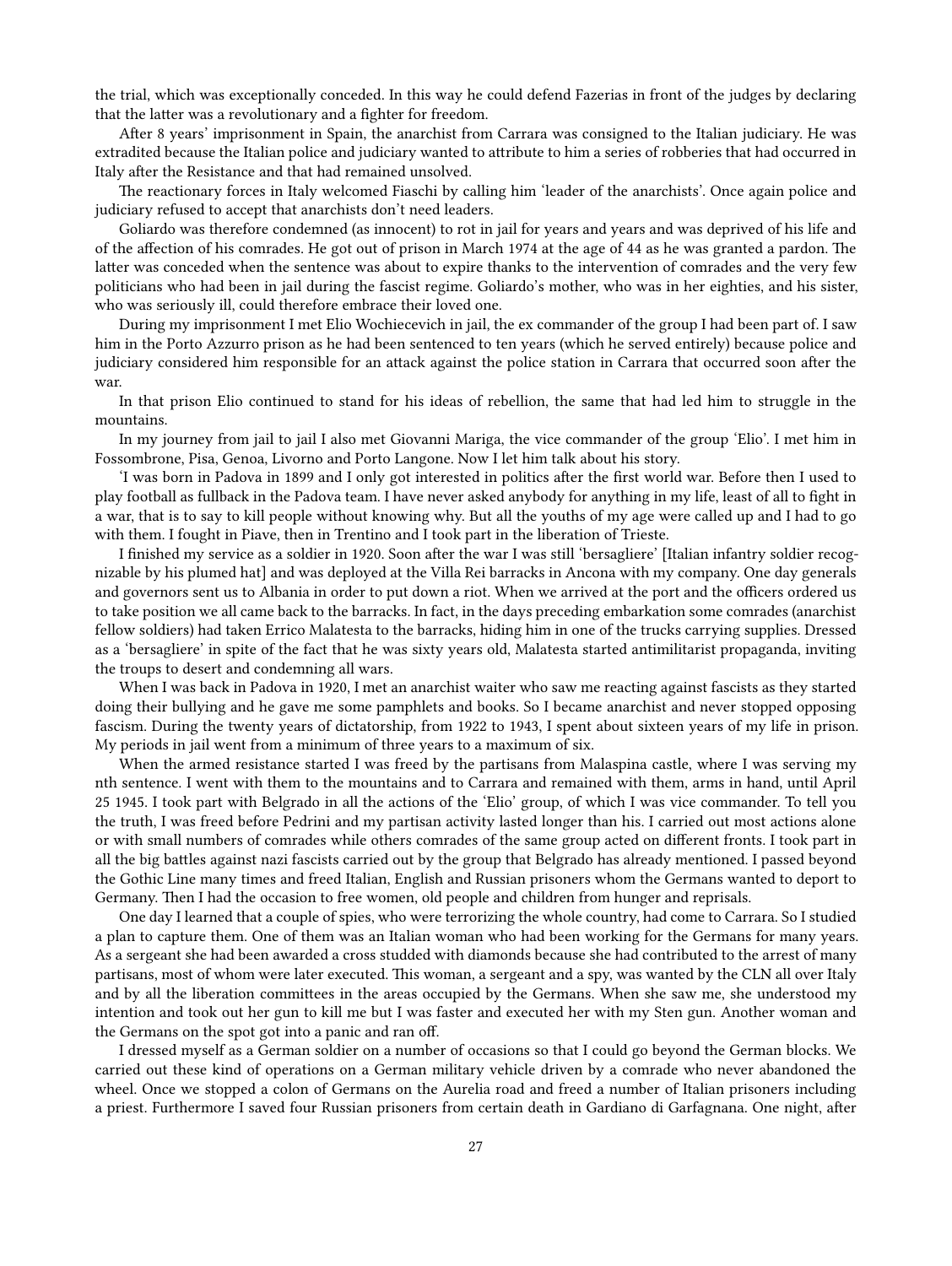the trial, which was exceptionally conceded. In this way he could defend Fazerias in front of the judges by declaring that the latter was a revolutionary and a fighter for freedom.

After 8 years' imprisonment in Spain, the anarchist from Carrara was consigned to the Italian judiciary. He was extradited because the Italian police and judiciary wanted to attribute to him a series of robberies that had occurred in Italy after the Resistance and that had remained unsolved.

The reactionary forces in Italy welcomed Fiaschi by calling him 'leader of the anarchists'. Once again police and judiciary refused to accept that anarchists don't need leaders.

Goliardo was therefore condemned (as innocent) to rot in jail for years and years and was deprived of his life and of the affection of his comrades. He got out of prison in March 1974 at the age of 44 as he was granted a pardon. The latter was conceded when the sentence was about to expire thanks to the intervention of comrades and the very few politicians who had been in jail during the fascist regime. Goliardo's mother, who was in her eighties, and his sister, who was seriously ill, could therefore embrace their loved one.

During my imprisonment I met Elio Wochiecevich in jail, the ex commander of the group I had been part of. I saw him in the Porto Azzurro prison as he had been sentenced to ten years (which he served entirely) because police and judiciary considered him responsible for an attack against the police station in Carrara that occurred soon after the war.

In that prison Elio continued to stand for his ideas of rebellion, the same that had led him to struggle in the mountains.

In my journey from jail to jail I also met Giovanni Mariga, the vice commander of the group 'Elio'. I met him in Fossombrone, Pisa, Genoa, Livorno and Porto Langone. Now I let him talk about his story.

'I was born in Padova in 1899 and I only got interested in politics after the first world war. Before then I used to play football as fullback in the Padova team. I have never asked anybody for anything in my life, least of all to fight in a war, that is to say to kill people without knowing why. But all the youths of my age were called up and I had to go with them. I fought in Piave, then in Trentino and I took part in the liberation of Trieste.

I finished my service as a soldier in 1920. Soon after the war I was still 'bersagliere' [Italian infantry soldier recognizable by his plumed hat] and was deployed at the Villa Rei barracks in Ancona with my company. One day generals and governors sent us to Albania in order to put down a riot. When we arrived at the port and the officers ordered us to take position we all came back to the barracks. In fact, in the days preceding embarkation some comrades (anarchist fellow soldiers) had taken Errico Malatesta to the barracks, hiding him in one of the trucks carrying supplies. Dressed as a 'bersagliere' in spite of the fact that he was sixty years old, Malatesta started antimilitarist propaganda, inviting the troups to desert and condemning all wars.

When I was back in Padova in 1920, I met an anarchist waiter who saw me reacting against fascists as they started doing their bullying and he gave me some pamphlets and books. So I became anarchist and never stopped opposing fascism. During the twenty years of dictatorship, from 1922 to 1943, I spent about sixteen years of my life in prison. My periods in jail went from a minimum of three years to a maximum of six.

When the armed resistance started I was freed by the partisans from Malaspina castle, where I was serving my nth sentence. I went with them to the mountains and to Carrara and remained with them, arms in hand, until April 25 1945. I took part with Belgrado in all the actions of the 'Elio' group, of which I was vice commander. To tell you the truth, I was freed before Pedrini and my partisan activity lasted longer than his. I carried out most actions alone or with small numbers of comrades while others comrades of the same group acted on different fronts. I took part in all the big battles against nazi fascists carried out by the group that Belgrado has already mentioned. I passed beyond the Gothic Line many times and freed Italian, English and Russian prisoners whom the Germans wanted to deport to Germany. Then I had the occasion to free women, old people and children from hunger and reprisals.

One day I learned that a couple of spies, who were terrorizing the whole country, had come to Carrara. So I studied a plan to capture them. One of them was an Italian woman who had been working for the Germans for many years. As a sergeant she had been awarded a cross studded with diamonds because she had contributed to the arrest of many partisans, most of whom were later executed. This woman, a sergeant and a spy, was wanted by the CLN all over Italy and by all the liberation committees in the areas occupied by the Germans. When she saw me, she understood my intention and took out her gun to kill me but I was faster and executed her with my Sten gun. Another woman and the Germans on the spot got into a panic and ran off.

I dressed myself as a German soldier on a number of occasions so that I could go beyond the German blocks. We carried out these kind of operations on a German military vehicle driven by a comrade who never abandoned the wheel. Once we stopped a colon of Germans on the Aurelia road and freed a number of Italian prisoners including a priest. Furthermore I saved four Russian prisoners from certain death in Gardiano di Garfagnana. One night, after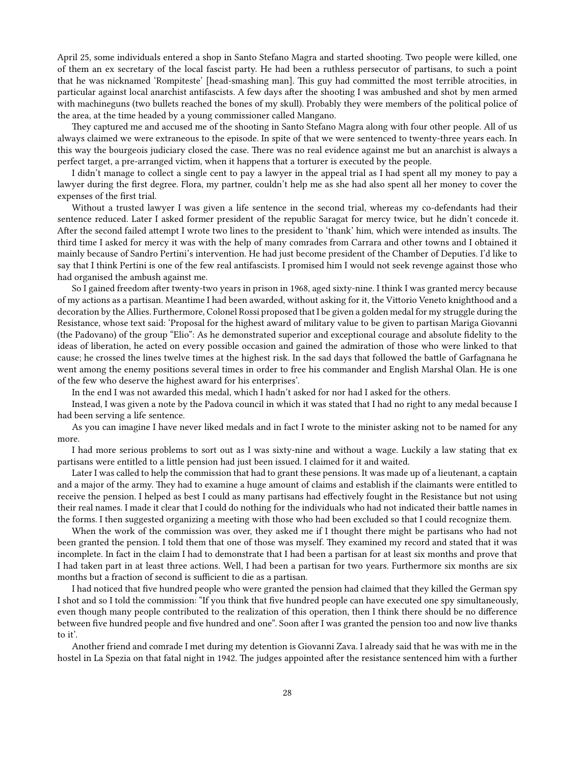April 25, some individuals entered a shop in Santo Stefano Magra and started shooting. Two people were killed, one of them an ex secretary of the local fascist party. He had been a ruthless persecutor of partisans, to such a point that he was nicknamed 'Rompiteste' [head-smashing man]. This guy had committed the most terrible atrocities, in particular against local anarchist antifascists. A few days after the shooting I was ambushed and shot by men armed with machineguns (two bullets reached the bones of my skull). Probably they were members of the political police of the area, at the time headed by a young commissioner called Mangano.

They captured me and accused me of the shooting in Santo Stefano Magra along with four other people. All of us always claimed we were extraneous to the episode. In spite of that we were sentenced to twenty-three years each. In this way the bourgeois judiciary closed the case. There was no real evidence against me but an anarchist is always a perfect target, a pre-arranged victim, when it happens that a torturer is executed by the people.

I didn't manage to collect a single cent to pay a lawyer in the appeal trial as I had spent all my money to pay a lawyer during the first degree. Flora, my partner, couldn't help me as she had also spent all her money to cover the expenses of the first trial.

Without a trusted lawyer I was given a life sentence in the second trial, whereas my co-defendants had their sentence reduced. Later I asked former president of the republic Saragat for mercy twice, but he didn't concede it. After the second failed attempt I wrote two lines to the president to 'thank' him, which were intended as insults. The third time I asked for mercy it was with the help of many comrades from Carrara and other towns and I obtained it mainly because of Sandro Pertini's intervention. He had just become president of the Chamber of Deputies. I'd like to say that I think Pertini is one of the few real antifascists. I promised him I would not seek revenge against those who had organised the ambush against me.

So I gained freedom after twenty-two years in prison in 1968, aged sixty-nine. I think I was granted mercy because of my actions as a partisan. Meantime I had been awarded, without asking for it, the Vittorio Veneto knighthood and a decoration by the Allies. Furthermore, Colonel Rossi proposed that I be given a golden medal for my struggle during the Resistance, whose text said: 'Proposal for the highest award of military value to be given to partisan Mariga Giovanni (the Padovano) of the group "Elio": As he demonstrated superior and exceptional courage and absolute fidelity to the ideas of liberation, he acted on every possible occasion and gained the admiration of those who were linked to that cause; he crossed the lines twelve times at the highest risk. In the sad days that followed the battle of Garfagnana he went among the enemy positions several times in order to free his commander and English Marshal Olan. He is one of the few who deserve the highest award for his enterprises'.

In the end I was not awarded this medal, which I hadn't asked for nor had I asked for the others.

Instead, I was given a note by the Padova council in which it was stated that I had no right to any medal because I had been serving a life sentence.

As you can imagine I have never liked medals and in fact I wrote to the minister asking not to be named for any more.

I had more serious problems to sort out as I was sixty-nine and without a wage. Luckily a law stating that ex partisans were entitled to a little pension had just been issued. I claimed for it and waited.

Later I was called to help the commission that had to grant these pensions. It was made up of a lieutenant, a captain and a major of the army. They had to examine a huge amount of claims and establish if the claimants were entitled to receive the pension. I helped as best I could as many partisans had effectively fought in the Resistance but not using their real names. I made it clear that I could do nothing for the individuals who had not indicated their battle names in the forms. I then suggested organizing a meeting with those who had been excluded so that I could recognize them.

When the work of the commission was over, they asked me if I thought there might be partisans who had not been granted the pension. I told them that one of those was myself. They examined my record and stated that it was incomplete. In fact in the claim I had to demonstrate that I had been a partisan for at least six months and prove that I had taken part in at least three actions. Well, I had been a partisan for two years. Furthermore six months are six months but a fraction of second is sufficient to die as a partisan.

I had noticed that five hundred people who were granted the pension had claimed that they killed the German spy I shot and so I told the commission: "If you think that five hundred people can have executed one spy simultaneously, even though many people contributed to the realization of this operation, then I think there should be no difference between five hundred people and five hundred and one". Soon after I was granted the pension too and now live thanks to it'.

Another friend and comrade I met during my detention is Giovanni Zava. I already said that he was with me in the hostel in La Spezia on that fatal night in 1942. The judges appointed after the resistance sentenced him with a further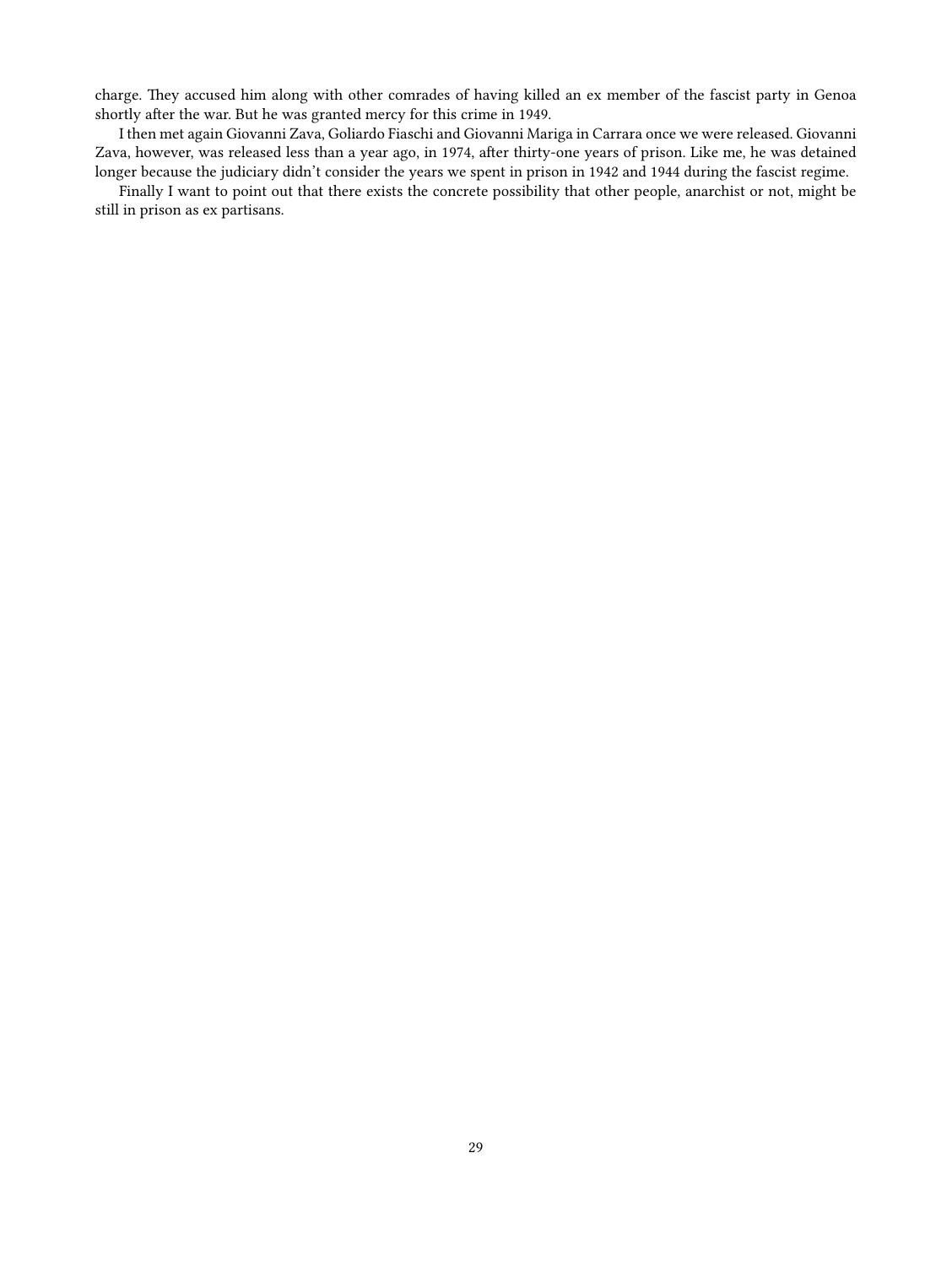charge. They accused him along with other comrades of having killed an ex member of the fascist party in Genoa shortly after the war. But he was granted mercy for this crime in 1949.

I then met again Giovanni Zava, Goliardo Fiaschi and Giovanni Mariga in Carrara once we were released. Giovanni Zava, however, was released less than a year ago, in 1974, after thirty-one years of prison. Like me, he was detained longer because the judiciary didn't consider the years we spent in prison in 1942 and 1944 during the fascist regime.

Finally I want to point out that there exists the concrete possibility that other people, anarchist or not, might be still in prison as ex partisans.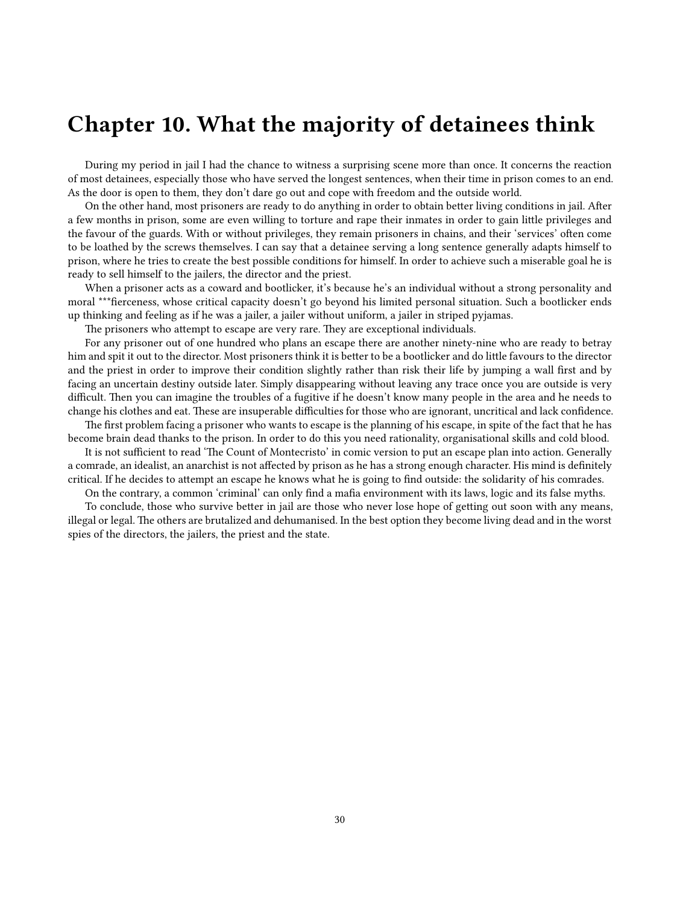# Chapter 10. What the majority of detainees think

During my period in jail I had the chance to witness a surprising scene more than once. It concerns the reaction of most detainees, especially those who have served the longest sentences, when their time in prison comes to an end. As the door is open to them, they don't dare go out and cope with freedom and the outside world.

On the other hand, most prisoners are ready to do anything in order to obtain better living conditions in jail. After a few months in prison, some are even willing to torture and rape their inmates in order to gain little privileges and the favour of the guards. With or without privileges, they remain prisoners in chains, and their 'services' often come to be loathed by the screws themselves. I can say that a detainee serving a long sentence generally adapts himself to prison, where he tries to create the best possible conditions for himself. In order to achieve such a miserable goal he is ready to sell himself to the jailers, the director and the priest.

When a prisoner acts as a coward and bootlicker, it's because he's an individual without a strong personality and moral ***fierceness, whose critical capacity doesn't go beyond his limited personal situation. Such a bootlicker ends up thinking and feeling as if he was a jailer, a jailer without uniform, a jailer in striped pyjamas.

The prisoners who attempt to escape are very rare. They are exceptional individuals.

For any prisoner out of one hundred who plans an escape there are another ninety-nine who are ready to betray him and spit it out to the director. Most prisoners think it is better to be a bootlicker and do little favours to the director and the priest in order to improve their condition slightly rather than risk their life by jumping a wall first and by facing an uncertain destiny outside later. Simply disappearing without leaving any trace once you are outside is very difficult. Then you can imagine the troubles of a fugitive if he doesn't know many people in the area and he needs to change his clothes and eat. These are insuperable difficulties for those who are ignorant, uncritical and lack confidence.

The first problem facing a prisoner who wants to escape is the planning of his escape, in spite of the fact that he has become brain dead thanks to the prison. In order to do this you need rationality, organisational skills and cold blood.

It is not sufficient to read 'The Count of Montecristo' in comic version to put an escape plan into action. Generally a comrade, an idealist, an anarchist is not affected by prison as he has a strong enough character. His mind is definitely critical. If he decides to attempt an escape he knows what he is going to find outside: the solidarity of his comrades.

On the contrary, a common 'criminal' can only find a mafia environment with its laws, logic and its false myths.

To conclude, those who survive better in jail are those who never lose hope of getting out soon with any means, illegal or legal. The others are brutalized and dehumanised. In the best option they become living dead and in the worst spies of the directors, the jailers, the priest and the state.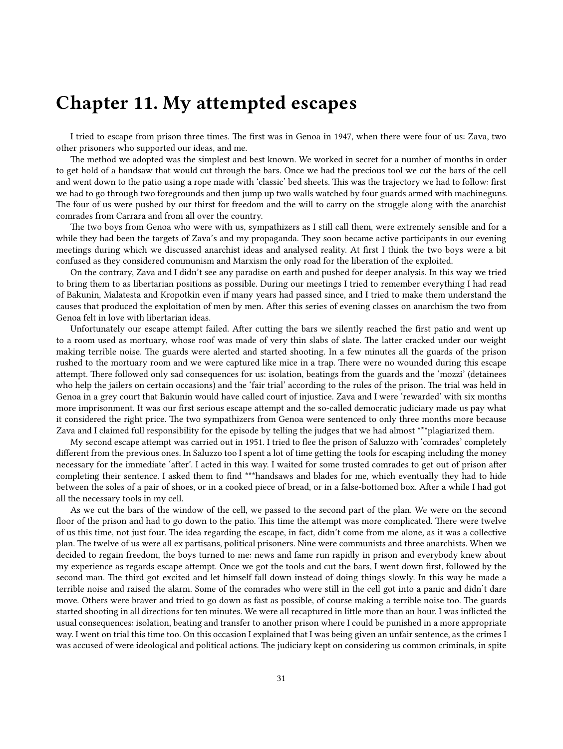# Chapter 11. My attempted escapes

I tried to escape from prison three times. The first was in Genoa in 1947, when there were four of us: Zava, two other prisoners who supported our ideas, and me.

The method we adopted was the simplest and best known. We worked in secret for a number of months in order to get hold of a handsaw that would cut through the bars. Once we had the precious tool we cut the bars of the cell and went down to the patio using a rope made with 'classic' bed sheets. This was the trajectory we had to follow: first we had to go through two foregrounds and then jump up two walls watched by four guards armed with machineguns. The four of us were pushed by our thirst for freedom and the will to carry on the struggle along with the anarchist comrades from Carrara and from all over the country.

The two boys from Genoa who were with us, sympathizers as I still call them, were extremely sensible and for a while they had been the targets of Zava's and my propaganda. They soon became active participants in our evening meetings during which we discussed anarchist ideas and analysed reality. At first I think the two boys were a bit confused as they considered communism and Marxism the only road for the liberation of the exploited.

On the contrary, Zava and I didn't see any paradise on earth and pushed for deeper analysis. In this way we tried to bring them to as libertarian positions as possible. During our meetings I tried to remember everything I had read of Bakunin, Malatesta and Kropotkin even if many years had passed since, and I tried to make them understand the causes that produced the exploitation of men by men. After this series of evening classes on anarchism the two from Genoa felt in love with libertarian ideas.

Unfortunately our escape attempt failed. After cutting the bars we silently reached the first patio and went up to a room used as mortuary, whose roof was made of very thin slabs of slate. The latter cracked under our weight making terrible noise. The guards were alerted and started shooting. In a few minutes all the guards of the prison rushed to the mortuary room and we were captured like mice in a trap. There were no wounded during this escape attempt. There followed only sad consequences for us: isolation, beatings from the guards and the 'mozzi' (detainees who help the jailers on certain occasions) and the 'fair trial' according to the rules of the prison. The trial was held in Genoa in a grey court that Bakunin would have called court of injustice. Zava and I were 'rewarded' with six months more imprisonment. It was our first serious escape attempt and the so-called democratic judiciary made us pay what it considered the right price. The two sympathizers from Genoa were sentenced to only three months more because Zava and I claimed full responsibility for the episode by telling the judges that we had almost ***plagiarized them.

My second escape attempt was carried out in 1951. I tried to flee the prison of Saluzzo with 'comrades' completely different from the previous ones. In Saluzzo too I spent a lot of time getting the tools for escaping including the money necessary for the immediate 'after'. I acted in this way. I waited for some trusted comrades to get out of prison after completing their sentence. I asked them to find ***handsaws and blades for me, which eventually they had to hide between the soles of a pair of shoes, or in a cooked piece of bread, or in a false-bottomed box. After a while I had got all the necessary tools in my cell.

As we cut the bars of the window of the cell, we passed to the second part of the plan. We were on the second floor of the prison and had to go down to the patio. This time the attempt was more complicated. There were twelve of us this time, not just four. The idea regarding the escape, in fact, didn't come from me alone, as it was a collective plan. The twelve of us were all ex partisans, political prisoners. Nine were communists and three anarchists. When we decided to regain freedom, the boys turned to me: news and fame run rapidly in prison and everybody knew about my experience as regards escape attempt. Once we got the tools and cut the bars, I went down first, followed by the second man. The third got excited and let himself fall down instead of doing things slowly. In this way he made a terrible noise and raised the alarm. Some of the comrades who were still in the cell got into a panic and didn't dare move. Others were braver and tried to go down as fast as possible, of course making a terrible noise too. The guards started shooting in all directions for ten minutes. We were all recaptured in little more than an hour. I was inflicted the usual consequences: isolation, beating and transfer to another prison where I could be punished in a more appropriate way. I went on trial this time too. On this occasion I explained that I was being given an unfair sentence, as the crimes I was accused of were ideological and political actions. The judiciary kept on considering us common criminals, in spite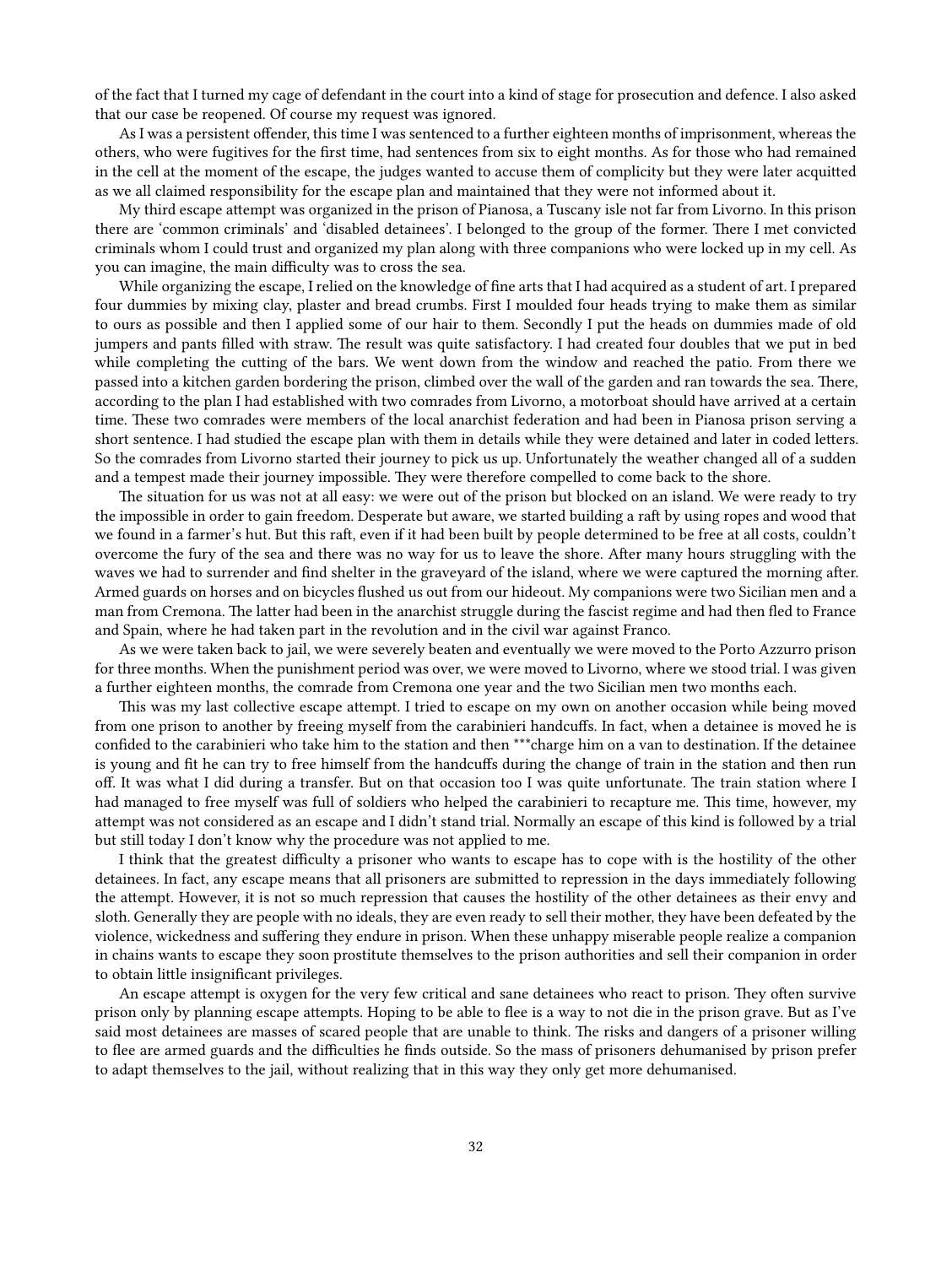of the fact that I turned my cage of defendant in the court into a kind of stage for prosecution and defence. I also asked that our case be reopened. Of course my request was ignored.

As I was a persistent offender, this time I was sentenced to a further eighteen months of imprisonment, whereas the others, who were fugitives for the first time, had sentences from six to eight months. As for those who had remained in the cell at the moment of the escape, the judges wanted to accuse them of complicity but they were later acquitted as we all claimed responsibility for the escape plan and maintained that they were not informed about it.

My third escape attempt was organized in the prison of Pianosa, a Tuscany isle not far from Livorno. In this prison there are 'common criminals' and 'disabled detainees'. I belonged to the group of the former. There I met convicted criminals whom I could trust and organized my plan along with three companions who were locked up in my cell. As you can imagine, the main difficulty was to cross the sea.

While organizing the escape, I relied on the knowledge of fine arts that I had acquired as a student of art. I prepared four dummies by mixing clay, plaster and bread crumbs. First I moulded four heads trying to make them as similar to ours as possible and then I applied some of our hair to them. Secondly I put the heads on dummies made of old jumpers and pants filled with straw. The result was quite satisfactory. I had created four doubles that we put in bed while completing the cutting of the bars. We went down from the window and reached the patio. From there we passed into a kitchen garden bordering the prison, climbed over the wall of the garden and ran towards the sea. There, according to the plan I had established with two comrades from Livorno, a motorboat should have arrived at a certain time. These two comrades were members of the local anarchist federation and had been in Pianosa prison serving a short sentence. I had studied the escape plan with them in details while they were detained and later in coded letters. So the comrades from Livorno started their journey to pick us up. Unfortunately the weather changed all of a sudden and a tempest made their journey impossible. They were therefore compelled to come back to the shore.

The situation for us was not at all easy: we were out of the prison but blocked on an island. We were ready to try the impossible in order to gain freedom. Desperate but aware, we started building a raft by using ropes and wood that we found in a farmer's hut. But this raft, even if it had been built by people determined to be free at all costs, couldn't overcome the fury of the sea and there was no way for us to leave the shore. After many hours struggling with the waves we had to surrender and find shelter in the graveyard of the island, where we were captured the morning after. Armed guards on horses and on bicycles flushed us out from our hideout. My companions were two Sicilian men and a man from Cremona. The latter had been in the anarchist struggle during the fascist regime and had then fled to France and Spain, where he had taken part in the revolution and in the civil war against Franco.

As we were taken back to jail, we were severely beaten and eventually we were moved to the Porto Azzurro prison for three months. When the punishment period was over, we were moved to Livorno, where we stood trial. I was given a further eighteen months, the comrade from Cremona one year and the two Sicilian men two months each.

This was my last collective escape attempt. I tried to escape on my own on another occasion while being moved from one prison to another by freeing myself from the carabinieri handcuffs. In fact, when a detainee is moved he is confided to the carabinieri who take him to the station and then ***charge him on a van to destination. If the detainee is young and fit he can try to free himself from the handcuffs during the change of train in the station and then run off. It was what I did during a transfer. But on that occasion too I was quite unfortunate. The train station where I had managed to free myself was full of soldiers who helped the carabinieri to recapture me. This time, however, my attempt was not considered as an escape and I didn't stand trial. Normally an escape of this kind is followed by a trial but still today I don't know why the procedure was not applied to me.

I think that the greatest difficulty a prisoner who wants to escape has to cope with is the hostility of the other detainees. In fact, any escape means that all prisoners are submitted to repression in the days immediately following the attempt. However, it is not so much repression that causes the hostility of the other detainees as their envy and sloth. Generally they are people with no ideals, they are even ready to sell their mother, they have been defeated by the violence, wickedness and suffering they endure in prison. When these unhappy miserable people realize a companion in chains wants to escape they soon prostitute themselves to the prison authorities and sell their companion in order to obtain little insignificant privileges.

An escape attempt is oxygen for the very few critical and sane detainees who react to prison. They often survive prison only by planning escape attempts. Hoping to be able to flee is a way to not die in the prison grave. But as I've said most detainees are masses of scared people that are unable to think. The risks and dangers of a prisoner willing to flee are armed guards and the difficulties he finds outside. So the mass of prisoners dehumanised by prison prefer to adapt themselves to the jail, without realizing that in this way they only get more dehumanised.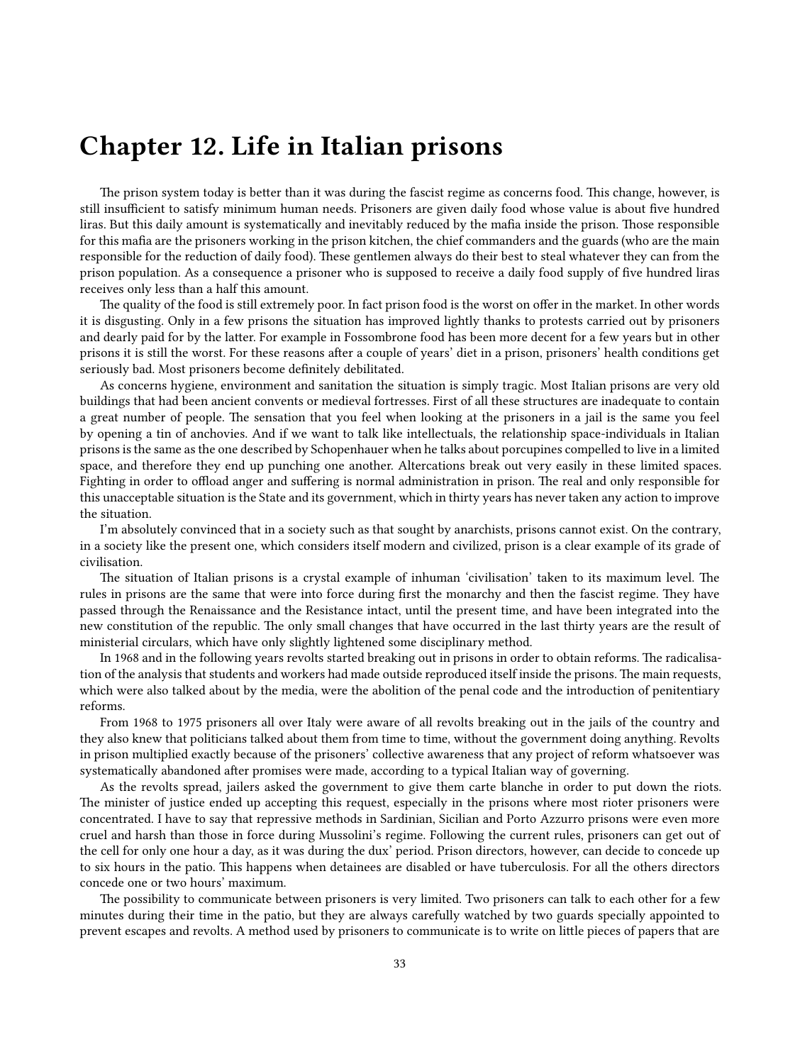# Chapter 12. Life in Italian prisons

The prison system today is better than it was during the fascist regime as concerns food. This change, however, is still insufficient to satisfy minimum human needs. Prisoners are given daily food whose value is about five hundred liras. But this daily amount is systematically and inevitably reduced by the mafia inside the prison. Those responsible for this mafia are the prisoners working in the prison kitchen, the chief commanders and the guards (who are the main responsible for the reduction of daily food). These gentlemen always do their best to steal whatever they can from the prison population. As a consequence a prisoner who is supposed to receive a daily food supply of five hundred liras receives only less than a half this amount.

The quality of the food is still extremely poor. In fact prison food is the worst on offer in the market. In other words it is disgusting. Only in a few prisons the situation has improved lightly thanks to protests carried out by prisoners and dearly paid for by the latter. For example in Fossombrone food has been more decent for a few years but in other prisons it is still the worst. For these reasons after a couple of years' diet in a prison, prisoners' health conditions get seriously bad. Most prisoners become definitely debilitated.

As concerns hygiene, environment and sanitation the situation is simply tragic. Most Italian prisons are very old buildings that had been ancient convents or medieval fortresses. First of all these structures are inadequate to contain a great number of people. The sensation that you feel when looking at the prisoners in a jail is the same you feel by opening a tin of anchovies. And if we want to talk like intellectuals, the relationship space-individuals in Italian prisons is the same as the one described by Schopenhauer when he talks about porcupines compelled to live in a limited space, and therefore they end up punching one another. Altercations break out very easily in these limited spaces. Fighting in order to offload anger and suffering is normal administration in prison. The real and only responsible for this unacceptable situation is the State and its government, which in thirty years has never taken any action to improve the situation.

I'm absolutely convinced that in a society such as that sought by anarchists, prisons cannot exist. On the contrary, in a society like the present one, which considers itself modern and civilized, prison is a clear example of its grade of civilisation.

The situation of Italian prisons is a crystal example of inhuman 'civilisation' taken to its maximum level. The rules in prisons are the same that were into force during first the monarchy and then the fascist regime. They have passed through the Renaissance and the Resistance intact, until the present time, and have been integrated into the new constitution of the republic. The only small changes that have occurred in the last thirty years are the result of ministerial circulars, which have only slightly lightened some disciplinary method.

In 1968 and in the following years revolts started breaking out in prisons in order to obtain reforms. The radicalisation of the analysis that students and workers had made outside reproduced itself inside the prisons. The main requests, which were also talked about by the media, were the abolition of the penal code and the introduction of penitentiary reforms.

From 1968 to 1975 prisoners all over Italy were aware of all revolts breaking out in the jails of the country and they also knew that politicians talked about them from time to time, without the government doing anything. Revolts in prison multiplied exactly because of the prisoners' collective awareness that any project of reform whatsoever was systematically abandoned after promises were made, according to a typical Italian way of governing.

As the revolts spread, jailers asked the government to give them carte blanche in order to put down the riots. The minister of justice ended up accepting this request, especially in the prisons where most rioter prisoners were concentrated. I have to say that repressive methods in Sardinian, Sicilian and Porto Azzurro prisons were even more cruel and harsh than those in force during Mussolini's regime. Following the current rules, prisoners can get out of the cell for only one hour a day, as it was during the dux' period. Prison directors, however, can decide to concede up to six hours in the patio. This happens when detainees are disabled or have tuberculosis. For all the others directors concede one or two hours' maximum.

The possibility to communicate between prisoners is very limited. Two prisoners can talk to each other for a few minutes during their time in the patio, but they are always carefully watched by two guards specially appointed to prevent escapes and revolts. A method used by prisoners to communicate is to write on little pieces of papers that are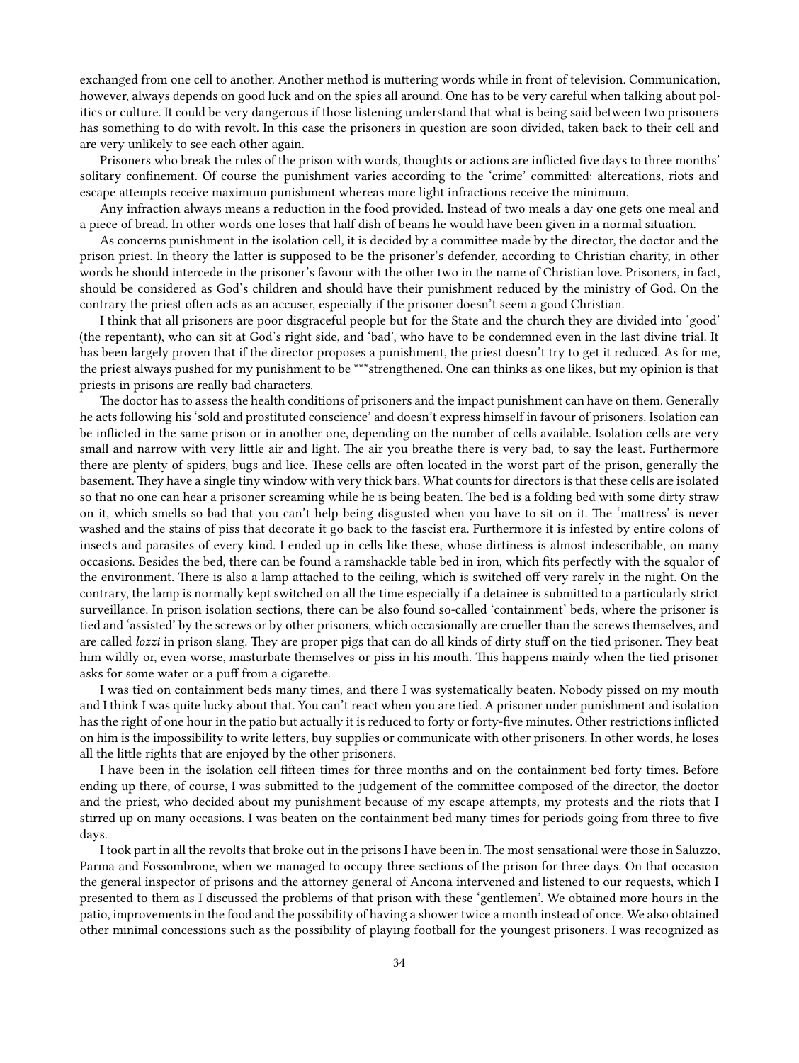exchanged from one cell to another. Another method is muttering words while in front of television. Communication, however, always depends on good luck and on the spies all around. One has to be very careful when talking about politics or culture. It could be very dangerous if those listening understand that what is being said between two prisoners has something to do with revolt. In this case the prisoners in question are soon divided, taken back to their cell and are very unlikely to see each other again.

Prisoners who break the rules of the prison with words, thoughts or actions are inflicted five days to three months' solitary confinement. Of course the punishment varies according to the 'crime' committed: altercations, riots and escape attempts receive maximum punishment whereas more light infractions receive the minimum.

Any infraction always means a reduction in the food provided. Instead of two meals a day one gets one meal and a piece of bread. In other words one loses that half dish of beans he would have been given in a normal situation.

As concerns punishment in the isolation cell, it is decided by a committee made by the director, the doctor and the prison priest. In theory the latter is supposed to be the prisoner's defender, according to Christian charity, in other words he should intercede in the prisoner's favour with the other two in the name of Christian love. Prisoners, in fact, should be considered as God's children and should have their punishment reduced by the ministry of God. On the contrary the priest often acts as an accuser, especially if the prisoner doesn't seem a good Christian.

I think that all prisoners are poor disgraceful people but for the State and the church they are divided into 'good' (the repentant), who can sit at God's right side, and 'bad', who have to be condemned even in the last divine trial. It has been largely proven that if the director proposes a punishment, the priest doesn't try to get it reduced. As for me, the priest always pushed for my punishment to be ***strengthened. One can thinks as one likes, but my opinion is that priests in prisons are really bad characters.

The doctor has to assess the health conditions of prisoners and the impact punishment can have on them. Generally he acts following his 'sold and prostituted conscience' and doesn't express himself in favour of prisoners. Isolation can be inflicted in the same prison or in another one, depending on the number of cells available. Isolation cells are very small and narrow with very little air and light. The air you breathe there is very bad, to say the least. Furthermore there are plenty of spiders, bugs and lice. These cells are often located in the worst part of the prison, generally the basement. They have a single tiny window with very thick bars. What counts for directors is that these cells are isolated so that no one can hear a prisoner screaming while he is being beaten. The bed is a folding bed with some dirty straw on it, which smells so bad that you can't help being disgusted when you have to sit on it. The 'mattress' is never washed and the stains of piss that decorate it go back to the fascist era. Furthermore it is infested by entire colons of insects and parasites of every kind. I ended up in cells like these, whose dirtiness is almost indescribable, on many occasions. Besides the bed, there can be found a ramshackle table bed in iron, which fits perfectly with the squalor of the environment. There is also a lamp attached to the ceiling, which is switched off very rarely in the night. On the contrary, the lamp is normally kept switched on all the time especially if a detainee is submitted to a particularly strict surveillance. In prison isolation sections, there can be also found so-called 'containment' beds, where the prisoner is tied and 'assisted' by the screws or by other prisoners, which occasionally are crueller than the screws themselves, and are called *lozzi* in prison slang. They are proper pigs that can do all kinds of dirty stuff on the tied prisoner. They beat him wildly or, even worse, masturbate themselves or piss in his mouth. This happens mainly when the tied prisoner asks for some water or a puff from a cigarette.

I was tied on containment beds many times, and there I was systematically beaten. Nobody pissed on my mouth and I think I was quite lucky about that. You can't react when you are tied. A prisoner under punishment and isolation has the right of one hour in the patio but actually it is reduced to forty or forty-five minutes. Other restrictions inflicted on him is the impossibility to write letters, buy supplies or communicate with other prisoners. In other words, he loses all the little rights that are enjoyed by the other prisoners.

I have been in the isolation cell fifteen times for three months and on the containment bed forty times. Before ending up there, of course, I was submitted to the judgement of the committee composed of the director, the doctor and the priest, who decided about my punishment because of my escape attempts, my protests and the riots that I stirred up on many occasions. I was beaten on the containment bed many times for periods going from three to five days.

I took part in all the revolts that broke out in the prisons I have been in. The most sensational were those in Saluzzo, Parma and Fossombrone, when we managed to occupy three sections of the prison for three days. On that occasion the general inspector of prisons and the attorney general of Ancona intervened and listened to our requests, which I presented to them as I discussed the problems of that prison with these 'gentlemen'. We obtained more hours in the patio, improvements in the food and the possibility of having a shower twice a month instead of once. We also obtained other minimal concessions such as the possibility of playing football for the youngest prisoners. I was recognized as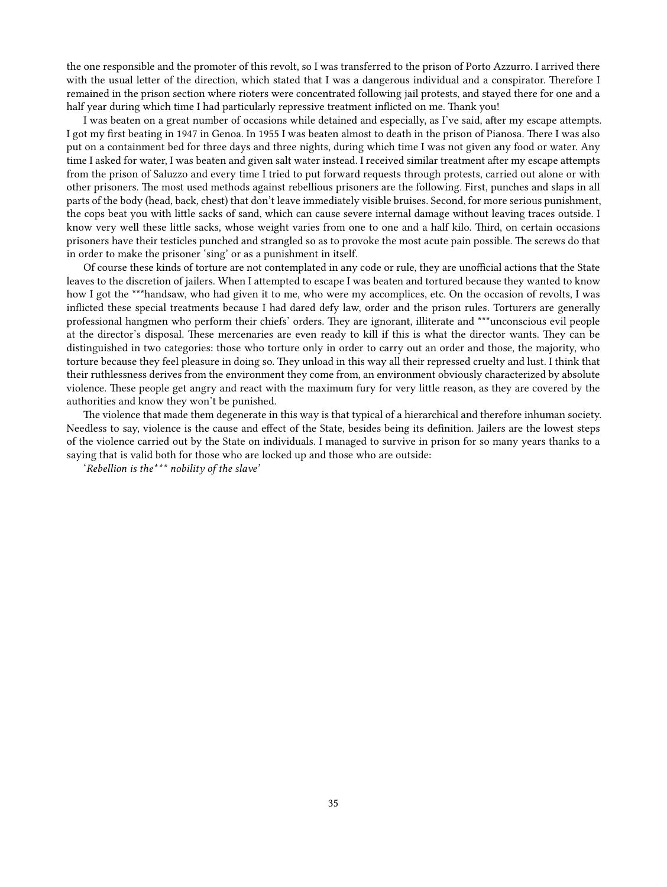the one responsible and the promoter of this revolt, so I was transferred to the prison of Porto Azzurro. I arrived there with the usual letter of the direction, which stated that I was a dangerous individual and a conspirator. Therefore I remained in the prison section where rioters were concentrated following jail protests, and stayed there for one and a half year during which time I had particularly repressive treatment inflicted on me. Thank you!

I was beaten on a great number of occasions while detained and especially, as I've said, after my escape attempts. I got my first beating in 1947 in Genoa. In 1955 I was beaten almost to death in the prison of Pianosa. There I was also put on a containment bed for three days and three nights, during which time I was not given any food or water. Any time I asked for water, I was beaten and given salt water instead. I received similar treatment after my escape attempts from the prison of Saluzzo and every time I tried to put forward requests through protests, carried out alone or with other prisoners. The most used methods against rebellious prisoners are the following. First, punches and slaps in all parts of the body (head, back, chest) that don't leave immediately visible bruises. Second, for more serious punishment, the cops beat you with little sacks of sand, which can cause severe internal damage without leaving traces outside. I know very well these little sacks, whose weight varies from one to one and a half kilo. Third, on certain occasions prisoners have their testicles punched and strangled so as to provoke the most acute pain possible. The screws do that in order to make the prisoner 'sing' or as a punishment in itself.

Of course these kinds of torture are not contemplated in any code or rule, they are unofficial actions that the State leaves to the discretion of jailers. When I attempted to escape I was beaten and tortured because they wanted to know how I got the ***handsaw, who had given it to me, who were my accomplices, etc. On the occasion of revolts, I was inflicted these special treatments because I had dared defy law, order and the prison rules. Torturers are generally professional hangmen who perform their chiefs' orders. They are ignorant, illiterate and ***unconscious evil people at the director's disposal. These mercenaries are even ready to kill if this is what the director wants. They can be distinguished in two categories: those who torture only in order to carry out an order and those, the majority, who torture because they feel pleasure in doing so. They unload in this way all their repressed cruelty and lust. I think that their ruthlessness derives from the environment they come from, an environment obviously characterized by absolute violence. These people get angry and react with the maximum fury for very little reason, as they are covered by the authorities and know they won't be punished.

The violence that made them degenerate in this way is that typical of a hierarchical and therefore inhuman society. Needless to say, violence is the cause and effect of the State, besides being its definition. Jailers are the lowest steps of the violence carried out by the State on individuals. I managed to survive in prison for so many years thanks to a saying that is valid both for those who are locked up and those who are outside:

'*Rebellion is the*** nobility of the slave*'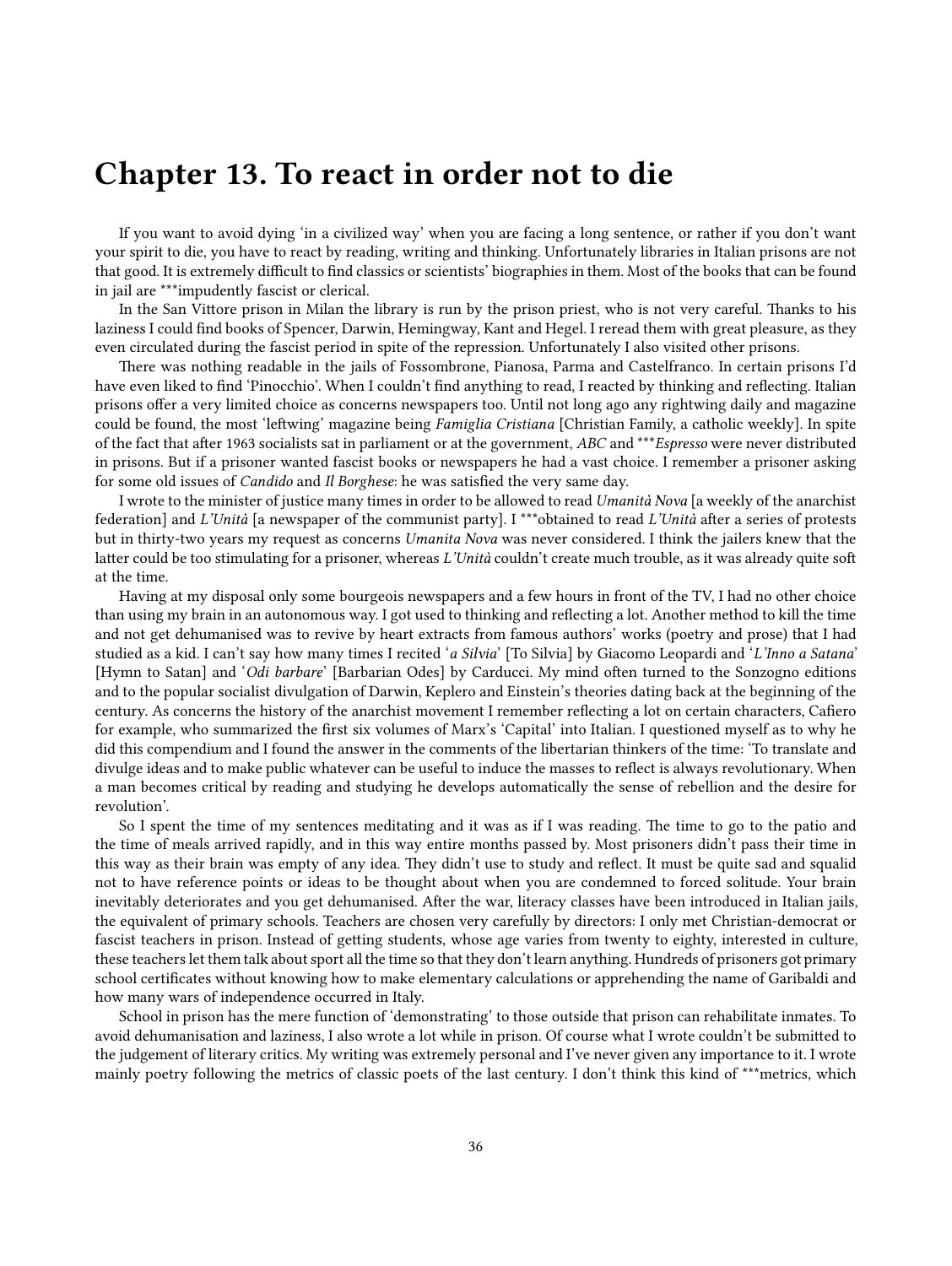# Chapter 13. To react in order not to die

If you want to avoid dying 'in a civilized way' when you are facing a long sentence, or rather if you don't want your spirit to die, you have to react by reading, writing and thinking. Unfortunately libraries in Italian prisons are not that good. It is extremely difficult to find classics or scientists' biographies in them. Most of the books that can be found in jail are ***impudently fascist or clerical.

In the San Vittore prison in Milan the library is run by the prison priest, who is not very careful. Thanks to his laziness I could find books of Spencer, Darwin, Hemingway, Kant and Hegel. I reread them with great pleasure, as they even circulated during the fascist period in spite of the repression. Unfortunately I also visited other prisons.

There was nothing readable in the jails of Fossombrone, Pianosa, Parma and Castelfranco. In certain prisons I'd have even liked to find 'Pinocchio'. When I couldn't find anything to read, I reacted by thinking and reflecting. Italian prisons offer a very limited choice as concerns newspapers too. Until not long ago any rightwing daily and magazine could be found, the most 'leftwing' magazine being *Famiglia Cristiana* [Christian Family, a catholic weekly]. In spite of the fact that after 1963 socialists sat in parliament or at the government, *ABC* and ****Espresso* were never distributed in prisons. But if a prisoner wanted fascist books or newspapers he had a vast choice. I remember a prisoner asking for some old issues of *Candido* and *Il Borghese*: he was satisfied the very same day.

I wrote to the minister of justice many times in order to be allowed to read *Umanità Nova* [a weekly of the anarchist federation] and *L'Unità* [a newspaper of the communist party]. I ***obtained to read *L'Unità* after a series of protests but in thirty-two years my request as concerns *Umanita Nova* was never considered. I think the jailers knew that the latter could be too stimulating for a prisoner, whereas *L'Unità* couldn't create much trouble, as it was already quite soft at the time.

Having at my disposal only some bourgeois newspapers and a few hours in front of the TV, I had no other choice than using my brain in an autonomous way. I got used to thinking and reflecting a lot. Another method to kill the time and not get dehumanised was to revive by heart extracts from famous authors' works (poetry and prose) that I had studied as a kid. I can't say how many times I recited '*a Silvia*' [To Silvia] by Giacomo Leopardi and '*L'Inno a Satana*' [Hymn to Satan] and '*Odi barbare*' [Barbarian Odes] by Carducci. My mind often turned to the Sonzogno editions and to the popular socialist divulgation of Darwin, Keplero and Einstein's theories dating back at the beginning of the century. As concerns the history of the anarchist movement I remember reflecting a lot on certain characters, Cafiero for example, who summarized the first six volumes of Marx's 'Capital' into Italian. I questioned myself as to why he did this compendium and I found the answer in the comments of the libertarian thinkers of the time: 'To translate and divulge ideas and to make public whatever can be useful to induce the masses to reflect is always revolutionary. When a man becomes critical by reading and studying he develops automatically the sense of rebellion and the desire for revolution'.

So I spent the time of my sentences meditating and it was as if I was reading. The time to go to the patio and the time of meals arrived rapidly, and in this way entire months passed by. Most prisoners didn't pass their time in this way as their brain was empty of any idea. They didn't use to study and reflect. It must be quite sad and squalid not to have reference points or ideas to be thought about when you are condemned to forced solitude. Your brain inevitably deteriorates and you get dehumanised. After the war, literacy classes have been introduced in Italian jails, the equivalent of primary schools. Teachers are chosen very carefully by directors: I only met Christian-democrat or fascist teachers in prison. Instead of getting students, whose age varies from twenty to eighty, interested in culture, these teachers let them talk about sport all the time so that they don't learn anything. Hundreds of prisoners got primary school certificates without knowing how to make elementary calculations or apprehending the name of Garibaldi and how many wars of independence occurred in Italy.

School in prison has the mere function of 'demonstrating' to those outside that prison can rehabilitate inmates. To avoid dehumanisation and laziness, I also wrote a lot while in prison. Of course what I wrote couldn't be submitted to the judgement of literary critics. My writing was extremely personal and I've never given any importance to it. I wrote mainly poetry following the metrics of classic poets of the last century. I don't think this kind of ***metrics, which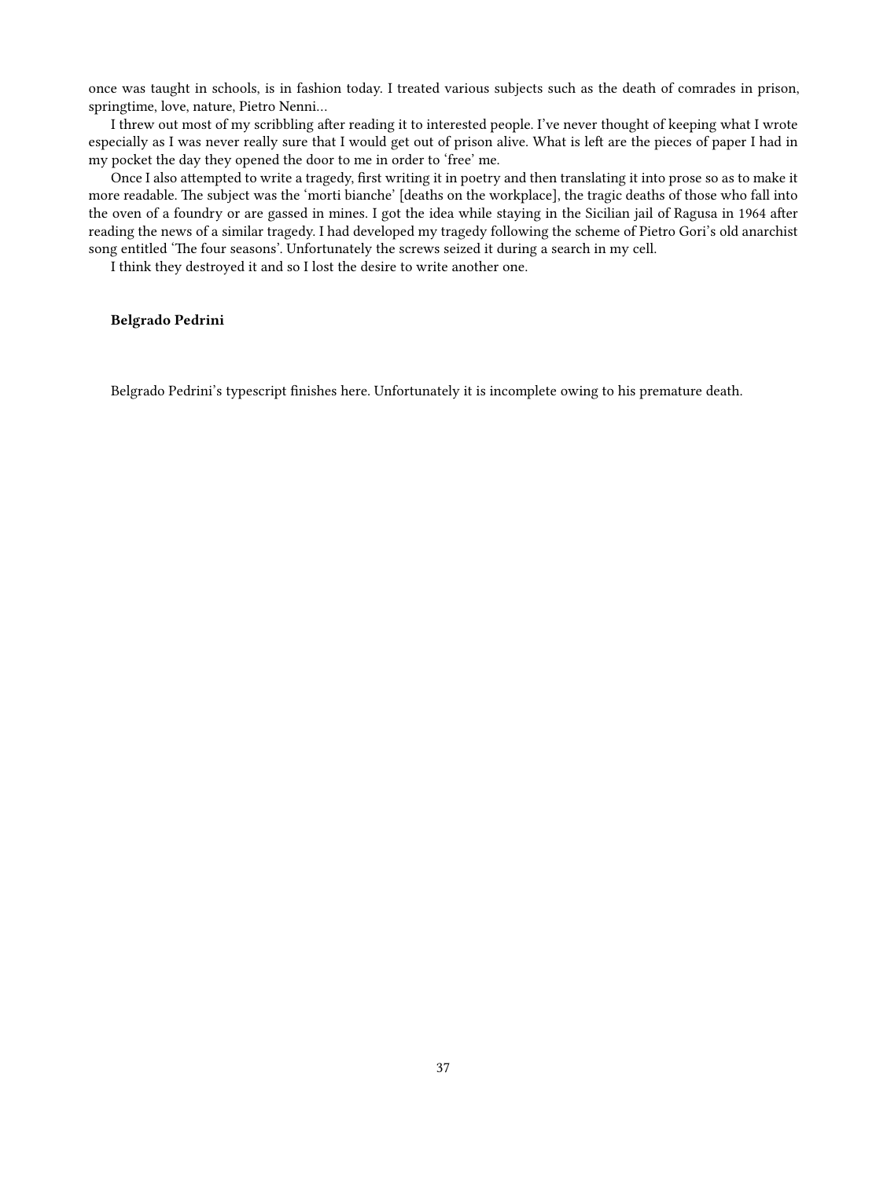once was taught in schools, is in fashion today. I treated various subjects such as the death of comrades in prison, springtime, love, nature, Pietro Nenni…

I threw out most of my scribbling after reading it to interested people. I've never thought of keeping what I wrote especially as I was never really sure that I would get out of prison alive. What is left are the pieces of paper I had in my pocket the day they opened the door to me in order to 'free' me.

Once I also attempted to write a tragedy, first writing it in poetry and then translating it into prose so as to make it more readable. The subject was the 'morti bianche' [deaths on the workplace], the tragic deaths of those who fall into the oven of a foundry or are gassed in mines. I got the idea while staying in the Sicilian jail of Ragusa in 1964 after reading the news of a similar tragedy. I had developed my tragedy following the scheme of Pietro Gori's old anarchist song entitled 'The four seasons'. Unfortunately the screws seized it during a search in my cell.

I think they destroyed it and so I lost the desire to write another one.

**Belgrado Pedrini**

Belgrado Pedrini's typescript finishes here. Unfortunately it is incomplete owing to his premature death.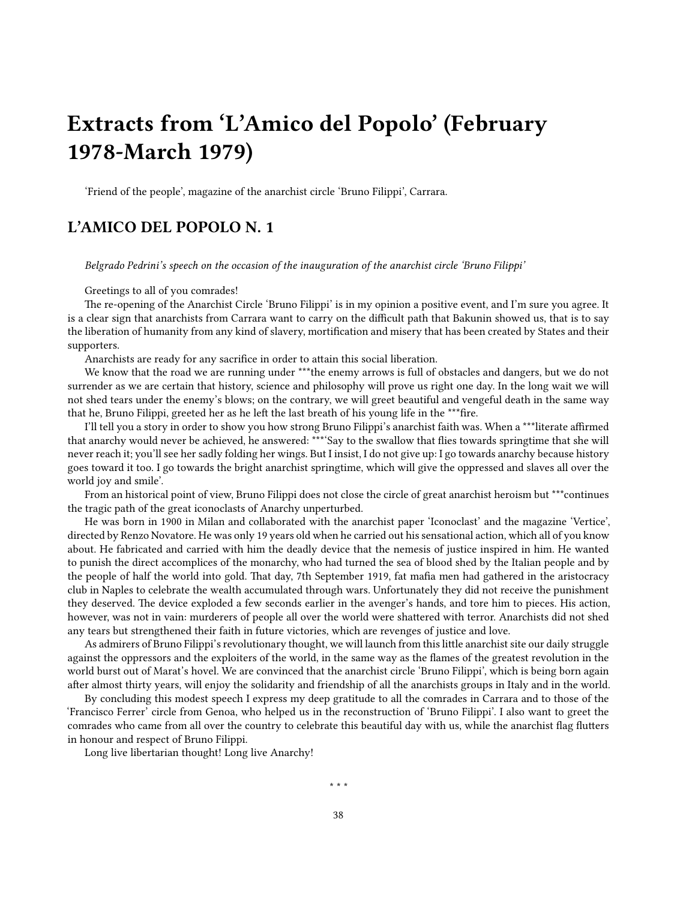# Extracts from 'L'Amico del Popolo' (February 1978-March 1979)

'Friend of the people', magazine of the anarchist circle 'Bruno Filippi', Carrara.

## L'AMICO DEL POPOLO N. 1

*Belgrado Pedrini's speech on the occasion of the inauguration of the anarchist circle 'Bruno Filippi'*

Greetings to all of you comrades!

The re-opening of the Anarchist Circle 'Bruno Filippi' is in my opinion a positive event, and I'm sure you agree. It is a clear sign that anarchists from Carrara want to carry on the difficult path that Bakunin showed us, that is to say the liberation of humanity from any kind of slavery, mortification and misery that has been created by States and their supporters.

Anarchists are ready for any sacrifice in order to attain this social liberation.

We know that the road we are running under ***the enemy arrows is full of obstacles and dangers, but we do not surrender as we are certain that history, science and philosophy will prove us right one day. In the long wait we will not shed tears under the enemy's blows; on the contrary, we will greet beautiful and vengeful death in the same way that he, Bruno Filippi, greeted her as he left the last breath of his young life in the ***fire.

I'll tell you a story in order to show you how strong Bruno Filippi's anarchist faith was. When a ***literate affirmed that anarchy would never be achieved, he answered: ***'Say to the swallow that flies towards springtime that she will never reach it; you'll see her sadly folding her wings. But I insist, I do not give up: I go towards anarchy because history goes toward it too. I go towards the bright anarchist springtime, which will give the oppressed and slaves all over the world joy and smile'.

From an historical point of view, Bruno Filippi does not close the circle of great anarchist heroism but ***continues the tragic path of the great iconoclasts of Anarchy unperturbed.

He was born in 1900 in Milan and collaborated with the anarchist paper 'Iconoclast' and the magazine 'Vertice', directed by Renzo Novatore. He was only 19 years old when he carried out his sensational action, which all of you know about. He fabricated and carried with him the deadly device that the nemesis of justice inspired in him. He wanted to punish the direct accomplices of the monarchy, who had turned the sea of blood shed by the Italian people and by the people of half the world into gold. That day, 7th September 1919, fat mafia men had gathered in the aristocracy club in Naples to celebrate the wealth accumulated through wars. Unfortunately they did not receive the punishment they deserved. The device exploded a few seconds earlier in the avenger's hands, and tore him to pieces. His action, however, was not in vain: murderers of people all over the world were shattered with terror. Anarchists did not shed any tears but strengthened their faith in future victories, which are revenges of justice and love.

As admirers of Bruno Filippi's revolutionary thought, we will launch from this little anarchist site our daily struggle against the oppressors and the exploiters of the world, in the same way as the flames of the greatest revolution in the world burst out of Marat's hovel. We are convinced that the anarchist circle 'Bruno Filippi', which is being born again after almost thirty years, will enjoy the solidarity and friendship of all the anarchists groups in Italy and in the world.

By concluding this modest speech I express my deep gratitude to all the comrades in Carrara and to those of the 'Francisco Ferrer' circle from Genoa, who helped us in the reconstruction of 'Bruno Filippi'. I also want to greet the comrades who came from all over the country to celebrate this beautiful day with us, while the anarchist flag flutters in honour and respect of Bruno Filippi.

Long live libertarian thought! Long live Anarchy!

* * *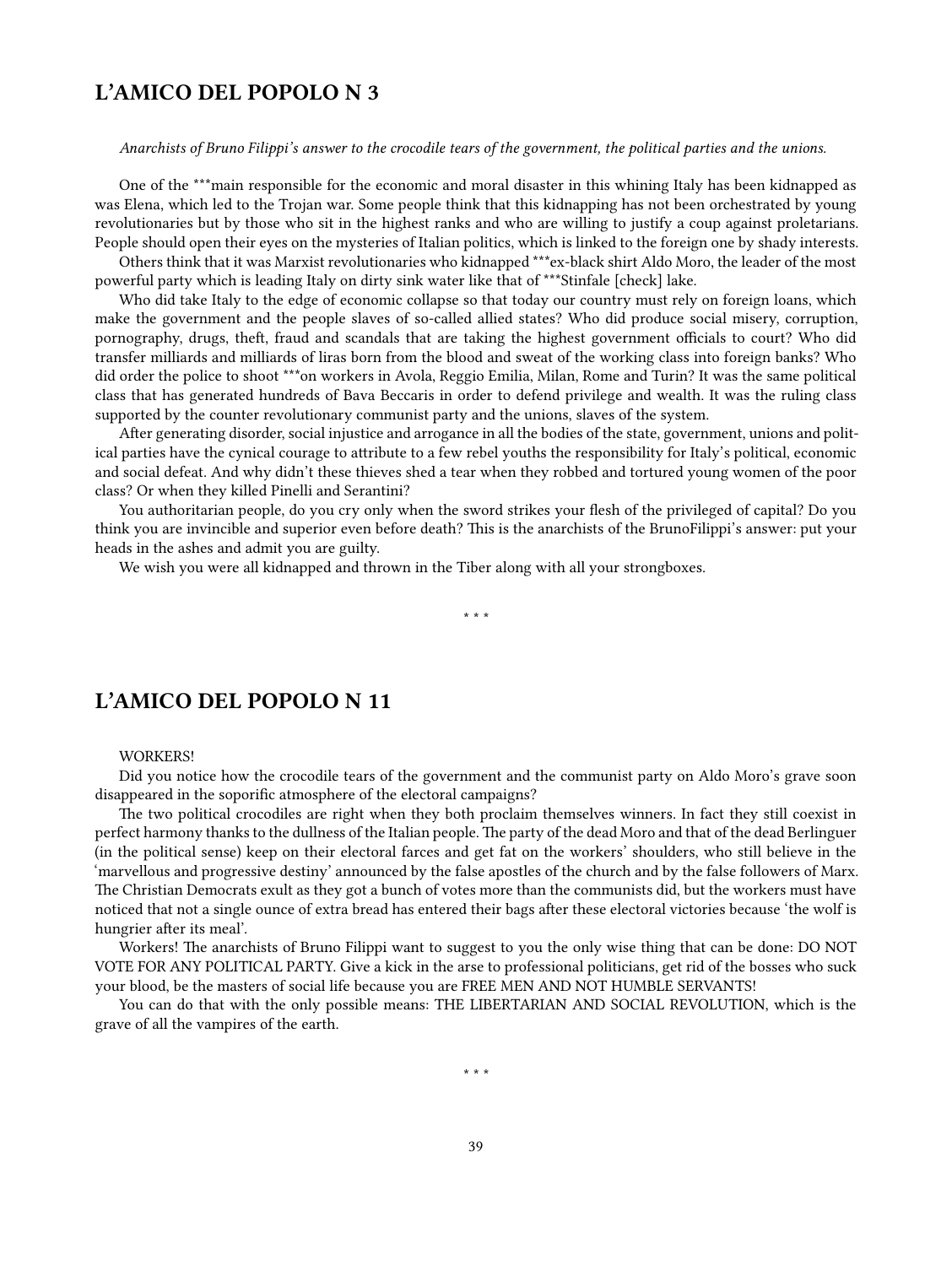## L'AMICO DEL POPOLO N 3

*Anarchists of Bruno Filippi's answer to the crocodile tears of the government, the political parties and the unions.*

One of the ***main responsible for the economic and moral disaster in this whining Italy has been kidnapped as was Elena, which led to the Trojan war. Some people think that this kidnapping has not been orchestrated by young revolutionaries but by those who sit in the highest ranks and who are willing to justify a coup against proletarians. People should open their eyes on the mysteries of Italian politics, which is linked to the foreign one by shady interests.

Others think that it was Marxist revolutionaries who kidnapped ***ex-black shirt Aldo Moro, the leader of the most powerful party which is leading Italy on dirty sink water like that of ***Stinfale [check] lake.

Who did take Italy to the edge of economic collapse so that today our country must rely on foreign loans, which make the government and the people slaves of so-called allied states? Who did produce social misery, corruption, pornography, drugs, theft, fraud and scandals that are taking the highest government officials to court? Who did transfer milliards and milliards of liras born from the blood and sweat of the working class into foreign banks? Who did order the police to shoot ***on workers in Avola, Reggio Emilia, Milan, Rome and Turin? It was the same political class that has generated hundreds of Bava Beccaris in order to defend privilege and wealth. It was the ruling class supported by the counter revolutionary communist party and the unions, slaves of the system.

After generating disorder, social injustice and arrogance in all the bodies of the state, government, unions and political parties have the cynical courage to attribute to a few rebel youths the responsibility for Italy's political, economic and social defeat. And why didn't these thieves shed a tear when they robbed and tortured young women of the poor class? Or when they killed Pinelli and Serantini?

You authoritarian people, do you cry only when the sword strikes your flesh of the privileged of capital? Do you think you are invincible and superior even before death? This is the anarchists of the BrunoFilippi's answer: put your heads in the ashes and admit you are guilty.

We wish you were all kidnapped and thrown in the Tiber along with all your strongboxes.

\* \* \*

## L'AMICO DEL POPOLO N 11

WORKERS!

Did you notice how the crocodile tears of the government and the communist party on Aldo Moro's grave soon disappeared in the soporific atmosphere of the electoral campaigns?

The two political crocodiles are right when they both proclaim themselves winners. In fact they still coexist in perfect harmony thanks to the dullness of the Italian people. The party of the dead Moro and that of the dead Berlinguer (in the political sense) keep on their electoral farces and get fat on the workers' shoulders, who still believe in the 'marvellous and progressive destiny' announced by the false apostles of the church and by the false followers of Marx. The Christian Democrats exult as they got a bunch of votes more than the communists did, but the workers must have noticed that not a single ounce of extra bread has entered their bags after these electoral victories because 'the wolf is hungrier after its meal'.

Workers! The anarchists of Bruno Filippi want to suggest to you the only wise thing that can be done: DO NOT VOTE FOR ANY POLITICAL PARTY. Give a kick in the arse to professional politicians, get rid of the bosses who suck your blood, be the masters of social life because you are FREE MEN AND NOT HUMBLE SERVANTS!

You can do that with the only possible means: THE LIBERTARIAN AND SOCIAL REVOLUTION, which is the grave of all the vampires of the earth.

\* \* \*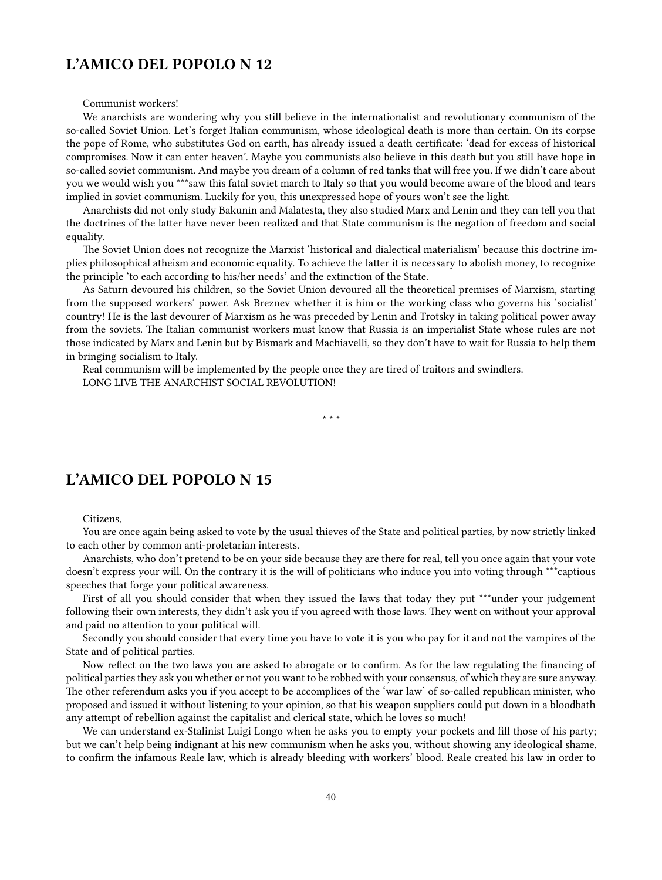## L'AMICO DEL POPOLO N 12

Communist workers!

We anarchists are wondering why you still believe in the internationalist and revolutionary communism of the so-called Soviet Union. Let's forget Italian communism, whose ideological death is more than certain. On its corpse the pope of Rome, who substitutes God on earth, has already issued a death certificate: 'dead for excess of historical compromises. Now it can enter heaven'. Maybe you communists also believe in this death but you still have hope in so-called soviet communism. And maybe you dream of a column of red tanks that will free you. If we didn't care about you we would wish you ***saw this fatal soviet march to Italy so that you would become aware of the blood and tears implied in soviet communism. Luckily for you, this unexpressed hope of yours won't see the light.

Anarchists did not only study Bakunin and Malatesta, they also studied Marx and Lenin and they can tell you that the doctrines of the latter have never been realized and that State communism is the negation of freedom and social equality.

The Soviet Union does not recognize the Marxist 'historical and dialectical materialism' because this doctrine implies philosophical atheism and economic equality. To achieve the latter it is necessary to abolish money, to recognize the principle 'to each according to his/her needs' and the extinction of the State.

As Saturn devoured his children, so the Soviet Union devoured all the theoretical premises of Marxism, starting from the supposed workers' power. Ask Breznev whether it is him or the working class who governs his 'socialist' country! He is the last devourer of Marxism as he was preceded by Lenin and Trotsky in taking political power away from the soviets. The Italian communist workers must know that Russia is an imperialist State whose rules are not those indicated by Marx and Lenin but by Bismark and Machiavelli, so they don't have to wait for Russia to help them in bringing socialism to Italy.

Real communism will be implemented by the people once they are tired of traitors and swindlers.

LONG LIVE THE ANARCHIST SOCIAL REVOLUTION!

* * *

## L'AMICO DEL POPOLO N 15

Citizens,

You are once again being asked to vote by the usual thieves of the State and political parties, by now strictly linked to each other by common anti-proletarian interests.

Anarchists, who don't pretend to be on your side because they are there for real, tell you once again that your vote doesn't express your will. On the contrary it is the will of politicians who induce you into voting through ***captious speeches that forge your political awareness.

First of all you should consider that when they issued the laws that today they put ***under your judgement following their own interests, they didn't ask you if you agreed with those laws. They went on without your approval and paid no attention to your political will.

Secondly you should consider that every time you have to vote it is you who pay for it and not the vampires of the State and of political parties.

Now reflect on the two laws you are asked to abrogate or to confirm. As for the law regulating the financing of political parties they ask you whether or not you want to be robbed with your consensus, of which they are sure anyway. The other referendum asks you if you accept to be accomplices of the 'war law' of so-called republican minister, who proposed and issued it without listening to your opinion, so that his weapon suppliers could put down in a bloodbath any attempt of rebellion against the capitalist and clerical state, which he loves so much!

We can understand ex-Stalinist Luigi Longo when he asks you to empty your pockets and fill those of his party; but we can't help being indignant at his new communism when he asks you, without showing any ideological shame, to confirm the infamous Reale law, which is already bleeding with workers' blood. Reale created his law in order to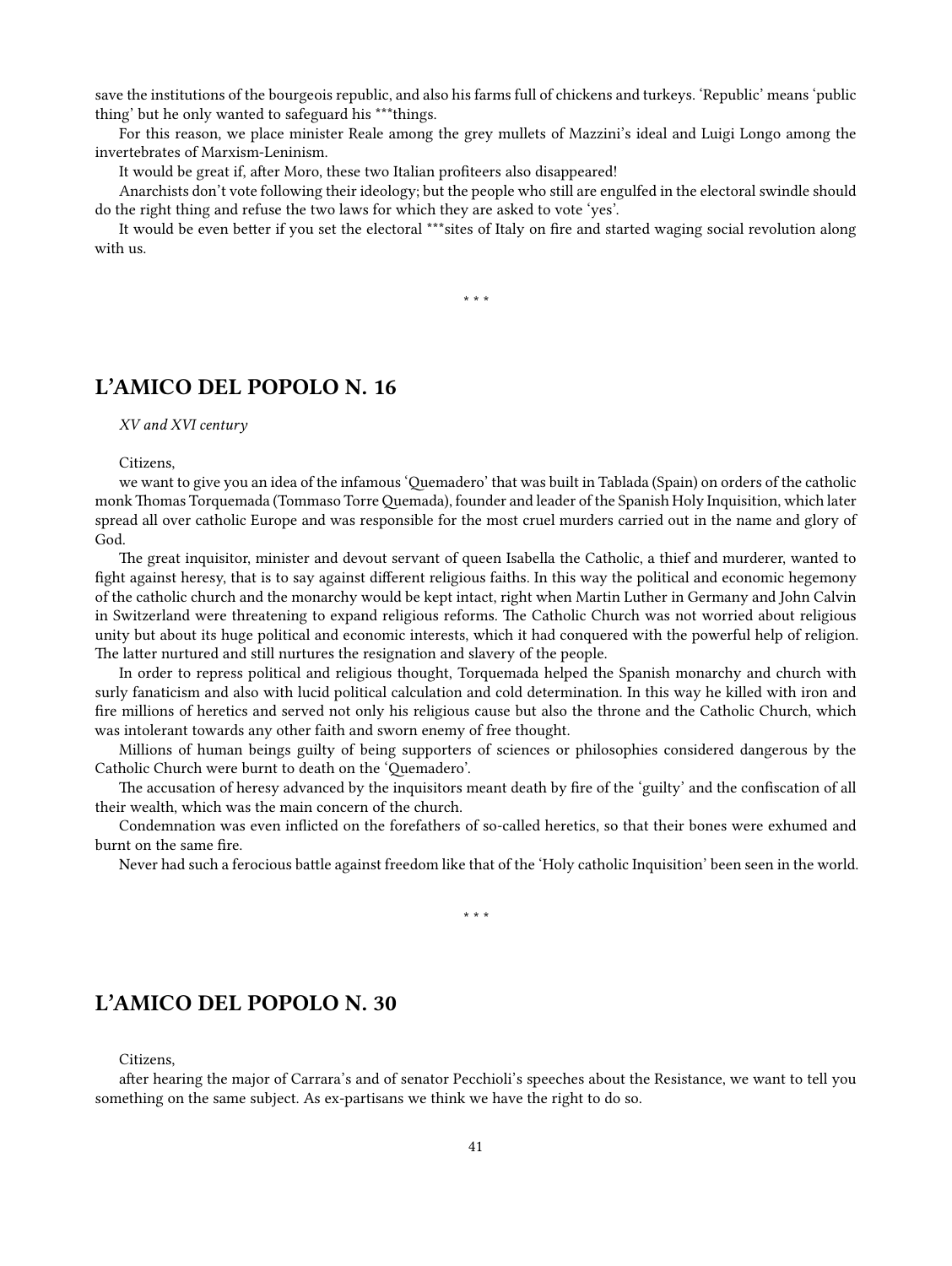save the institutions of the bourgeois republic, and also his farms full of chickens and turkeys. 'Republic' means 'public thing' but he only wanted to safeguard his ***things.

For this reason, we place minister Reale among the grey mullets of Mazzini's ideal and Luigi Longo among the invertebrates of Marxism-Leninism.

It would be great if, after Moro, these two Italian profiteers also disappeared!

Anarchists don't vote following their ideology; but the people who still are engulfed in the electoral swindle should do the right thing and refuse the two laws for which they are asked to vote 'yes'.

It would be even better if you set the electoral ***sites of Italy on fire and started waging social revolution along with us.

* * *

## L'AMICO DEL POPOLO N. 16

*XV and XVI century*

Citizens,

we want to give you an idea of the infamous 'Quemadero' that was built in Tablada (Spain) on orders of the catholic monk Thomas Torquemada (Tommaso Torre Quemada), founder and leader of the Spanish Holy Inquisition, which later spread all over catholic Europe and was responsible for the most cruel murders carried out in the name and glory of God.

The great inquisitor, minister and devout servant of queen Isabella the Catholic, a thief and murderer, wanted to fight against heresy, that is to say against different religious faiths. In this way the political and economic hegemony of the catholic church and the monarchy would be kept intact, right when Martin Luther in Germany and John Calvin in Switzerland were threatening to expand religious reforms. The Catholic Church was not worried about religious unity but about its huge political and economic interests, which it had conquered with the powerful help of religion. The latter nurtured and still nurtures the resignation and slavery of the people.

In order to repress political and religious thought, Torquemada helped the Spanish monarchy and church with surly fanaticism and also with lucid political calculation and cold determination. In this way he killed with iron and fire millions of heretics and served not only his religious cause but also the throne and the Catholic Church, which was intolerant towards any other faith and sworn enemy of free thought.

Millions of human beings guilty of being supporters of sciences or philosophies considered dangerous by the Catholic Church were burnt to death on the 'Quemadero'.

The accusation of heresy advanced by the inquisitors meant death by fire of the 'guilty' and the confiscation of all their wealth, which was the main concern of the church.

Condemnation was even inflicted on the forefathers of so-called heretics, so that their bones were exhumed and burnt on the same fire.

Never had such a ferocious battle against freedom like that of the 'Holy catholic Inquisition' been seen in the world.

* * *

## L'AMICO DEL POPOLO N. 30

Citizens,

after hearing the major of Carrara's and of senator Pecchioli's speeches about the Resistance, we want to tell you something on the same subject. As ex-partisans we think we have the right to do so.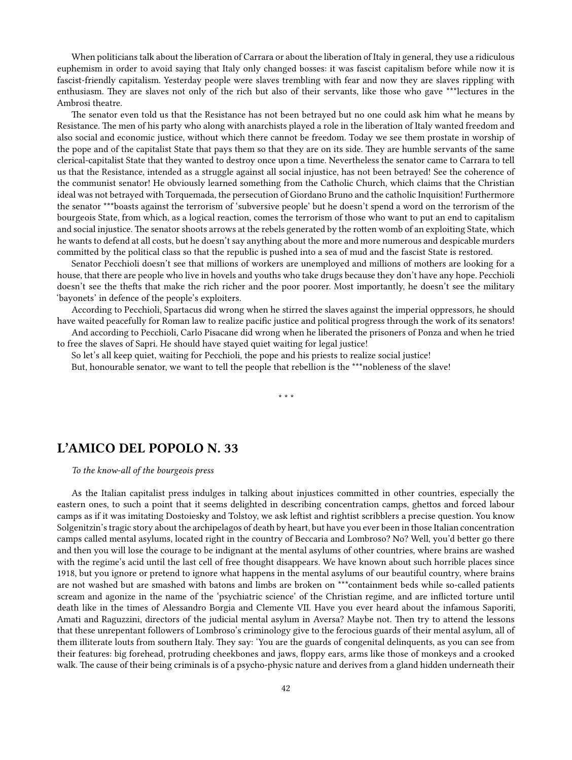When politicians talk about the liberation of Carrara or about the liberation of Italy in general, they use a ridiculous euphemism in order to avoid saying that Italy only changed bosses: it was fascist capitalism before while now it is fascist-friendly capitalism. Yesterday people were slaves trembling with fear and now they are slaves rippling with enthusiasm. They are slaves not only of the rich but also of their servants, like those who gave ***lectures in the Ambrosi theatre.

The senator even told us that the Resistance has not been betrayed but no one could ask him what he means by Resistance. The men of his party who along with anarchists played a role in the liberation of Italy wanted freedom and also social and economic justice, without which there cannot be freedom. Today we see them prostate in worship of the pope and of the capitalist State that pays them so that they are on its side. They are humble servants of the same clerical-capitalist State that they wanted to destroy once upon a time. Nevertheless the senator came to Carrara to tell us that the Resistance, intended as a struggle against all social injustice, has not been betrayed! See the coherence of the communist senator! He obviously learned something from the Catholic Church, which claims that the Christian ideal was not betrayed with Torquemada, the persecution of Giordano Bruno and the catholic Inquisition! Furthermore the senator ***boasts against the terrorism of 'subversive people' but he doesn't spend a word on the terrorism of the bourgeois State, from which, as a logical reaction, comes the terrorism of those who want to put an end to capitalism and social injustice. The senator shoots arrows at the rebels generated by the rotten womb of an exploiting State, which he wants to defend at all costs, but he doesn't say anything about the more and more numerous and despicable murders committed by the political class so that the republic is pushed into a sea of mud and the fascist State is restored.

Senator Pecchioli doesn't see that millions of workers are unemployed and millions of mothers are looking for a house, that there are people who live in hovels and youths who take drugs because they don't have any hope. Pecchioli doesn't see the thefts that make the rich richer and the poor poorer. Most importantly, he doesn't see the military 'bayonets' in defence of the people's exploiters.

According to Pecchioli, Spartacus did wrong when he stirred the slaves against the imperial oppressors, he should have waited peacefully for Roman law to realize pacific justice and political progress through the work of its senators!

And according to Pecchioli, Carlo Pisacane did wrong when he liberated the prisoners of Ponza and when he tried to free the slaves of Sapri. He should have stayed quiet waiting for legal justice!

So let's all keep quiet, waiting for Pecchioli, the pope and his priests to realize social justice!

But, honourable senator, we want to tell the people that rebellion is the ***nobleness of the slave!

* * *

## L'AMICO DEL POPOLO N. 33

*To the know-all of the bourgeois press*

As the Italian capitalist press indulges in talking about injustices committed in other countries, especially the eastern ones, to such a point that it seems delighted in describing concentration camps, ghettos and forced labour camps as if it was imitating Dostoiesky and Tolstoy, we ask leftist and rightist scribblers a precise question. You know Solgenitzin's tragic story about the archipelagos of death by heart, but have you ever been in those Italian concentration camps called mental asylums, located right in the country of Beccaria and Lombroso? No? Well, you'd better go there and then you will lose the courage to be indignant at the mental asylums of other countries, where brains are washed with the regime's acid until the last cell of free thought disappears. We have known about such horrible places since 1918, but you ignore or pretend to ignore what happens in the mental asylums of our beautiful country, where brains are not washed but are smashed with batons and limbs are broken on ***containment beds while so-called patients scream and agonize in the name of the 'psychiatric science' of the Christian regime, and are inflicted torture until death like in the times of Alessandro Borgia and Clemente VII. Have you ever heard about the infamous Saporiti, Amati and Raguzzini, directors of the judicial mental asylum in Aversa? Maybe not. Then try to attend the lessons that these unrepentant followers of Lombroso's criminology give to the ferocious guards of their mental asylum, all of them illiterate louts from southern Italy. They say: 'You are the guards of congenital delinquents, as you can see from their features: big forehead, protruding cheekbones and jaws, floppy ears, arms like those of monkeys and a crooked walk. The cause of their being criminals is of a psycho-physic nature and derives from a gland hidden underneath their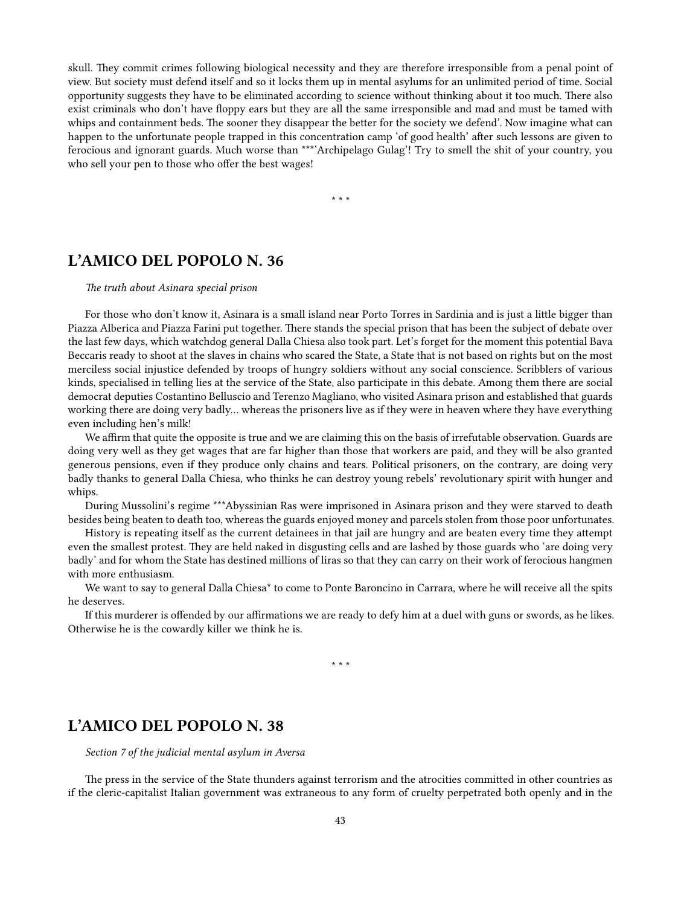skull. They commit crimes following biological necessity and they are therefore irresponsible from a penal point of view. But society must defend itself and so it locks them up in mental asylums for an unlimited period of time. Social opportunity suggests they have to be eliminated according to science without thinking about it too much. There also exist criminals who don't have floppy ears but they are all the same irresponsible and mad and must be tamed with whips and containment beds. The sooner they disappear the better for the society we defend'. Now imagine what can happen to the unfortunate people trapped in this concentration camp 'of good health' after such lessons are given to ferocious and ignorant guards. Much worse than ***'Archipelago Gulag'! Try to smell the shit of your country, you who sell your pen to those who offer the best wages!

* * *

## L'AMICO DEL POPOLO N. 36

*The truth about Asinara special prison*

For those who don't know it, Asinara is a small island near Porto Torres in Sardinia and is just a little bigger than Piazza Alberica and Piazza Farini put together. There stands the special prison that has been the subject of debate over the last few days, which watchdog general Dalla Chiesa also took part. Let's forget for the moment this potential Bava Beccaris ready to shoot at the slaves in chains who scared the State, a State that is not based on rights but on the most merciless social injustice defended by troops of hungry soldiers without any social conscience. Scribblers of various kinds, specialised in telling lies at the service of the State, also participate in this debate. Among them there are social democrat deputies Costantino Belluscio and Terenzo Magliano, who visited Asinara prison and established that guards working there are doing very badly… whereas the prisoners live as if they were in heaven where they have everything even including hen's milk!

We affirm that quite the opposite is true and we are claiming this on the basis of irrefutable observation. Guards are doing very well as they get wages that are far higher than those that workers are paid, and they will be also granted generous pensions, even if they produce only chains and tears. Political prisoners, on the contrary, are doing very badly thanks to general Dalla Chiesa, who thinks he can destroy young rebels' revolutionary spirit with hunger and whips.

During Mussolini's regime ***Abyssinian Ras were imprisoned in Asinara prison and they were starved to death besides being beaten to death too, whereas the guards enjoyed money and parcels stolen from those poor unfortunates.

History is repeating itself as the current detainees in that jail are hungry and are beaten every time they attempt even the smallest protest. They are held naked in disgusting cells and are lashed by those guards who 'are doing very badly' and for whom the State has destined millions of liras so that they can carry on their work of ferocious hangmen with more enthusiasm.

We want to say to general Dalla Chiesa* to come to Ponte Baroncino in Carrara, where he will receive all the spits he deserves.

If this murderer is offended by our affirmations we are ready to defy him at a duel with guns or swords, as he likes. Otherwise he is the cowardly killer we think he is.

* * *

## L'AMICO DEL POPOLO N. 38

*Section 7 of the judicial mental asylum in Aversa*

The press in the service of the State thunders against terrorism and the atrocities committed in other countries as if the cleric-capitalist Italian government was extraneous to any form of cruelty perpetrated both openly and in the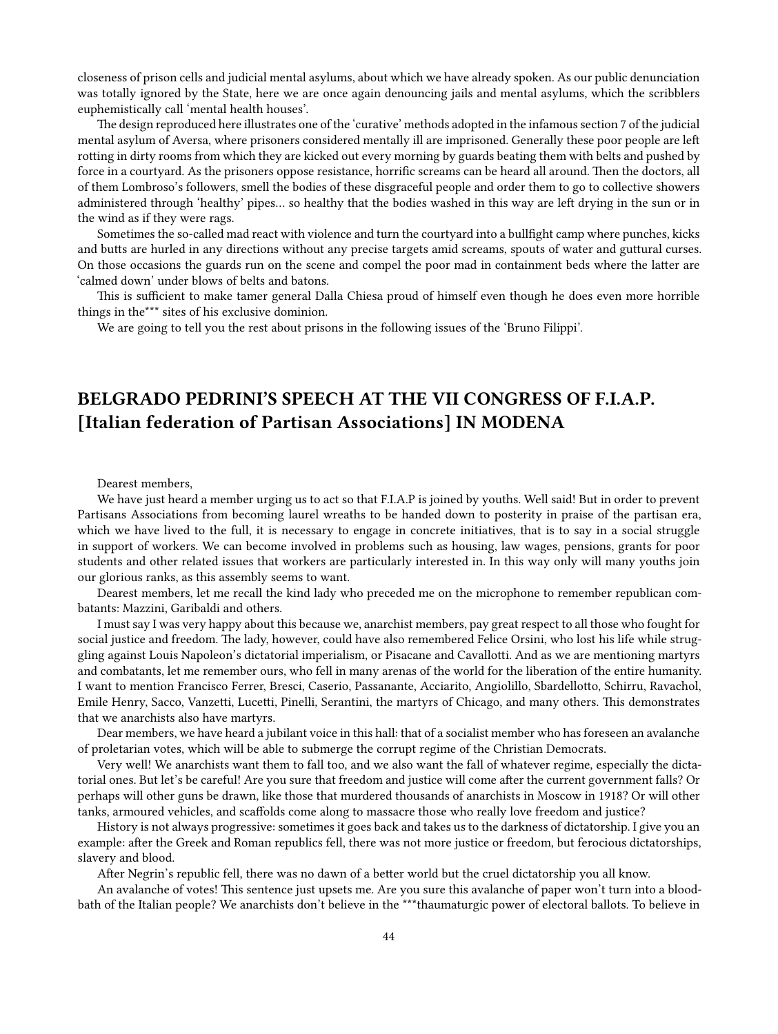closeness of prison cells and judicial mental asylums, about which we have already spoken. As our public denunciation was totally ignored by the State, here we are once again denouncing jails and mental asylums, which the scribblers euphemistically call 'mental health houses'.

The design reproduced here illustrates one of the 'curative' methods adopted in the infamous section 7 of the judicial mental asylum of Aversa, where prisoners considered mentally ill are imprisoned. Generally these poor people are left rotting in dirty rooms from which they are kicked out every morning by guards beating them with belts and pushed by force in a courtyard. As the prisoners oppose resistance, horrific screams can be heard all around. Then the doctors, all of them Lombroso's followers, smell the bodies of these disgraceful people and order them to go to collective showers administered through 'healthy' pipes… so healthy that the bodies washed in this way are left drying in the sun or in the wind as if they were rags.

Sometimes the so-called mad react with violence and turn the courtyard into a bullfight camp where punches, kicks and butts are hurled in any directions without any precise targets amid screams, spouts of water and guttural curses. On those occasions the guards run on the scene and compel the poor mad in containment beds where the latter are 'calmed down' under blows of belts and batons.

This is sufficient to make tamer general Dalla Chiesa proud of himself even though he does even more horrible things in the*** sites of his exclusive dominion.

We are going to tell you the rest about prisons in the following issues of the 'Bruno Filippi'.

## BELGRADO PEDRINI'S SPEECH AT THE VII CONGRESS OF F.I.A.P. [Italian federation of Partisan Associations] IN MODENA

Dearest members,

We have just heard a member urging us to act so that F.I.A.P is joined by youths. Well said! But in order to prevent Partisans Associations from becoming laurel wreaths to be handed down to posterity in praise of the partisan era, which we have lived to the full, it is necessary to engage in concrete initiatives, that is to say in a social struggle in support of workers. We can become involved in problems such as housing, law wages, pensions, grants for poor students and other related issues that workers are particularly interested in. In this way only will many youths join our glorious ranks, as this assembly seems to want.

Dearest members, let me recall the kind lady who preceded me on the microphone to remember republican combatants: Mazzini, Garibaldi and others.

I must say I was very happy about this because we, anarchist members, pay great respect to all those who fought for social justice and freedom. The lady, however, could have also remembered Felice Orsini, who lost his life while struggling against Louis Napoleon's dictatorial imperialism, or Pisacane and Cavallotti. And as we are mentioning martyrs and combatants, let me remember ours, who fell in many arenas of the world for the liberation of the entire humanity. I want to mention Francisco Ferrer, Bresci, Caserio, Passanante, Acciarito, Angiolillo, Sbardellotto, Schirru, Ravachol, Emile Henry, Sacco, Vanzetti, Lucetti, Pinelli, Serantini, the martyrs of Chicago, and many others. This demonstrates that we anarchists also have martyrs.

Dear members, we have heard a jubilant voice in this hall: that of a socialist member who has foreseen an avalanche of proletarian votes, which will be able to submerge the corrupt regime of the Christian Democrats.

Very well! We anarchists want them to fall too, and we also want the fall of whatever regime, especially the dictatorial ones. But let's be careful! Are you sure that freedom and justice will come after the current government falls? Or perhaps will other guns be drawn, like those that murdered thousands of anarchists in Moscow in 1918? Or will other tanks, armoured vehicles, and scaffolds come along to massacre those who really love freedom and justice?

History is not always progressive: sometimes it goes back and takes us to the darkness of dictatorship. I give you an example: after the Greek and Roman republics fell, there was not more justice or freedom, but ferocious dictatorships, slavery and blood.

After Negrin's republic fell, there was no dawn of a better world but the cruel dictatorship you all know.

An avalanche of votes! This sentence just upsets me. Are you sure this avalanche of paper won't turn into a bloodbath of the Italian people? We anarchists don't believe in the ***thaumaturgic power of electoral ballots. To believe in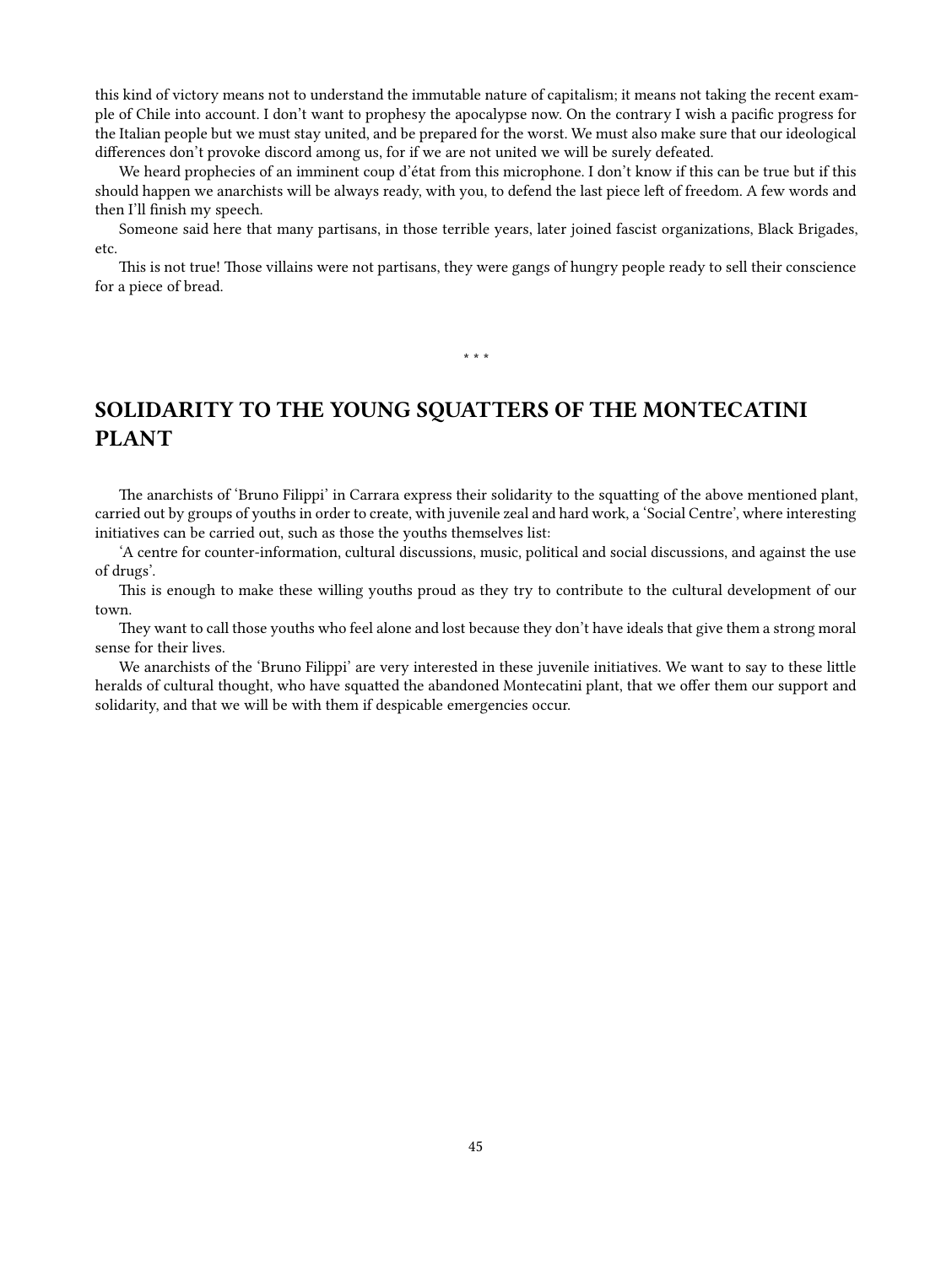this kind of victory means not to understand the immutable nature of capitalism; it means not taking the recent example of Chile into account. I don't want to prophesy the apocalypse now. On the contrary I wish a pacific progress for the Italian people but we must stay united, and be prepared for the worst. We must also make sure that our ideological differences don't provoke discord among us, for if we are not united we will be surely defeated.

We heard prophecies of an imminent coup d'état from this microphone. I don't know if this can be true but if this should happen we anarchists will be always ready, with you, to defend the last piece left of freedom. A few words and then I'll finish my speech.

Someone said here that many partisans, in those terrible years, later joined fascist organizations, Black Brigades, etc.

This is not true! Those villains were not partisans, they were gangs of hungry people ready to sell their conscience for a piece of bread.

* * *

## SOLIDARITY TO THE YOUNG SQUATTERS OF THE MONTECATINI PLANT

The anarchists of 'Bruno Filippi' in Carrara express their solidarity to the squatting of the above mentioned plant, carried out by groups of youths in order to create, with juvenile zeal and hard work, a 'Social Centre', where interesting initiatives can be carried out, such as those the youths themselves list:

'A centre for counter-information, cultural discussions, music, political and social discussions, and against the use of drugs'.

This is enough to make these willing youths proud as they try to contribute to the cultural development of our town.

They want to call those youths who feel alone and lost because they don't have ideals that give them a strong moral sense for their lives.

We anarchists of the 'Bruno Filippi' are very interested in these juvenile initiatives. We want to say to these little heralds of cultural thought, who have squatted the abandoned Montecatini plant, that we offer them our support and solidarity, and that we will be with them if despicable emergencies occur.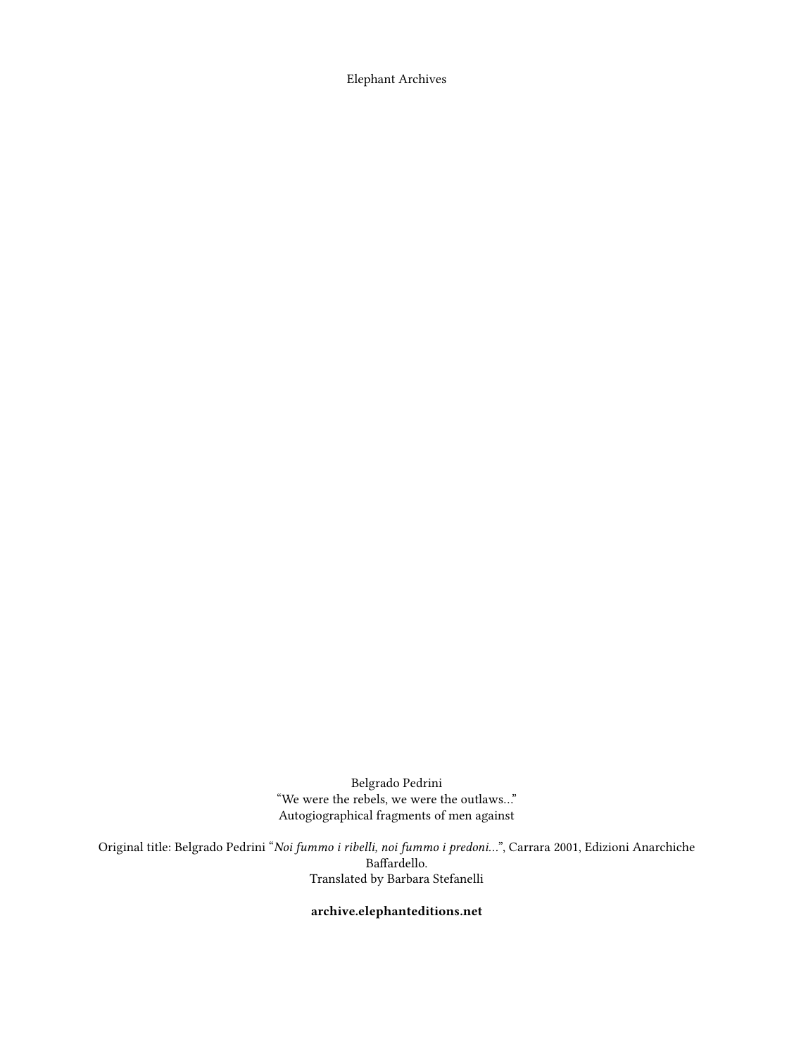Elephant Archives

Belgrado Pedrini
“We were the rebels, we were the outlaws…”
Autogiographical fragments of men against

Original title: Belgrado Pedrini “*Noi fummo i ribelli, noi fummo i predoni…*”, Carrara 2001, Edizioni Anarchiche Baffardello.
Translated by Barbara Stefanelli

**archive.elephanteditions.net**